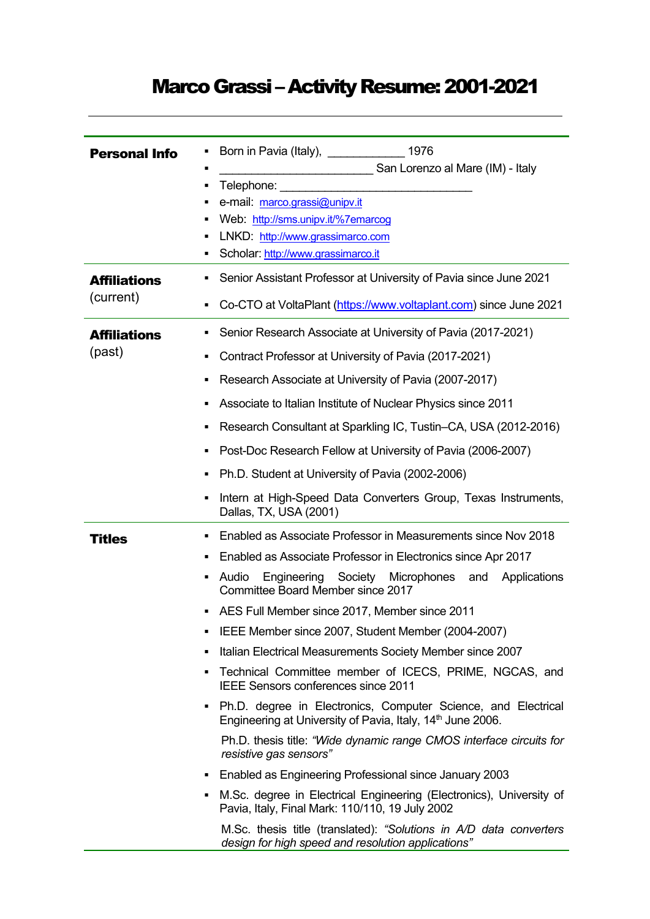# Marco Grassi – Activity Resume: 2001-2021

| | |
|---|---|
| **Personal Info** | ▪ Born in Pavia (Italy), ____________ 1976<br>▪ ________________________ San Lorenzo al Mare (IM) - Italy<br>▪ Telephone: ______________________________<br>▪ e-mail: marco.grassi@unipv.it<br>▪ Web: http://sms.unipv.it/%7emarcog<br>▪ LNKD: http://www.grassimarco.com<br>▪ Scholar: http://www.grassimarco.it |
| **Affiliations** (current) | ▪ Senior Assistant Professor at University of Pavia since June 2021<br>▪ Co-CTO at VoltaPlant (https://www.voltaplant.com) since June 2021 |
| **Affiliations** (past) | ▪ Senior Research Associate at University of Pavia (2017-2021)<br>▪ Contract Professor at University of Pavia (2017-2021)<br>▪ Research Associate at University of Pavia (2007-2017)<br>▪ Associate to Italian Institute of Nuclear Physics since 2011<br>▪ Research Consultant at Sparkling IC, Tustin–CA, USA (2012-2016)<br>▪ Post-Doc Research Fellow at University of Pavia (2006-2007)<br>▪ Ph.D. Student at University of Pavia (2002-2006)<br>▪ Intern at High-Speed Data Converters Group, Texas Instruments, Dallas, TX, USA (2001) |
| **Titles** | ▪ Enabled as Associate Professor in Measurements since Nov 2018<br>▪ Enabled as Associate Professor in Electronics since Apr 2017<br>▪ Audio Engineering Society Microphones and Applications Committee Board Member since 2017<br>▪ AES Full Member since 2017, Member since 2011<br>▪ IEEE Member since 2007, Student Member (2004-2007)<br>▪ Italian Electrical Measurements Society Member since 2007<br>▪ Technical Committee member of ICECS, PRIME, NGCAS, and IEEE Sensors conferences since 2011<br>▪ Ph.D. degree in Electronics, Computer Science, and Electrical Engineering at University of Pavia, Italy, 14th June 2006.<br>Ph.D. thesis title: *"Wide dynamic range CMOS interface circuits for resistive gas sensors"*<br>▪ Enabled as Engineering Professional since January 2003<br>▪ M.Sc. degree in Electrical Engineering (Electronics), University of Pavia, Italy, Final Mark: 110/110, 19 July 2002<br>M.Sc. thesis title (translated): *"Solutions in A/D data converters design for high speed and resolution applications"* |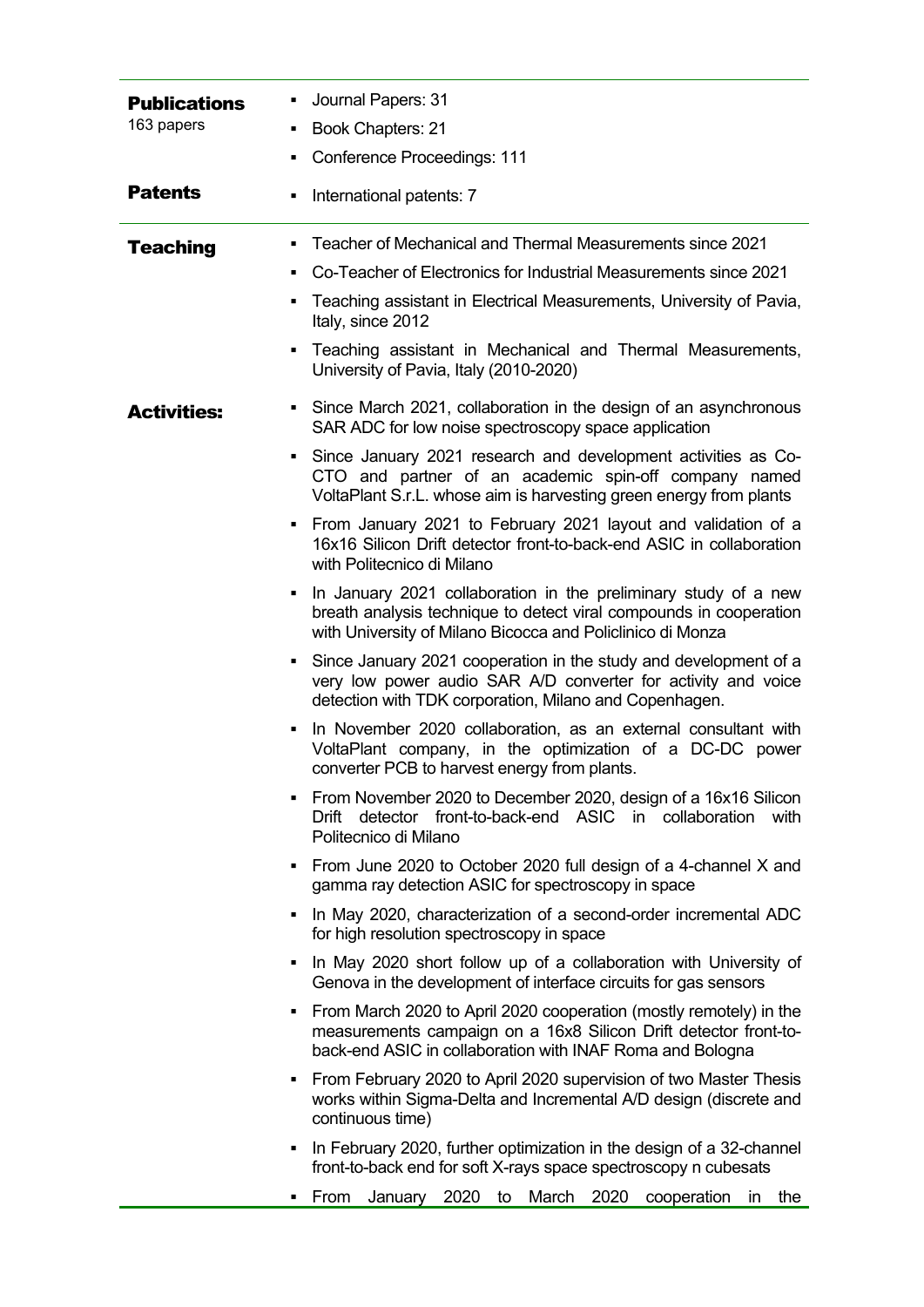**Publications**
163 papers

- Journal Papers: 31
- Book Chapters: 21
- Conference Proceedings: 111

**Patents**

- International patents: 7

**Teaching**

- Teacher of Mechanical and Thermal Measurements since 2021
- Co-Teacher of Electronics for Industrial Measurements since 2021
- Teaching assistant in Electrical Measurements, University of Pavia, Italy, since 2012
- Teaching assistant in Mechanical and Thermal Measurements, University of Pavia, Italy (2010-2020)

**Activities:**

- Since March 2021, collaboration in the design of an asynchronous SAR ADC for low noise spectroscopy space application
- Since January 2021 research and development activities as Co-CTO and partner of an academic spin-off company named VoltaPlant S.r.L. whose aim is harvesting green energy from plants
- From January 2021 to February 2021 layout and validation of a 16x16 Silicon Drift detector front-to-back-end ASIC in collaboration with Politecnico di Milano
- In January 2021 collaboration in the preliminary study of a new breath analysis technique to detect viral compounds in cooperation with University of Milano Bicocca and Policlinico di Monza
- Since January 2021 cooperation in the study and development of a very low power audio SAR A/D converter for activity and voice detection with TDK corporation, Milano and Copenhagen.
- In November 2020 collaboration, as an external consultant with VoltaPlant company, in the optimization of a DC-DC power converter PCB to harvest energy from plants.
- From November 2020 to December 2020, design of a 16x16 Silicon Drift detector front-to-back-end ASIC in collaboration with Politecnico di Milano
- From June 2020 to October 2020 full design of a 4-channel X and gamma ray detection ASIC for spectroscopy in space
- In May 2020, characterization of a second-order incremental ADC for high resolution spectroscopy in space
- In May 2020 short follow up of a collaboration with University of Genova in the development of interface circuits for gas sensors
- From March 2020 to April 2020 cooperation (mostly remotely) in the measurements campaign on a 16x8 Silicon Drift detector front-to-back-end ASIC in collaboration with INAF Roma and Bologna
- From February 2020 to April 2020 supervision of two Master Thesis works within Sigma-Delta and Incremental A/D design (discrete and continuous time)
- In February 2020, further optimization in the design of a 32-channel front-to-back end for soft X-rays space spectroscopy n cubesats
- From January 2020 to March 2020 cooperation in the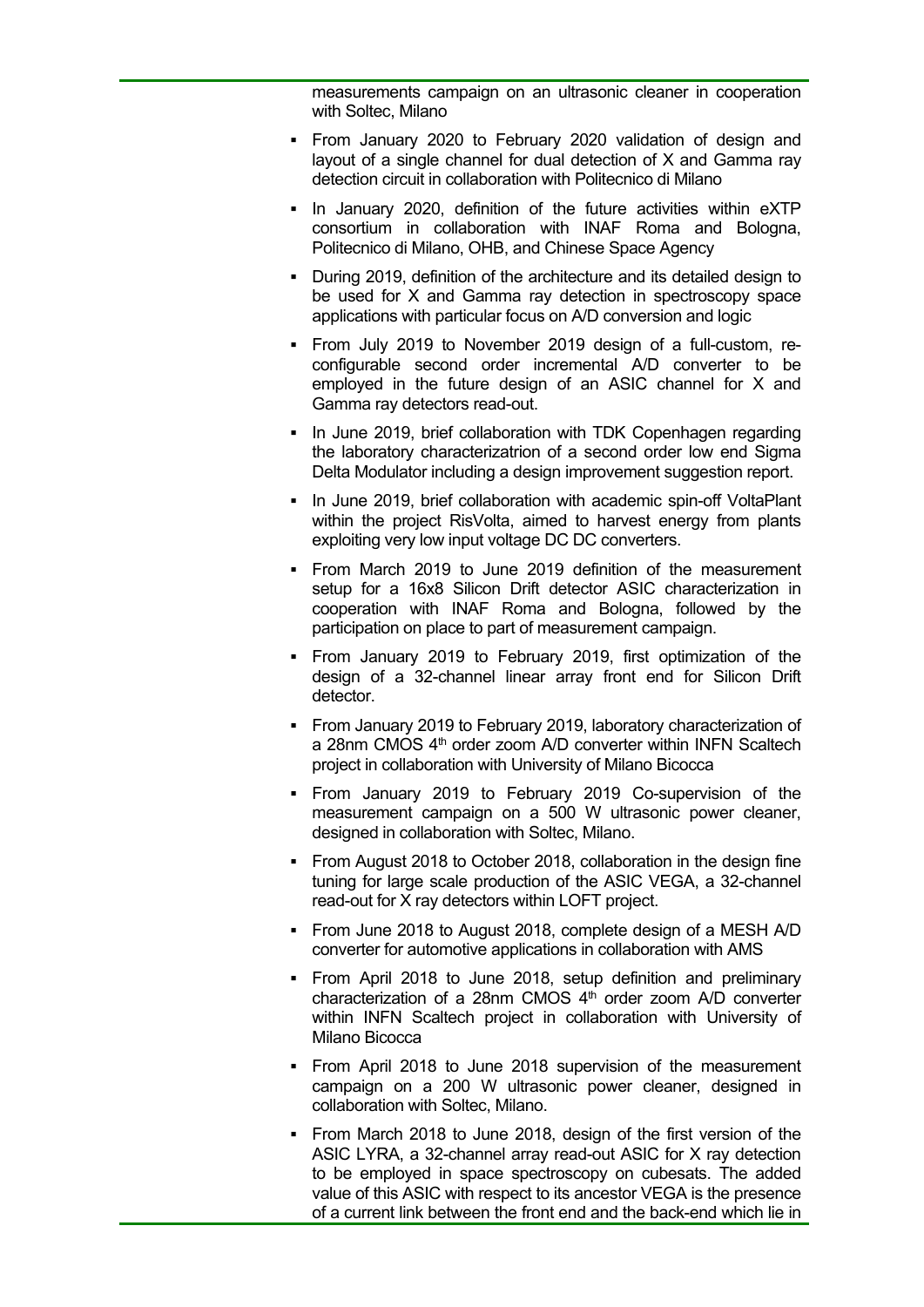measurements campaign on an ultrasonic cleaner in cooperation with Soltec, Milano

- From January 2020 to February 2020 validation of design and layout of a single channel for dual detection of X and Gamma ray detection circuit in collaboration with Politecnico di Milano
- In January 2020, definition of the future activities within eXTP consortium in collaboration with INAF Roma and Bologna, Politecnico di Milano, OHB, and Chinese Space Agency
- During 2019, definition of the architecture and its detailed design to be used for X and Gamma ray detection in spectroscopy space applications with particular focus on A/D conversion and logic
- From July 2019 to November 2019 design of a full-custom, re-configurable second order incremental A/D converter to be employed in the future design of an ASIC channel for X and Gamma ray detectors read-out.
- In June 2019, brief collaboration with TDK Copenhagen regarding the laboratory characterizatrion of a second order low end Sigma Delta Modulator including a design improvement suggestion report.
- In June 2019, brief collaboration with academic spin-off VoltaPlant within the project RisVolta, aimed to harvest energy from plants exploiting very low input voltage DC DC converters.
- From March 2019 to June 2019 definition of the measurement setup for a 16x8 Silicon Drift detector ASIC characterization in cooperation with INAF Roma and Bologna, followed by the participation on place to part of measurement campaign.
- From January 2019 to February 2019, first optimization of the design of a 32-channel linear array front end for Silicon Drift detector.
- From January 2019 to February 2019, laboratory characterization of a 28nm CMOS 4th order zoom A/D converter within INFN Scaltech project in collaboration with University of Milano Bicocca
- From January 2019 to February 2019 Co-supervision of the measurement campaign on a 500 W ultrasonic power cleaner, designed in collaboration with Soltec, Milano.
- From August 2018 to October 2018, collaboration in the design fine tuning for large scale production of the ASIC VEGA, a 32-channel read-out for X ray detectors within LOFT project.
- From June 2018 to August 2018, complete design of a MESH A/D converter for automotive applications in collaboration with AMS
- From April 2018 to June 2018, setup definition and preliminary characterization of a 28nm CMOS 4th order zoom A/D converter within INFN Scaltech project in collaboration with University of Milano Bicocca
- From April 2018 to June 2018 supervision of the measurement campaign on a 200 W ultrasonic power cleaner, designed in collaboration with Soltec, Milano.
- From March 2018 to June 2018, design of the first version of the ASIC LYRA, a 32-channel array read-out ASIC for X ray detection to be employed in space spectroscopy on cubesats. The added value of this ASIC with respect to its ancestor VEGA is the presence of a current link between the front end and the back-end which lie in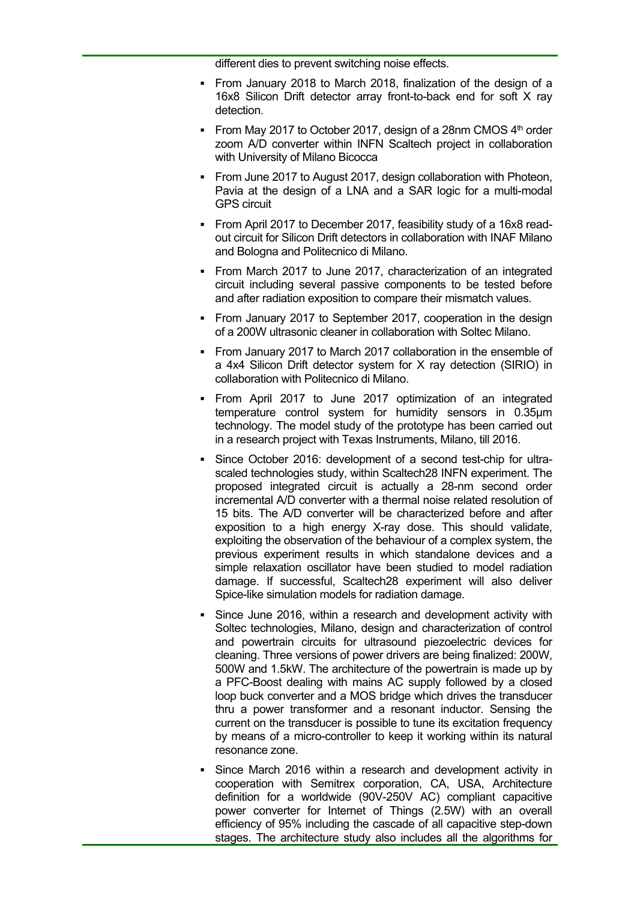different dies to prevent switching noise effects.

- From January 2018 to March 2018, finalization of the design of a 16x8 Silicon Drift detector array front-to-back end for soft X ray detection.
- From May 2017 to October 2017, design of a 28nm CMOS 4$^{th}$ order zoom A/D converter within INFN Scaltech project in collaboration with University of Milano Bicocca
- From June 2017 to August 2017, design collaboration with Photeon, Pavia at the design of a LNA and a SAR logic for a multi-modal GPS circuit
- From April 2017 to December 2017, feasibility study of a 16x8 read-out circuit for Silicon Drift detectors in collaboration with INAF Milano and Bologna and Politecnico di Milano.
- From March 2017 to June 2017, characterization of an integrated circuit including several passive components to be tested before and after radiation exposition to compare their mismatch values.
- From January 2017 to September 2017, cooperation in the design of a 200W ultrasonic cleaner in collaboration with Soltec Milano.
- From January 2017 to March 2017 collaboration in the ensemble of a 4x4 Silicon Drift detector system for X ray detection (SIRIO) in collaboration with Politecnico di Milano.
- From April 2017 to June 2017 optimization of an integrated temperature control system for humidity sensors in 0.35μm technology. The model study of the prototype has been carried out in a research project with Texas Instruments, Milano, till 2016.
- Since October 2016: development of a second test-chip for ultra-scaled technologies study, within Scaltech28 INFN experiment. The proposed integrated circuit is actually a 28-nm second order incremental A/D converter with a thermal noise related resolution of 15 bits. The A/D converter will be characterized before and after exposition to a high energy X-ray dose. This should validate, exploiting the observation of the behaviour of a complex system, the previous experiment results in which standalone devices and a simple relaxation oscillator have been studied to model radiation damage. If successful, Scaltech28 experiment will also deliver Spice-like simulation models for radiation damage.
- Since June 2016, within a research and development activity with Soltec technologies, Milano, design and characterization of control and powertrain circuits for ultrasound piezoelectric devices for cleaning. Three versions of power drivers are being finalized: 200W, 500W and 1.5kW. The architecture of the powertrain is made up by a PFC-Boost dealing with mains AC supply followed by a closed loop buck converter and a MOS bridge which drives the transducer thru a power transformer and a resonant inductor. Sensing the current on the transducer is possible to tune its excitation frequency by means of a micro-controller to keep it working within its natural resonance zone.
- Since March 2016 within a research and development activity in cooperation with Semitrex corporation, CA, USA, Architecture definition for a worldwide (90V-250V AC) compliant capacitive power converter for Internet of Things (2.5W) with an overall efficiency of 95% including the cascade of all capacitive step-down stages. The architecture study also includes all the algorithms for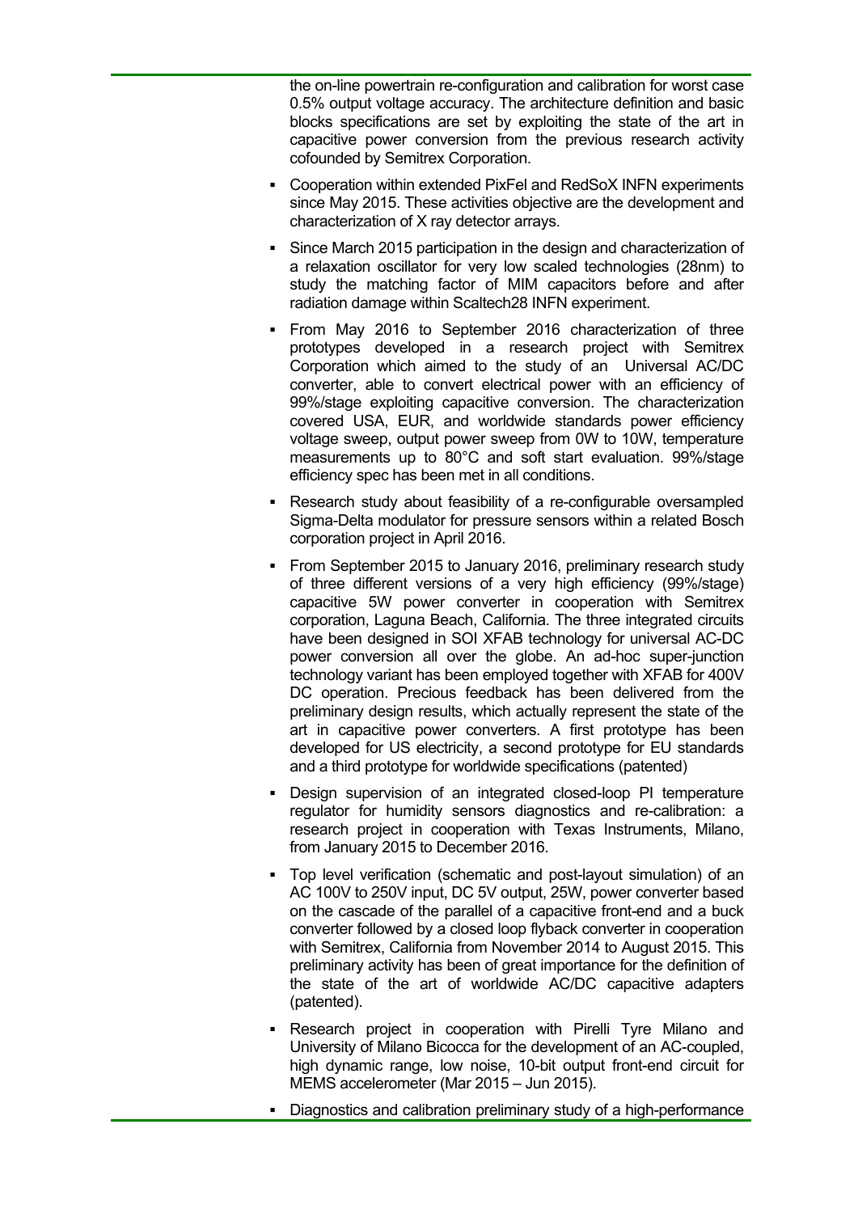the on-line powertrain re-configuration and calibration for worst case 0.5% output voltage accuracy. The architecture definition and basic blocks specifications are set by exploiting the state of the art in capacitive power conversion from the previous research activity cofounded by Semitrex Corporation.

- Cooperation within extended PixFel and RedSoX INFN experiments since May 2015. These activities objective are the development and characterization of X ray detector arrays.
- Since March 2015 participation in the design and characterization of a relaxation oscillator for very low scaled technologies (28nm) to study the matching factor of MIM capacitors before and after radiation damage within Scaltech28 INFN experiment.
- From May 2016 to September 2016 characterization of three prototypes developed in a research project with Semitrex Corporation which aimed to the study of an Universal AC/DC converter, able to convert electrical power with an efficiency of 99%/stage exploiting capacitive conversion. The characterization covered USA, EUR, and worldwide standards power efficiency voltage sweep, output power sweep from 0W to 10W, temperature measurements up to 80°C and soft start evaluation. 99%/stage efficiency spec has been met in all conditions.
- Research study about feasibility of a re-configurable oversampled Sigma-Delta modulator for pressure sensors within a related Bosch corporation project in April 2016.
- From September 2015 to January 2016, preliminary research study of three different versions of a very high efficiency (99%/stage) capacitive 5W power converter in cooperation with Semitrex corporation, Laguna Beach, California. The three integrated circuits have been designed in SOI XFAB technology for universal AC-DC power conversion all over the globe. An ad-hoc super-junction technology variant has been employed together with XFAB for 400V DC operation. Precious feedback has been delivered from the preliminary design results, which actually represent the state of the art in capacitive power converters. A first prototype has been developed for US electricity, a second prototype for EU standards and a third prototype for worldwide specifications (patented)
- Design supervision of an integrated closed-loop PI temperature regulator for humidity sensors diagnostics and re-calibration: a research project in cooperation with Texas Instruments, Milano, from January 2015 to December 2016.
- Top level verification (schematic and post-layout simulation) of an AC 100V to 250V input, DC 5V output, 25W, power converter based on the cascade of the parallel of a capacitive front-end and a buck converter followed by a closed loop flyback converter in cooperation with Semitrex, California from November 2014 to August 2015. This preliminary activity has been of great importance for the definition of the state of the art of worldwide AC/DC capacitive adapters (patented).
- Research project in cooperation with Pirelli Tyre Milano and University of Milano Bicocca for the development of an AC-coupled, high dynamic range, low noise, 10-bit output front-end circuit for MEMS accelerometer (Mar 2015 – Jun 2015).
- Diagnostics and calibration preliminary study of a high-performance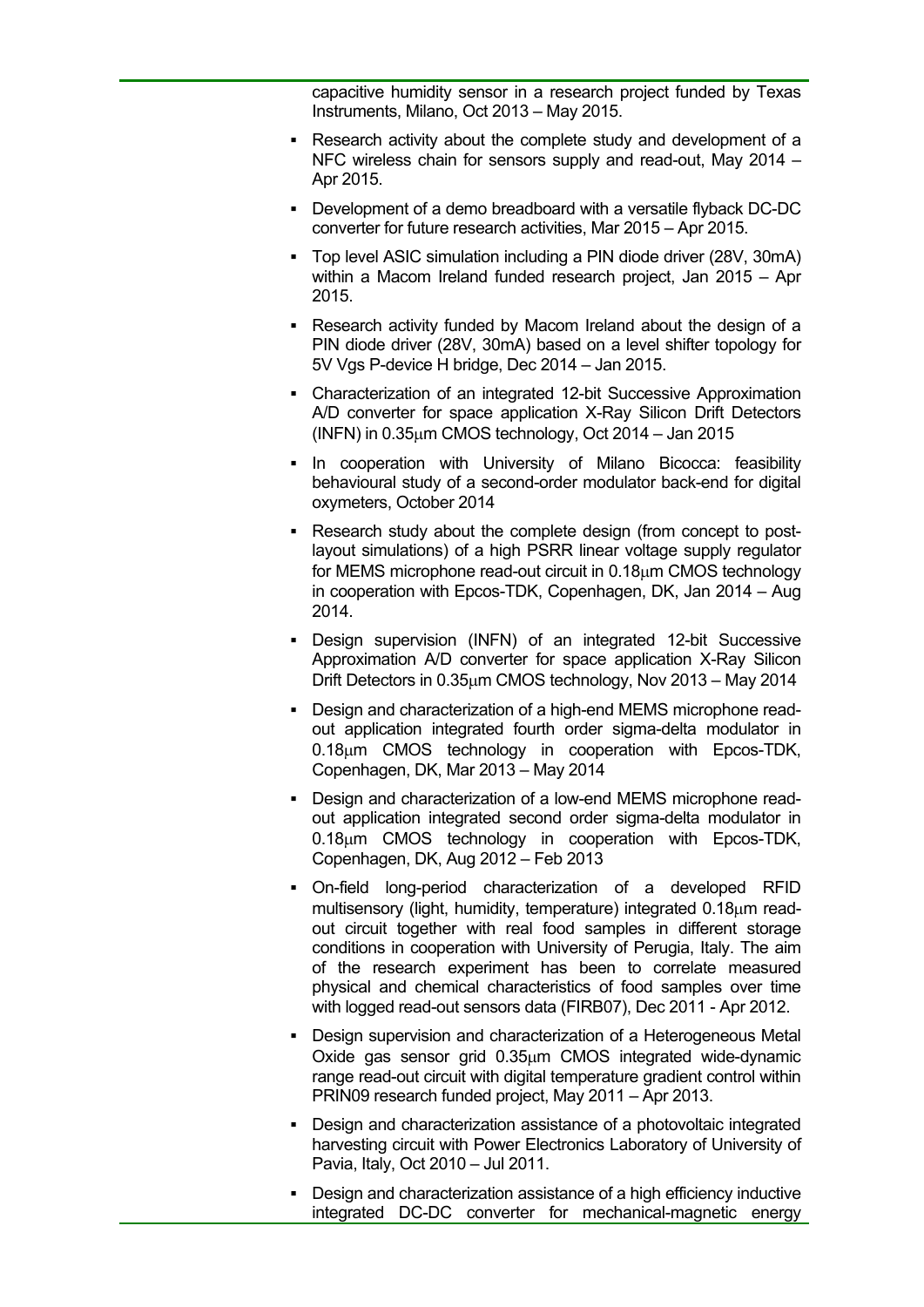capacitive humidity sensor in a research project funded by Texas Instruments, Milano, Oct 2013 – May 2015.

- Research activity about the complete study and development of a NFC wireless chain for sensors supply and read-out, May 2014 – Apr 2015.
- Development of a demo breadboard with a versatile flyback DC-DC converter for future research activities, Mar 2015 – Apr 2015.
- Top level ASIC simulation including a PIN diode driver (28V, 30mA) within a Macom Ireland funded research project, Jan 2015 – Apr 2015.
- Research activity funded by Macom Ireland about the design of a PIN diode driver (28V, 30mA) based on a level shifter topology for 5V Vgs P-device H bridge, Dec 2014 – Jan 2015.
- Characterization of an integrated 12-bit Successive Approximation A/D converter for space application X-Ray Silicon Drift Detectors (INFN) in 0.35μm CMOS technology, Oct 2014 – Jan 2015
- In cooperation with University of Milano Bicocca: feasibility behavioural study of a second-order modulator back-end for digital oxymeters, October 2014
- Research study about the complete design (from concept to post-layout simulations) of a high PSRR linear voltage supply regulator for MEMS microphone read-out circuit in 0.18μm CMOS technology in cooperation with Epcos-TDK, Copenhagen, DK, Jan 2014 – Aug 2014.
- Design supervision (INFN) of an integrated 12-bit Successive Approximation A/D converter for space application X-Ray Silicon Drift Detectors in 0.35μm CMOS technology, Nov 2013 – May 2014
- Design and characterization of a high-end MEMS microphone read-out application integrated fourth order sigma-delta modulator in 0.18μm CMOS technology in cooperation with Epcos-TDK, Copenhagen, DK, Mar 2013 – May 2014
- Design and characterization of a low-end MEMS microphone read-out application integrated second order sigma-delta modulator in 0.18μm CMOS technology in cooperation with Epcos-TDK, Copenhagen, DK, Aug 2012 – Feb 2013
- On-field long-period characterization of a developed RFID multisensory (light, humidity, temperature) integrated 0.18μm read-out circuit together with real food samples in different storage conditions in cooperation with University of Perugia, Italy. The aim of the research experiment has been to correlate measured physical and chemical characteristics of food samples over time with logged read-out sensors data (FIRB07), Dec 2011 - Apr 2012.
- Design supervision and characterization of a Heterogeneous Metal Oxide gas sensor grid 0.35μm CMOS integrated wide-dynamic range read-out circuit with digital temperature gradient control within PRIN09 research funded project, May 2011 – Apr 2013.
- Design and characterization assistance of a photovoltaic integrated harvesting circuit with Power Electronics Laboratory of University of Pavia, Italy, Oct 2010 – Jul 2011.
- Design and characterization assistance of a high efficiency inductive integrated DC-DC converter for mechanical-magnetic energy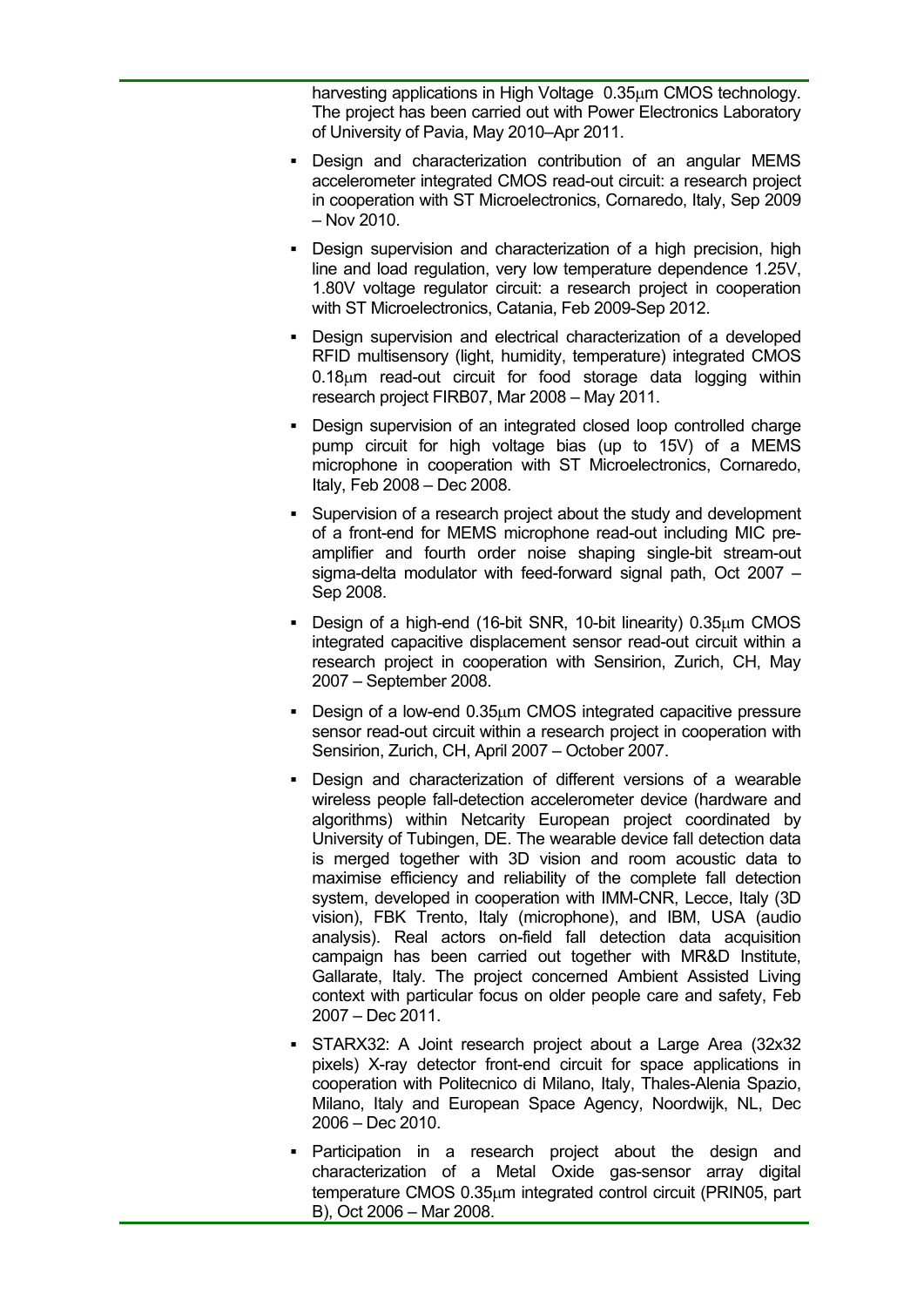harvesting applications in High Voltage 0.35μm CMOS technology. The project has been carried out with Power Electronics Laboratory of University of Pavia, May 2010–Apr 2011.

- Design and characterization contribution of an angular MEMS accelerometer integrated CMOS read-out circuit: a research project in cooperation with ST Microelectronics, Cornaredo, Italy, Sep 2009 – Nov 2010.
- Design supervision and characterization of a high precision, high line and load regulation, very low temperature dependence 1.25V, 1.80V voltage regulator circuit: a research project in cooperation with ST Microelectronics, Catania, Feb 2009-Sep 2012.
- Design supervision and electrical characterization of a developed RFID multisensory (light, humidity, temperature) integrated CMOS 0.18μm read-out circuit for food storage data logging within research project FIRB07, Mar 2008 – May 2011.
- Design supervision of an integrated closed loop controlled charge pump circuit for high voltage bias (up to 15V) of a MEMS microphone in cooperation with ST Microelectronics, Cornaredo, Italy, Feb 2008 – Dec 2008.
- Supervision of a research project about the study and development of a front-end for MEMS microphone read-out including MIC pre-amplifier and fourth order noise shaping single-bit stream-out sigma-delta modulator with feed-forward signal path, Oct 2007 – Sep 2008.
- Design of a high-end (16-bit SNR, 10-bit linearity) 0.35μm CMOS integrated capacitive displacement sensor read-out circuit within a research project in cooperation with Sensirion, Zurich, CH, May 2007 – September 2008.
- Design of a low-end 0.35μm CMOS integrated capacitive pressure sensor read-out circuit within a research project in cooperation with Sensirion, Zurich, CH, April 2007 – October 2007.
- Design and characterization of different versions of a wearable wireless people fall-detection accelerometer device (hardware and algorithms) within Netcarity European project coordinated by University of Tubingen, DE. The wearable device fall detection data is merged together with 3D vision and room acoustic data to maximise efficiency and reliability of the complete fall detection system, developed in cooperation with IMM-CNR, Lecce, Italy (3D vision), FBK Trento, Italy (microphone), and IBM, USA (audio analysis). Real actors on-field fall detection data acquisition campaign has been carried out together with MR&D Institute, Gallarate, Italy. The project concerned Ambient Assisted Living context with particular focus on older people care and safety, Feb 2007 – Dec 2011.
- STARX32: A Joint research project about a Large Area (32x32 pixels) X-ray detector front-end circuit for space applications in cooperation with Politecnico di Milano, Italy, Thales-Alenia Spazio, Milano, Italy and European Space Agency, Noordwijk, NL, Dec 2006 – Dec 2010.
- Participation in a research project about the design and characterization of a Metal Oxide gas-sensor array digital temperature CMOS 0.35μm integrated control circuit (PRIN05, part B), Oct 2006 – Mar 2008.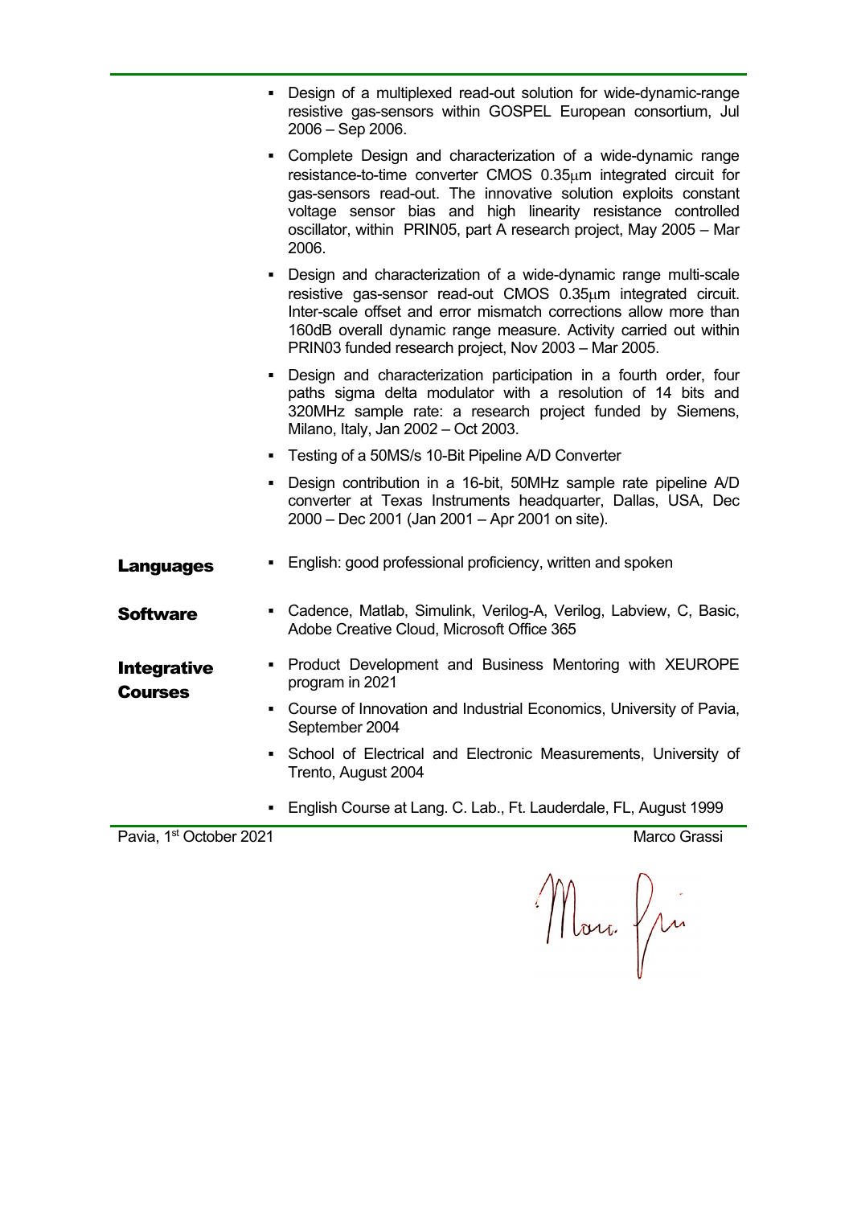- Design of a multiplexed read-out solution for wide-dynamic-range resistive gas-sensors within GOSPEL European consortium, Jul 2006 – Sep 2006.
- Complete Design and characterization of a wide-dynamic range resistance-to-time converter CMOS 0.35μm integrated circuit for gas-sensors read-out. The innovative solution exploits constant voltage sensor bias and high linearity resistance controlled oscillator, within PRIN05, part A research project, May 2005 – Mar 2006.
- Design and characterization of a wide-dynamic range multi-scale resistive gas-sensor read-out CMOS 0.35μm integrated circuit. Inter-scale offset and error mismatch corrections allow more than 160dB overall dynamic range measure. Activity carried out within PRIN03 funded research project, Nov 2003 – Mar 2005.
- Design and characterization participation in a fourth order, four paths sigma delta modulator with a resolution of 14 bits and 320MHz sample rate: a research project funded by Siemens, Milano, Italy, Jan 2002 – Oct 2003.
- Testing of a 50MS/s 10-Bit Pipeline A/D Converter
- Design contribution in a 16-bit, 50MHz sample rate pipeline A/D converter at Texas Instruments headquarter, Dallas, USA, Dec 2000 – Dec 2001 (Jan 2001 – Apr 2001 on site).

**Languages**

- English: good professional proficiency, written and spoken

**Software**

- Cadence, Matlab, Simulink, Verilog-A, Verilog, Labview, C, Basic, Adobe Creative Cloud, Microsoft Office 365

**Integrative Courses**

- Product Development and Business Mentoring with XEUROPE program in 2021
- Course of Innovation and Industrial Economics, University of Pavia, September 2004
- School of Electrical and Electronic Measurements, University of Trento, August 2004
- English Course at Lang. C. Lab., Ft. Lauderdale, FL, August 1999

Pavia, 1st October 2021

Marco Grassi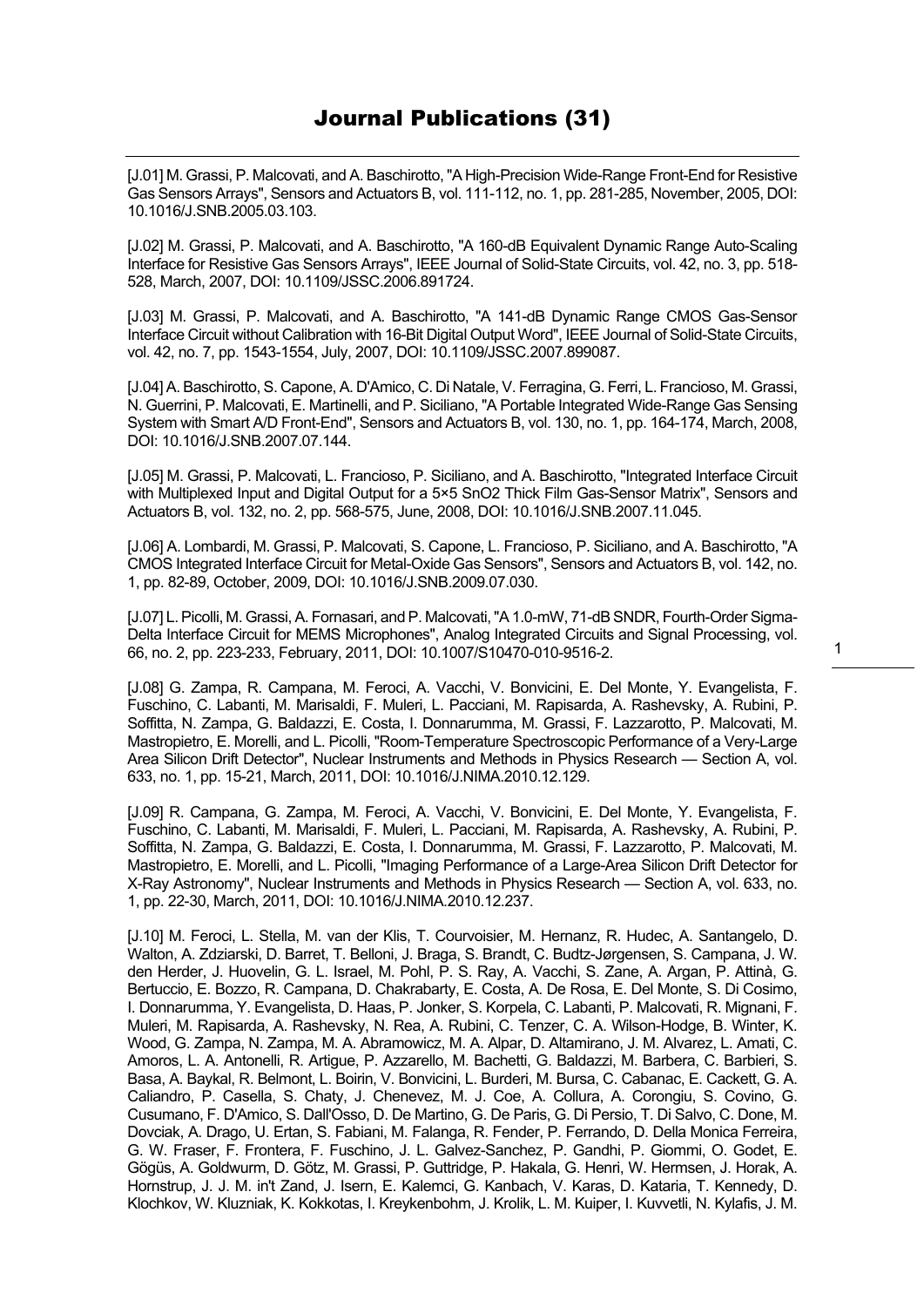# Journal Publications (31)

[J.01] M. Grassi, P. Malcovati, and A. Baschirotto, "A High-Precision Wide-Range Front-End for Resistive Gas Sensors Arrays", Sensors and Actuators B, vol. 111-112, no. 1, pp. 281-285, November, 2005, DOI: 10.1016/J.SNB.2005.03.103.

[J.02] M. Grassi, P. Malcovati, and A. Baschirotto, "A 160-dB Equivalent Dynamic Range Auto-Scaling Interface for Resistive Gas Sensors Arrays", IEEE Journal of Solid-State Circuits, vol. 42, no. 3, pp. 518-528, March, 2007, DOI: 10.1109/JSSC.2006.891724.

[J.03] M. Grassi, P. Malcovati, and A. Baschirotto, "A 141-dB Dynamic Range CMOS Gas-Sensor Interface Circuit without Calibration with 16-Bit Digital Output Word", IEEE Journal of Solid-State Circuits, vol. 42, no. 7, pp. 1543-1554, July, 2007, DOI: 10.1109/JSSC.2007.899087.

[J.04] A. Baschirotto, S. Capone, A. D'Amico, C. Di Natale, V. Ferragina, G. Ferri, L. Francioso, M. Grassi, N. Guerrini, P. Malcovati, E. Martinelli, and P. Siciliano, "A Portable Integrated Wide-Range Gas Sensing System with Smart A/D Front-End", Sensors and Actuators B, vol. 130, no. 1, pp. 164-174, March, 2008, DOI: 10.1016/J.SNB.2007.07.144.

[J.05] M. Grassi, P. Malcovati, L. Francioso, P. Siciliano, and A. Baschirotto, "Integrated Interface Circuit with Multiplexed Input and Digital Output for a 5×5 $SnO_2$ Thick Film Gas-Sensor Matrix", Sensors and Actuators B, vol. 132, no. 2, pp. 568-575, June, 2008, DOI: 10.1016/J.SNB.2007.11.045.

[J.06] A. Lombardi, M. Grassi, P. Malcovati, S. Capone, L. Francioso, P. Siciliano, and A. Baschirotto, "A CMOS Integrated Interface Circuit for Metal-Oxide Gas Sensors", Sensors and Actuators B, vol. 142, no. 1, pp. 82-89, October, 2009, DOI: 10.1016/J.SNB.2009.07.030.

[J.07] L. Picolli, M. Grassi, A. Fornasari, and P. Malcovati, "A 1.0-mW, 71-dB SNDR, Fourth-Order Sigma-Delta Interface Circuit for MEMS Microphones", Analog Integrated Circuits and Signal Processing, vol. 66, no. 2, pp. 223-233, February, 2011, DOI: 10.1007/S10470-010-9516-2.

[J.08] G. Zampa, R. Campana, M. Feroci, A. Vacchi, V. Bonvicini, E. Del Monte, Y. Evangelista, F. Fuschino, C. Labanti, M. Marisaldi, F. Muleri, L. Pacciani, M. Rapisarda, A. Rashevsky, A. Rubini, P. Soffitta, N. Zampa, G. Baldazzi, E. Costa, I. Donnarumma, M. Grassi, F. Lazzarotto, P. Malcovati, M. Mastropietro, E. Morelli, and L. Picolli, "Room-Temperature Spectroscopic Performance of a Very-Large Area Silicon Drift Detector", Nuclear Instruments and Methods in Physics Research — Section A, vol. 633, no. 1, pp. 15-21, March, 2011, DOI: 10.1016/J.NIMA.2010.12.129.

[J.09] R. Campana, G. Zampa, M. Feroci, A. Vacchi, V. Bonvicini, E. Del Monte, Y. Evangelista, F. Fuschino, C. Labanti, M. Marisaldi, F. Muleri, L. Pacciani, M. Rapisarda, A. Rashevsky, A. Rubini, P. Soffitta, N. Zampa, G. Baldazzi, E. Costa, I. Donnarumma, M. Grassi, F. Lazzarotto, P. Malcovati, M. Mastropietro, E. Morelli, and L. Picolli, "Imaging Performance of a Large-Area Silicon Drift Detector for X-Ray Astronomy", Nuclear Instruments and Methods in Physics Research — Section A, vol. 633, no. 1, pp. 22-30, March, 2011, DOI: 10.1016/J.NIMA.2010.12.237.

[J.10] M. Feroci, L. Stella, M. van der Klis, T. Courvoisier, M. Hernanz, R. Hudec, A. Santangelo, D. Walton, A. Zdziarski, D. Barret, T. Belloni, J. Braga, S. Brandt, C. Budtz-Jørgensen, S. Campana, J. W. den Herder, J. Huovelin, G. L. Israel, M. Pohl, P. S. Ray, A. Vacchi, S. Zane, A. Argan, P. Attinà, G. Bertuccio, E. Bozzo, R. Campana, D. Chakrabarty, E. Costa, A. De Rosa, E. Del Monte, S. Di Cosimo, I. Donnarumma, Y. Evangelista, D. Haas, P. Jonker, S. Korpela, C. Labanti, P. Malcovati, R. Mignani, F. Muleri, M. Rapisarda, A. Rashevsky, N. Rea, A. Rubini, C. Tenzer, C. A. Wilson-Hodge, B. Winter, K. Wood, G. Zampa, N. Zampa, M. A. Abramowicz, M. A. Alpar, D. Altamirano, J. M. Alvarez, L. Amati, C. Amoros, L. A. Antonelli, R. Artigue, P. Azzarello, M. Bachetti, G. Baldazzi, M. Barbera, C. Barbieri, S. Basa, A. Baykal, R. Belmont, L. Boirin, V. Bonvicini, L. Burderi, M. Bursa, C. Cabanac, E. Cackett, G. A. Caliandro, P. Casella, S. Chaty, J. Chenevez, M. J. Coe, A. Collura, A. Corongiu, S. Covino, G. Cusumano, F. D'Amico, S. Dall'Osso, D. De Martino, G. De Paris, G. Di Persio, T. Di Salvo, C. Done, M. Dovciak, A. Drago, U. Ertan, S. Fabiani, M. Falanga, R. Fender, P. Ferrando, D. Della Monica Ferreira, G. W. Fraser, F. Frontera, F. Fuschino, J. L. Galvez-Sanchez, P. Gandhi, P. Giommi, O. Godet, E. Gögüs, A. Goldwurm, D. Götz, M. Grassi, P. Guttridge, P. Hakala, G. Henri, W. Hermsen, J. Horak, A. Hornstrup, J. J. M. in't Zand, J. Isern, E. Kalemci, G. Kanbach, V. Karas, D. Kataria, T. Kennedy, D. Klochkov, W. Kluzniak, K. Kokkotas, I. Kreykenbohm, J. Krolik, L. M. Kuiper, I. Kuvvetli, N. Kylafis, J. M.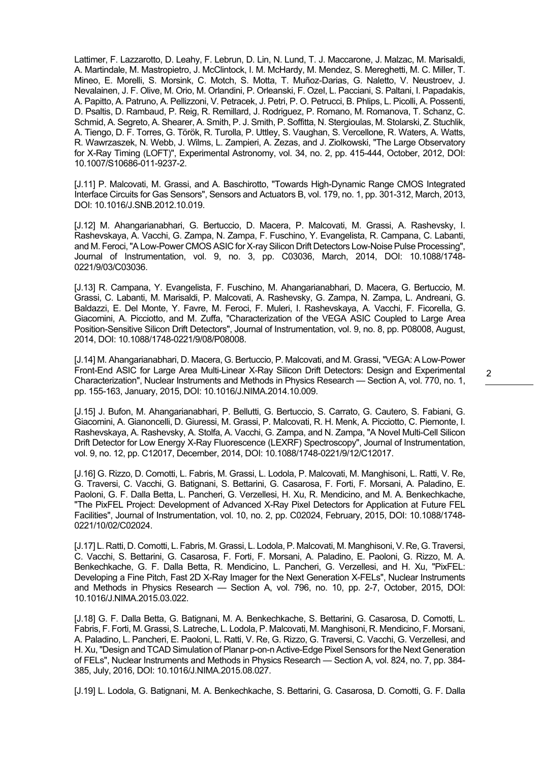Lattimer, F. Lazzarotto, D. Leahy, F. Lebrun, D. Lin, N. Lund, T. J. Maccarone, J. Malzac, M. Marisaldi, A. Martindale, M. Mastropietro, J. McClintock, I. M. McHardy, M. Mendez, S. Mereghetti, M. C. Miller, T. Mineo, E. Morelli, S. Morsink, C. Motch, S. Motta, T. Muñoz-Darias, G. Naletto, V. Neustroev, J. Nevalainen, J. F. Olive, M. Orio, M. Orlandini, P. Orleanski, F. Ozel, L. Pacciani, S. Paltani, I. Papadakis, A. Papitto, A. Patruno, A. Pellizzoni, V. Petracek, J. Petri, P. O. Petrucci, B. Phlips, L. Picolli, A. Possenti, D. Psaltis, D. Rambaud, P. Reig, R. Remillard, J. Rodriguez, P. Romano, M. Romanova, T. Schanz, C. Schmid, A. Segreto, A. Shearer, A. Smith, P. J. Smith, P. Soffitta, N. Stergioulas, M. Stolarski, Z. Stuchlik, A. Tiengo, D. F. Torres, G. Török, R. Turolla, P. Uttley, S. Vaughan, S. Vercellone, R. Waters, A. Watts, R. Wawrzaszek, N. Webb, J. Wilms, L. Zampieri, A. Zezas, and J. Ziolkowski, "The Large Observatory for X-Ray Timing (LOFT)", Experimental Astronomy, vol. 34, no. 2, pp. 415-444, October, 2012, DOI: 10.1007/S10686-011-9237-2.

[J.11] P. Malcovati, M. Grassi, and A. Baschirotto, "Towards High-Dynamic Range CMOS Integrated Interface Circuits for Gas Sensors", Sensors and Actuators B, vol. 179, no. 1, pp. 301-312, March, 2013, DOI: 10.1016/J.SNB.2012.10.019.

[J.12] M. Ahangarianabhari, G. Bertuccio, D. Macera, P. Malcovati, M. Grassi, A. Rashevsky, I. Rashevskaya, A. Vacchi, G. Zampa, N. Zampa, F. Fuschino, Y. Evangelista, R. Campana, C. Labanti, and M. Feroci, "A Low-Power CMOS ASIC for X-ray Silicon Drift Detectors Low-Noise Pulse Processing", Journal of Instrumentation, vol. 9, no. 3, pp. C03036, March, 2014, DOI: 10.1088/1748-0221/9/03/C03036.

[J.13] R. Campana, Y. Evangelista, F. Fuschino, M. Ahangarianabhari, D. Macera, G. Bertuccio, M. Grassi, C. Labanti, M. Marisaldi, P. Malcovati, A. Rashevsky, G. Zampa, N. Zampa, L. Andreani, G. Baldazzi, E. Del Monte, Y. Favre, M. Feroci, F. Muleri, I. Rashevskaya, A. Vacchi, F. Ficorella, G. Giacomini, A. Picciotto, and M. Zuffa, "Characterization of the VEGA ASIC Coupled to Large Area Position-Sensitive Silicon Drift Detectors", Journal of Instrumentation, vol. 9, no. 8, pp. P08008, August, 2014, DOI: 10.1088/1748-0221/9/08/P08008.

[J.14] M. Ahangarianabhari, D. Macera, G. Bertuccio, P. Malcovati, and M. Grassi, "VEGA: A Low-Power Front-End ASIC for Large Area Multi-Linear X-Ray Silicon Drift Detectors: Design and Experimental Characterization", Nuclear Instruments and Methods in Physics Research — Section A, vol. 770, no. 1, pp. 155-163, January, 2015, DOI: 10.1016/J.NIMA.2014.10.009.

[J.15] J. Bufon, M. Ahangarianabhari, P. Bellutti, G. Bertuccio, S. Carrato, G. Cautero, S. Fabiani, G. Giacomini, A. Gianoncelli, D. Giuressi, M. Grassi, P. Malcovati, R. H. Menk, A. Picciotto, C. Piemonte, I. Rashevskaya, A. Rashevsky, A. Stolfa, A. Vacchi, G. Zampa, and N. Zampa, "A Novel Multi-Cell Silicon Drift Detector for Low Energy X-Ray Fluorescence (LEXRF) Spectroscopy", Journal of Instrumentation, vol. 9, no. 12, pp. C12017, December, 2014, DOI: 10.1088/1748-0221/9/12/C12017.

[J.16] G. Rizzo, D. Comotti, L. Fabris, M. Grassi, L. Lodola, P. Malcovati, M. Manghisoni, L. Ratti, V. Re, G. Traversi, C. Vacchi, G. Batignani, S. Bettarini, G. Casarosa, F. Forti, F. Morsani, A. Paladino, E. Paoloni, G. F. Dalla Betta, L. Pancheri, G. Verzellesi, H. Xu, R. Mendicino, and M. A. Benkechkache, "The PixFEL Project: Development of Advanced X-Ray Pixel Detectors for Application at Future FEL Facilities", Journal of Instrumentation, vol. 10, no. 2, pp. C02024, February, 2015, DOI: 10.1088/1748-0221/10/02/C02024.

[J.17] L. Ratti, D. Comotti, L. Fabris, M. Grassi, L. Lodola, P. Malcovati, M. Manghisoni, V. Re, G. Traversi, C. Vacchi, S. Bettarini, G. Casarosa, F. Forti, F. Morsani, A. Paladino, E. Paoloni, G. Rizzo, M. A. Benkechkache, G. F. Dalla Betta, R. Mendicino, L. Pancheri, G. Verzellesi, and H. Xu, "PixFEL: Developing a Fine Pitch, Fast 2D X-Ray Imager for the Next Generation X-FELs", Nuclear Instruments and Methods in Physics Research — Section A, vol. 796, no. 10, pp. 2-7, October, 2015, DOI: 10.1016/J.NIMA.2015.03.022.

[J.18] G. F. Dalla Betta, G. Batignani, M. A. Benkechkache, S. Bettarini, G. Casarosa, D. Comotti, L. Fabris, F. Forti, M. Grassi, S. Latreche, L. Lodola, P. Malcovati, M. Manghisoni, R. Mendicino, F. Morsani, A. Paladino, L. Pancheri, E. Paoloni, L. Ratti, V. Re, G. Rizzo, G. Traversi, C. Vacchi, G. Verzellesi, and H. Xu, "Design and TCAD Simulation of Planar p-on-n Active-Edge Pixel Sensors for the Next Generation of FELs", Nuclear Instruments and Methods in Physics Research — Section A, vol. 824, no. 7, pp. 384-385, July, 2016, DOI: 10.1016/J.NIMA.2015.08.027.

[J.19] L. Lodola, G. Batignani, M. A. Benkechkache, S. Bettarini, G. Casarosa, D. Comotti, G. F. Dalla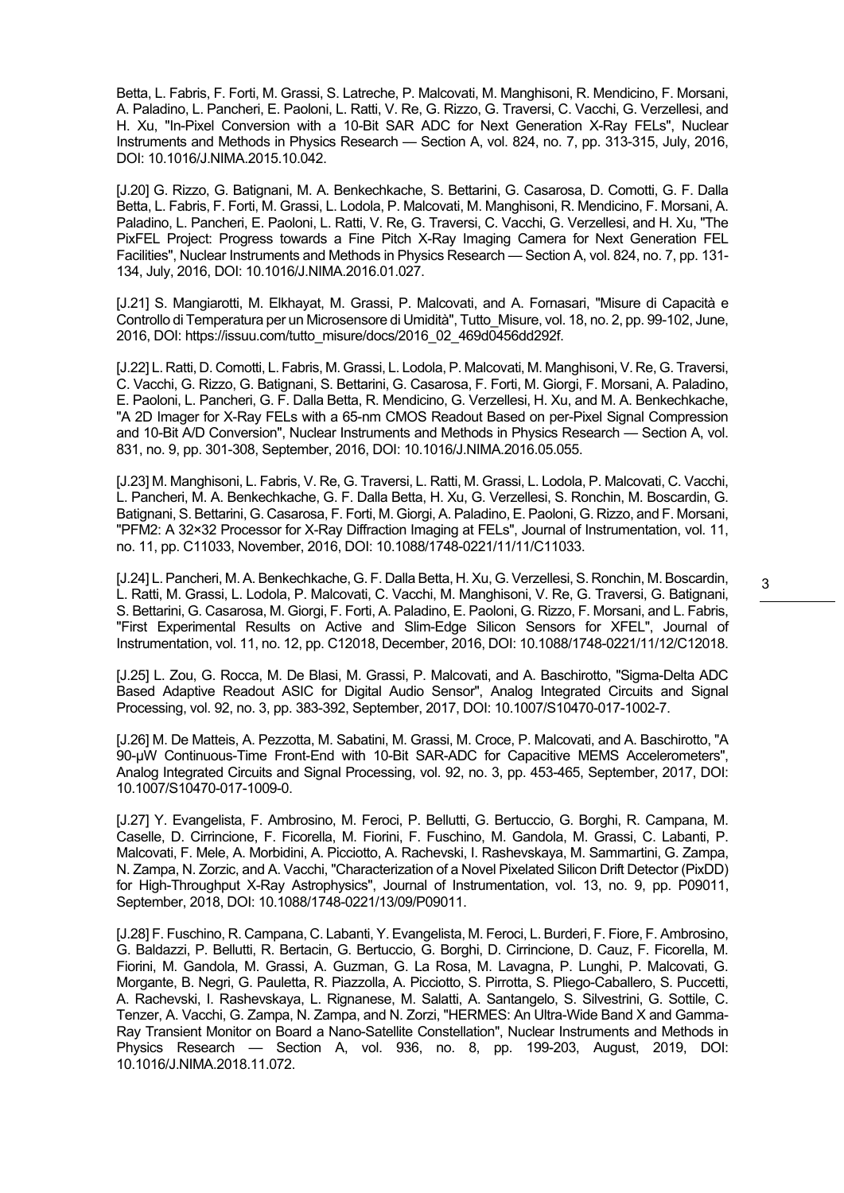Betta, L. Fabris, F. Forti, M. Grassi, S. Latreche, P. Malcovati, M. Manghisoni, R. Mendicino, F. Morsani, A. Paladino, L. Pancheri, E. Paoloni, L. Ratti, V. Re, G. Rizzo, G. Traversi, C. Vacchi, G. Verzellesi, and H. Xu, "In-Pixel Conversion with a 10-Bit SAR ADC for Next Generation X-Ray FELs", Nuclear Instruments and Methods in Physics Research — Section A, vol. 824, no. 7, pp. 313-315, July, 2016, DOI: 10.1016/J.NIMA.2015.10.042.

[J.20] G. Rizzo, G. Batignani, M. A. Benkechkache, S. Bettarini, G. Casarosa, D. Comotti, G. F. Dalla Betta, L. Fabris, F. Forti, M. Grassi, L. Lodola, P. Malcovati, M. Manghisoni, R. Mendicino, F. Morsani, A. Paladino, L. Pancheri, E. Paoloni, L. Ratti, V. Re, G. Traversi, C. Vacchi, G. Verzellesi, and H. Xu, "The PixFEL Project: Progress towards a Fine Pitch X-Ray Imaging Camera for Next Generation FEL Facilities", Nuclear Instruments and Methods in Physics Research — Section A, vol. 824, no. 7, pp. 131-134, July, 2016, DOI: 10.1016/J.NIMA.2016.01.027.

[J.21] S. Mangiarotti, M. Elkhayat, M. Grassi, P. Malcovati, and A. Fornasari, "Misure di Capacità e Controllo di Temperatura per un Microsensore di Umidità", Tutto_Misure, vol. 18, no. 2, pp. 99-102, June, 2016, DOI: https://issuu.com/tutto_misure/docs/2016_02_469d0456dd292f.

[J.22] L. Ratti, D. Comotti, L. Fabris, M. Grassi, L. Lodola, P. Malcovati, M. Manghisoni, V. Re, G. Traversi, C. Vacchi, G. Rizzo, G. Batignani, S. Bettarini, G. Casarosa, F. Forti, M. Giorgi, F. Morsani, A. Paladino, E. Paoloni, L. Pancheri, G. F. Dalla Betta, R. Mendicino, G. Verzellesi, H. Xu, and M. A. Benkechkache, "A 2D Imager for X-Ray FELs with a 65-nm CMOS Readout Based on per-Pixel Signal Compression and 10-Bit A/D Conversion", Nuclear Instruments and Methods in Physics Research — Section A, vol. 831, no. 9, pp. 301-308, September, 2016, DOI: 10.1016/J.NIMA.2016.05.055.

[J.23] M. Manghisoni, L. Fabris, V. Re, G. Traversi, L. Ratti, M. Grassi, L. Lodola, P. Malcovati, C. Vacchi, L. Pancheri, M. A. Benkechkache, G. F. Dalla Betta, H. Xu, G. Verzellesi, S. Ronchin, M. Boscardin, G. Batignani, S. Bettarini, G. Casarosa, F. Forti, M. Giorgi, A. Paladino, E. Paoloni, G. Rizzo, and F. Morsani, "PFM2: A 32×32 Processor for X-Ray Diffraction Imaging at FELs", Journal of Instrumentation, vol. 11, no. 11, pp. C11033, November, 2016, DOI: 10.1088/1748-0221/11/11/C11033.

[J.24] L. Pancheri, M. A. Benkechkache, G. F. Dalla Betta, H. Xu, G. Verzellesi, S. Ronchin, M. Boscardin, L. Ratti, M. Grassi, L. Lodola, P. Malcovati, C. Vacchi, M. Manghisoni, V. Re, G. Traversi, G. Batignani, S. Bettarini, G. Casarosa, M. Giorgi, F. Forti, A. Paladino, E. Paoloni, G. Rizzo, F. Morsani, and L. Fabris, "First Experimental Results on Active and Slim-Edge Silicon Sensors for XFEL", Journal of Instrumentation, vol. 11, no. 12, pp. C12018, December, 2016, DOI: 10.1088/1748-0221/11/12/C12018.

[J.25] L. Zou, G. Rocca, M. De Blasi, M. Grassi, P. Malcovati, and A. Baschirotto, "Sigma-Delta ADC Based Adaptive Readout ASIC for Digital Audio Sensor", Analog Integrated Circuits and Signal Processing, vol. 92, no. 3, pp. 383-392, September, 2017, DOI: 10.1007/S10470-017-1002-7.

[J.26] M. De Matteis, A. Pezzotta, M. Sabatini, M. Grassi, M. Croce, P. Malcovati, and A. Baschirotto, "A 90-μW Continuous-Time Front-End with 10-Bit SAR-ADC for Capacitive MEMS Accelerometers", Analog Integrated Circuits and Signal Processing, vol. 92, no. 3, pp. 453-465, September, 2017, DOI: 10.1007/S10470-017-1009-0.

[J.27] Y. Evangelista, F. Ambrosino, M. Feroci, P. Bellutti, G. Bertuccio, G. Borghi, R. Campana, M. Caselle, D. Cirrincione, F. Ficorella, M. Fiorini, F. Fuschino, M. Gandola, M. Grassi, C. Labanti, P. Malcovati, F. Mele, A. Morbidini, A. Picciotto, A. Rachevski, I. Rashevskaya, M. Sammartini, G. Zampa, N. Zampa, N. Zorzic, and A. Vacchi, "Characterization of a Novel Pixelated Silicon Drift Detector (PixDD) for High-Throughput X-Ray Astrophysics", Journal of Instrumentation, vol. 13, no. 9, pp. P09011, September, 2018, DOI: 10.1088/1748-0221/13/09/P09011.

[J.28] F. Fuschino, R. Campana, C. Labanti, Y. Evangelista, M. Feroci, L. Burderi, F. Fiore, F. Ambrosino, G. Baldazzi, P. Bellutti, R. Bertacin, G. Bertuccio, G. Borghi, D. Cirrincione, D. Cauz, F. Ficorella, M. Fiorini, M. Gandola, M. Grassi, A. Guzman, G. La Rosa, M. Lavagna, P. Lunghi, P. Malcovati, G. Morgante, B. Negri, G. Pauletta, R. Piazzolla, A. Picciotto, S. Pirrotta, S. Pliego-Caballero, S. Puccetti, A. Rachevski, I. Rashevskaya, L. Rignanese, M. Salatti, A. Santangelo, S. Silvestrini, G. Sottile, C. Tenzer, A. Vacchi, G. Zampa, N. Zampa, and N. Zorzi, "HERMES: An Ultra-Wide Band X and Gamma-Ray Transient Monitor on Board a Nano-Satellite Constellation", Nuclear Instruments and Methods in Physics Research — Section A, vol. 936, no. 8, pp. 199-203, August, 2019, DOI: 10.1016/J.NIMA.2018.11.072.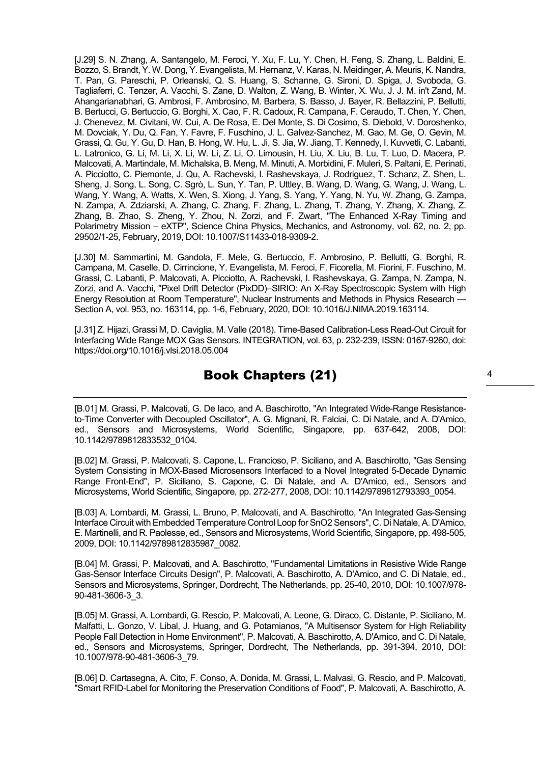[J.29] S. N. Zhang, A. Santangelo, M. Feroci, Y. Xu, F. Lu, Y. Chen, H. Feng, S. Zhang, L. Baldini, E. Bozzo, S. Brandt, Y. W. Dong, Y. Evangelista, M. Hernanz, V. Karas, N. Meidinger, A. Meuris, K. Nandra, T. Pan, G. Pareschi, P. Orleanski, Q. S. Huang, S. Schanne, G. Sironi, D. Spiga, J. Svoboda, G. Tagliaferri, C. Tenzer, A. Vacchi, S. Zane, D. Walton, Z. Wang, B. Winter, X. Wu, J. J. M. in't Zand, M. Ahangarianabhari, G. Ambrosi, F. Ambrosino, M. Barbera, S. Basso, J. Bayer, R. Bellazzini, P. Bellutti, B. Bertucci, G. Bertuccio, G. Borghi, X. Cao, F. R. Cadoux, R. Campana, F. Ceraudo, T. Chen, Y. Chen, J. Chenevez, M. Civitani, W. Cui, A. De Rosa, E. Del Monte, S. Di Cosimo, S. Diebold, V. Doroshenko, M. Dovciak, Y. Du, Q. Fan, Y. Favre, F. Fuschino, J. L. Galvez-Sanchez, M. Gao, M. Ge, O. Gevin, M. Grassi, Q. Gu, Y. Gu, D. Han, B. Hong, W. Hu, L. Ji, S. Jia, W. Jiang, T. Kennedy, I. Kuvvetli, C. Labanti, L. Latronico, G. Li, M. Li, X. Li, W. Li, Z. Li, O. Limousin, H. Liu, X. Liu, B. Lu, T. Luo, D. Macera, P. Malcovati, A. Martindale, M. Michalska, B. Meng, M. Minuti, A. Morbidini, F. Muleri, S. Paltani, E. Perinati, A. Picciotto, C. Piemonte, J. Qu, A. Rachevski, I. Rashevskaya, J. Rodriguez, T. Schanz, Z. Shen, L. Sheng, J. Song, L. Song, C. Sgrò, L. Sun, Y. Tan, P. Uttley, B. Wang, D. Wang, G. Wang, J. Wang, L. Wang, Y. Wang, A. Watts, X. Wen, S. Xiong, J. Yang, S. Yang, Y. Yang, N. Yu, W. Zhang, G. Zampa, N. Zampa, A. Zdziarski, A. Zhang, C. Zhang, F. Zhang, L. Zhang, T. Zhang, Y. Zhang, X. Zhang, Z. Zhang, B. Zhao, S. Zheng, Y. Zhou, N. Zorzi, and F. Zwart, "The Enhanced X-Ray Timing and Polarimetry Mission – eXTP", Science China Physics, Mechanics, and Astronomy, vol. 62, no. 2, pp. 29502/1-25, February, 2019, DOI: 10.1007/S11433-018-9309-2.

[J.30] M. Sammartini, M. Gandola, F. Mele, G. Bertuccio, F. Ambrosino, P. Bellutti, G. Borghi, R. Campana, M. Caselle, D. Cirrincione, Y. Evangelista, M. Feroci, F. Ficorella, M. Fiorini, F. Fuschino, M. Grassi, C. Labanti, P. Malcovati, A. Picciotto, A. Rachevski, I. Rashevskaya, G. Zampa, N. Zampa, N. Zorzi, and A. Vacchi, "Pixel Drift Detector (PixDD)–SIRIO: An X-Ray Spectroscopic System with High Energy Resolution at Room Temperature", Nuclear Instruments and Methods in Physics Research — Section A, vol. 953, no. 163114, pp. 1-6, February, 2020, DOI: 10.1016/J.NIMA.2019.163114.

[J.31] Z. Hijazi, Grassi M, D. Caviglia, M. Valle (2018). Time-Based Calibration-Less Read-Out Circuit for Interfacing Wide Range MOX Gas Sensors. INTEGRATION, vol. 63, p. 232-239, ISSN: 0167-9260, doi: https://doi.org/10.1016/j.vlsi.2018.05.004

## Book Chapters (21)

[B.01] M. Grassi, P. Malcovati, G. De Iaco, and A. Baschirotto, "An Integrated Wide-Range Resistance-to-Time Converter with Decoupled Oscillator", A. G. Mignani, R. Falciai, C. Di Natale, and A. D'Amico, ed., Sensors and Microsystems, World Scientific, Singapore, pp. 637-642, 2008, DOI: 10.1142/9789812833532_0104.

[B.02] M. Grassi, P. Malcovati, S. Capone, L. Francioso, P. Siciliano, and A. Baschirotto, "Gas Sensing System Consisting in MOX-Based Microsensors Interfaced to a Novel Integrated 5-Decade Dynamic Range Front-End", P. Siciliano, S. Capone, C. Di Natale, and A. D'Amico, ed., Sensors and Microsystems, World Scientific, Singapore, pp. 272-277, 2008, DOI: 10.1142/9789812793393_0054.

[B.03] A. Lombardi, M. Grassi, L. Bruno, P. Malcovati, and A. Baschirotto, "An Integrated Gas-Sensing Interface Circuit with Embedded Temperature Control Loop for SnO2 Sensors", C. Di Natale, A. D'Amico, E. Martinelli, and R. Paolesse, ed., Sensors and Microsystems, World Scientific, Singapore, pp. 498-505, 2009, DOI: 10.1142/9789812835987_0082.

[B.04] M. Grassi, P. Malcovati, and A. Baschirotto, "Fundamental Limitations in Resistive Wide Range Gas-Sensor Interface Circuits Design", P. Malcovati, A. Baschirotto, A. D'Amico, and C. Di Natale, ed., Sensors and Microsystems, Springer, Dordrecht, The Netherlands, pp. 25-40, 2010, DOI: 10.1007/978-90-481-3606-3_3.

[B.05] M. Grassi, A. Lombardi, G. Rescio, P. Malcovati, A. Leone, G. Diraco, C. Distante, P. Siciliano, M. Malfatti, L. Gonzo, V. Libal, J. Huang, and G. Potamianos, "A Multisensor System for High Reliability People Fall Detection in Home Environment", P. Malcovati, A. Baschirotto, A. D'Amico, and C. Di Natale, ed., Sensors and Microsystems, Springer, Dordrecht, The Netherlands, pp. 391-394, 2010, DOI: 10.1007/978-90-481-3606-3_79.

[B.06] D. Cartasegna, A. Cito, F. Conso, A. Donida, M. Grassi, L. Malvasi, G. Rescio, and P. Malcovati, "Smart RFID-Label for Monitoring the Preservation Conditions of Food", P. Malcovati, A. Baschirotto, A.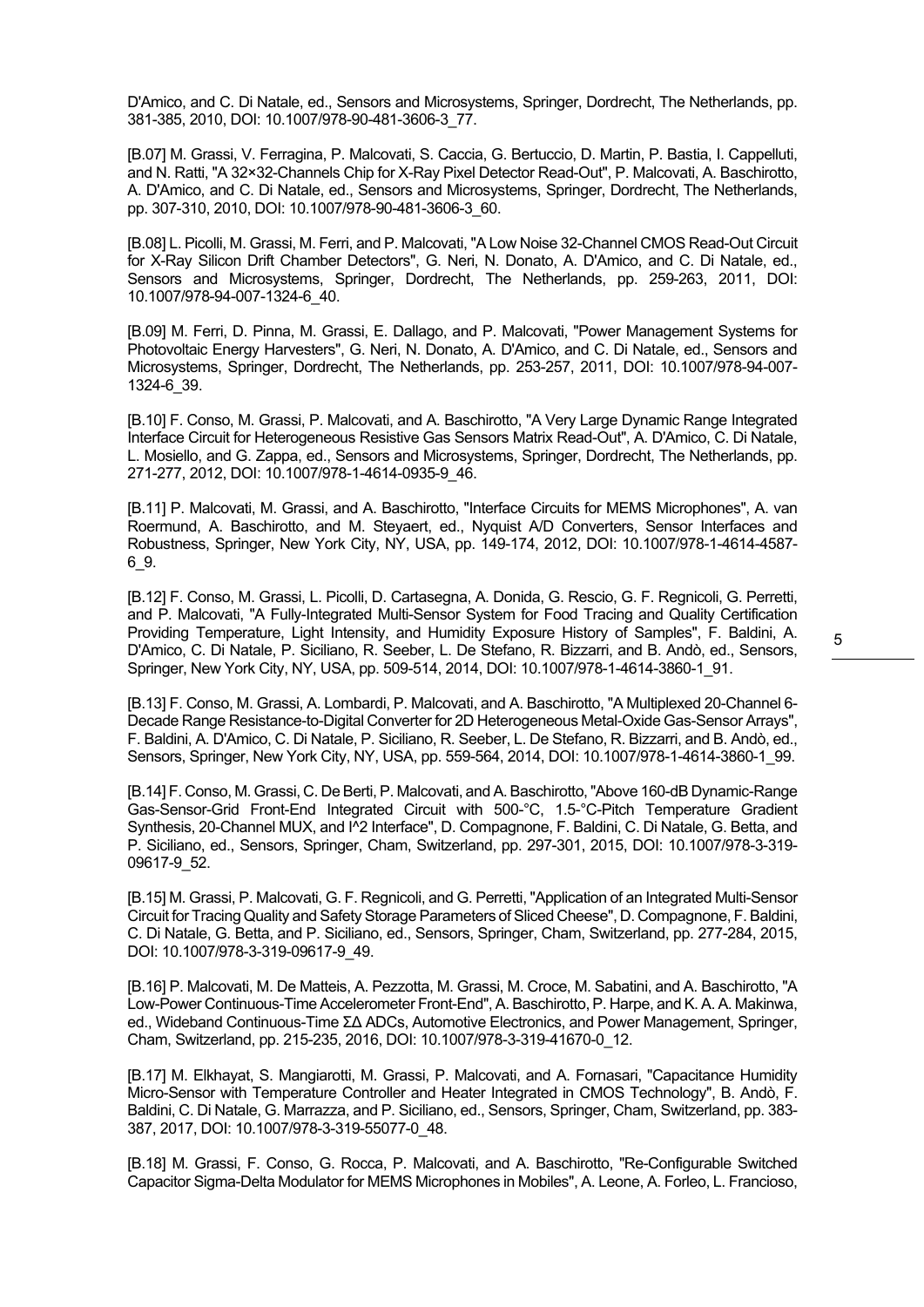D'Amico, and C. Di Natale, ed., Sensors and Microsystems, Springer, Dordrecht, The Netherlands, pp. 381-385, 2010, DOI: 10.1007/978-90-481-3606-3_77.

[B.07] M. Grassi, V. Ferragina, P. Malcovati, S. Caccia, G. Bertuccio, D. Martin, P. Bastia, I. Cappelluti, and N. Ratti, "A 32×32-Channels Chip for X-Ray Pixel Detector Read-Out", P. Malcovati, A. Baschirotto, A. D'Amico, and C. Di Natale, ed., Sensors and Microsystems, Springer, Dordrecht, The Netherlands, pp. 307-310, 2010, DOI: 10.1007/978-90-481-3606-3_60.

[B.08] L. Picolli, M. Grassi, M. Ferri, and P. Malcovati, "A Low Noise 32-Channel CMOS Read-Out Circuit for X-Ray Silicon Drift Chamber Detectors", G. Neri, N. Donato, A. D'Amico, and C. Di Natale, ed., Sensors and Microsystems, Springer, Dordrecht, The Netherlands, pp. 259-263, 2011, DOI: 10.1007/978-94-007-1324-6_40.

[B.09] M. Ferri, D. Pinna, M. Grassi, E. Dallago, and P. Malcovati, "Power Management Systems for Photovoltaic Energy Harvesters", G. Neri, N. Donato, A. D'Amico, and C. Di Natale, ed., Sensors and Microsystems, Springer, Dordrecht, The Netherlands, pp. 253-257, 2011, DOI: 10.1007/978-94-007-1324-6_39.

[B.10] F. Conso, M. Grassi, P. Malcovati, and A. Baschirotto, "A Very Large Dynamic Range Integrated Interface Circuit for Heterogeneous Resistive Gas Sensors Matrix Read-Out", A. D'Amico, C. Di Natale, L. Mosiello, and G. Zappa, ed., Sensors and Microsystems, Springer, Dordrecht, The Netherlands, pp. 271-277, 2012, DOI: 10.1007/978-1-4614-0935-9_46.

[B.11] P. Malcovati, M. Grassi, and A. Baschirotto, "Interface Circuits for MEMS Microphones", A. van Roermund, A. Baschirotto, and M. Steyaert, ed., Nyquist A/D Converters, Sensor Interfaces and Robustness, Springer, New York City, NY, USA, pp. 149-174, 2012, DOI: 10.1007/978-1-4614-4587-6_9.

[B.12] F. Conso, M. Grassi, L. Picolli, D. Cartasegna, A. Donida, G. Rescio, G. F. Regnicoli, G. Perretti, and P. Malcovati, "A Fully-Integrated Multi-Sensor System for Food Tracing and Quality Certification Providing Temperature, Light Intensity, and Humidity Exposure History of Samples", F. Baldini, A. D'Amico, C. Di Natale, P. Siciliano, R. Seeber, L. De Stefano, R. Bizzarri, and B. Andò, ed., Sensors, Springer, New York City, NY, USA, pp. 509-514, 2014, DOI: 10.1007/978-1-4614-3860-1_91.

[B.13] F. Conso, M. Grassi, A. Lombardi, P. Malcovati, and A. Baschirotto, "A Multiplexed 20-Channel 6-Decade Range Resistance-to-Digital Converter for 2D Heterogeneous Metal-Oxide Gas-Sensor Arrays", F. Baldini, A. D'Amico, C. Di Natale, P. Siciliano, R. Seeber, L. De Stefano, R. Bizzarri, and B. Andò, ed., Sensors, Springer, New York City, NY, USA, pp. 559-564, 2014, DOI: 10.1007/978-1-4614-3860-1_99.

[B.14] F. Conso, M. Grassi, C. De Berti, P. Malcovati, and A. Baschirotto, "Above 160-dB Dynamic-Range Gas-Sensor-Grid Front-End Integrated Circuit with 500-°C, 1.5-°C-Pitch Temperature Gradient Synthesis, 20-Channel MUX, and I^2 Interface", D. Compagnone, F. Baldini, C. Di Natale, G. Betta, and P. Siciliano, ed., Sensors, Springer, Cham, Switzerland, pp. 297-301, 2015, DOI: 10.1007/978-3-319-09617-9_52.

[B.15] M. Grassi, P. Malcovati, G. F. Regnicoli, and G. Perretti, "Application of an Integrated Multi-Sensor Circuit for Tracing Quality and Safety Storage Parameters of Sliced Cheese", D. Compagnone, F. Baldini, C. Di Natale, G. Betta, and P. Siciliano, ed., Sensors, Springer, Cham, Switzerland, pp. 277-284, 2015, DOI: 10.1007/978-3-319-09617-9_49.

[B.16] P. Malcovati, M. De Matteis, A. Pezzotta, M. Grassi, M. Croce, M. Sabatini, and A. Baschirotto, "A Low-Power Continuous-Time Accelerometer Front-End", A. Baschirotto, P. Harpe, and K. A. A. Makinwa, ed., Wideband Continuous-Time ΣΔ ADCs, Automotive Electronics, and Power Management, Springer, Cham, Switzerland, pp. 215-235, 2016, DOI: 10.1007/978-3-319-41670-0_12.

[B.17] M. Elkhayat, S. Mangiarotti, M. Grassi, P. Malcovati, and A. Fornasari, "Capacitance Humidity Micro-Sensor with Temperature Controller and Heater Integrated in CMOS Technology", B. Andò, F. Baldini, C. Di Natale, G. Marrazza, and P. Siciliano, ed., Sensors, Springer, Cham, Switzerland, pp. 383-387, 2017, DOI: 10.1007/978-3-319-55077-0_48.

[B.18] M. Grassi, F. Conso, G. Rocca, P. Malcovati, and A. Baschirotto, "Re-Configurable Switched Capacitor Sigma-Delta Modulator for MEMS Microphones in Mobiles", A. Leone, A. Forleo, L. Francioso,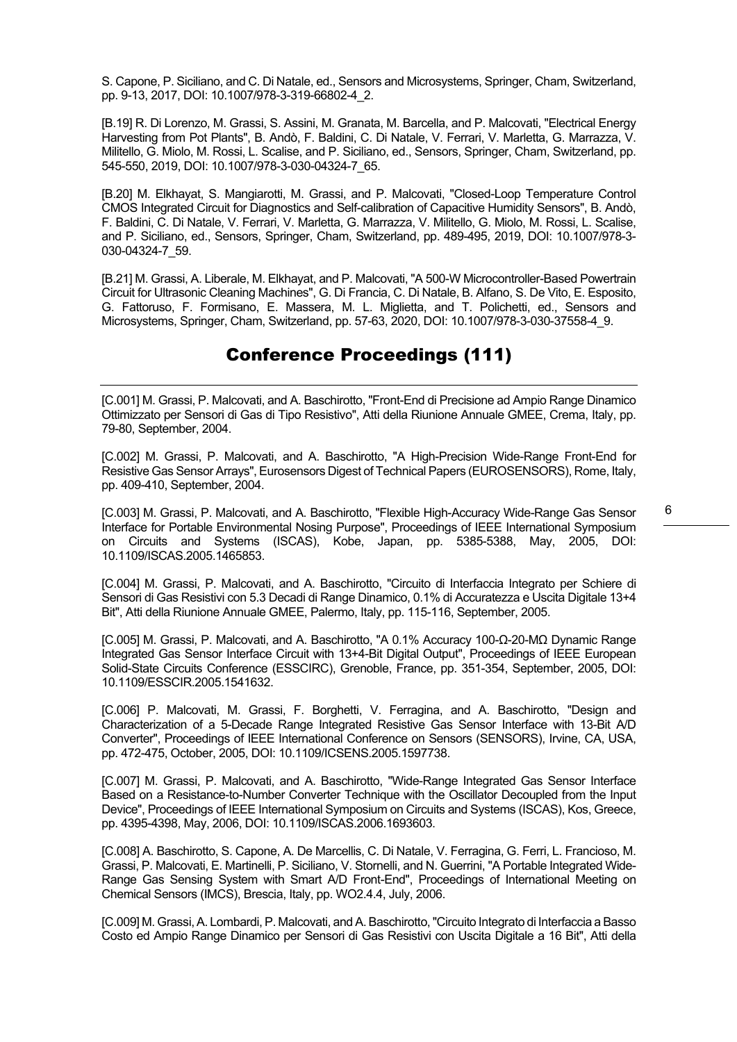S. Capone, P. Siciliano, and C. Di Natale, ed., Sensors and Microsystems, Springer, Cham, Switzerland, pp. 9-13, 2017, DOI: 10.1007/978-3-319-66802-4_2.

[B.19] R. Di Lorenzo, M. Grassi, S. Assini, M. Granata, M. Barcella, and P. Malcovati, "Electrical Energy Harvesting from Pot Plants", B. Andò, F. Baldini, C. Di Natale, V. Ferrari, V. Marletta, G. Marrazza, V. Militello, G. Miolo, M. Rossi, L. Scalise, and P. Siciliano, ed., Sensors, Springer, Cham, Switzerland, pp. 545-550, 2019, DOI: 10.1007/978-3-030-04324-7_65.

[B.20] M. Elkhayat, S. Mangiarotti, M. Grassi, and P. Malcovati, "Closed-Loop Temperature Control CMOS Integrated Circuit for Diagnostics and Self-calibration of Capacitive Humidity Sensors", B. Andò, F. Baldini, C. Di Natale, V. Ferrari, V. Marletta, G. Marrazza, V. Militello, G. Miolo, M. Rossi, L. Scalise, and P. Siciliano, ed., Sensors, Springer, Cham, Switzerland, pp. 489-495, 2019, DOI: 10.1007/978-3-030-04324-7_59.

[B.21] M. Grassi, A. Liberale, M. Elkhayat, and P. Malcovati, "A 500-W Microcontroller-Based Powertrain Circuit for Ultrasonic Cleaning Machines", G. Di Francia, C. Di Natale, B. Alfano, S. De Vito, E. Esposito, G. Fattoruso, F. Formisano, E. Massera, M. L. Miglietta, and T. Polichetti, ed., Sensors and Microsystems, Springer, Cham, Switzerland, pp. 57-63, 2020, DOI: 10.1007/978-3-030-37558-4_9.

## Conference Proceedings (111)

[C.001] M. Grassi, P. Malcovati, and A. Baschirotto, "Front-End di Precisione ad Ampio Range Dinamico Ottimizzato per Sensori di Gas di Tipo Resistivo", Atti della Riunione Annuale GMEE, Crema, Italy, pp. 79-80, September, 2004.

[C.002] M. Grassi, P. Malcovati, and A. Baschirotto, "A High-Precision Wide-Range Front-End for Resistive Gas Sensor Arrays", Eurosensors Digest of Technical Papers (EUROSENSORS), Rome, Italy, pp. 409-410, September, 2004.

[C.003] M. Grassi, P. Malcovati, and A. Baschirotto, "Flexible High-Accuracy Wide-Range Gas Sensor Interface for Portable Environmental Nosing Purpose", Proceedings of IEEE International Symposium on Circuits and Systems (ISCAS), Kobe, Japan, pp. 5385-5388, May, 2005, DOI: 10.1109/ISCAS.2005.1465853.

[C.004] M. Grassi, P. Malcovati, and A. Baschirotto, "Circuito di Interfaccia Integrato per Schiere di Sensori di Gas Resistivi con 5.3 Decadi di Range Dinamico, 0.1% di Accuratezza e Uscita Digitale 13+4 Bit", Atti della Riunione Annuale GMEE, Palermo, Italy, pp. 115-116, September, 2005.

[C.005] M. Grassi, P. Malcovati, and A. Baschirotto, "A 0.1% Accuracy 100-Ω-20-MΩ Dynamic Range Integrated Gas Sensor Interface Circuit with 13+4-Bit Digital Output", Proceedings of IEEE European Solid-State Circuits Conference (ESSCIRC), Grenoble, France, pp. 351-354, September, 2005, DOI: 10.1109/ESSCIR.2005.1541632.

[C.006] P. Malcovati, M. Grassi, F. Borghetti, V. Ferragina, and A. Baschirotto, "Design and Characterization of a 5-Decade Range Integrated Resistive Gas Sensor Interface with 13-Bit A/D Converter", Proceedings of IEEE International Conference on Sensors (SENSORS), Irvine, CA, USA, pp. 472-475, October, 2005, DOI: 10.1109/ICSENS.2005.1597738.

[C.007] M. Grassi, P. Malcovati, and A. Baschirotto, "Wide-Range Integrated Gas Sensor Interface Based on a Resistance-to-Number Converter Technique with the Oscillator Decoupled from the Input Device", Proceedings of IEEE International Symposium on Circuits and Systems (ISCAS), Kos, Greece, pp. 4395-4398, May, 2006, DOI: 10.1109/ISCAS.2006.1693603.

[C.008] A. Baschirotto, S. Capone, A. De Marcellis, C. Di Natale, V. Ferragina, G. Ferri, L. Francioso, M. Grassi, P. Malcovati, E. Martinelli, P. Siciliano, V. Stornelli, and N. Guerrini, "A Portable Integrated Wide-Range Gas Sensing System with Smart A/D Front-End", Proceedings of International Meeting on Chemical Sensors (IMCS), Brescia, Italy, pp. WO2.4.4, July, 2006.

[C.009] M. Grassi, A. Lombardi, P. Malcovati, and A. Baschirotto, "Circuito Integrato di Interfaccia a Basso Costo ed Ampio Range Dinamico per Sensori di Gas Resistivi con Uscita Digitale a 16 Bit", Atti della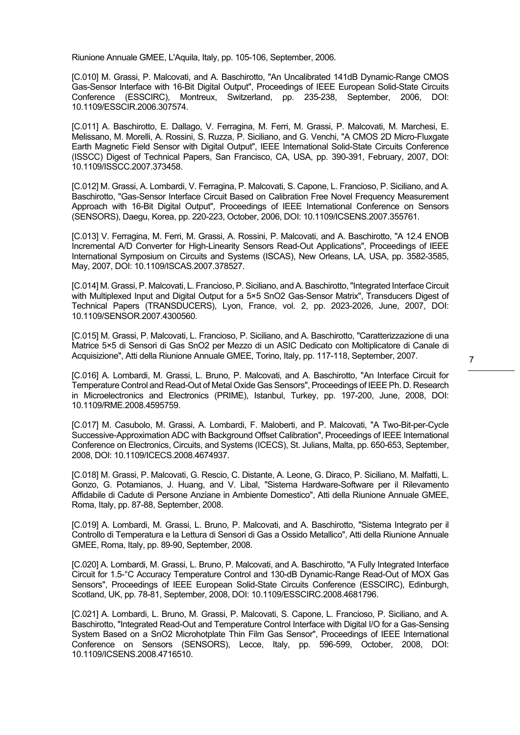Riunione Annuale GMEE, L'Aquila, Italy, pp. 105-106, September, 2006.

[C.010] M. Grassi, P. Malcovati, and A. Baschirotto, "An Uncalibrated 141dB Dynamic-Range CMOS Gas-Sensor Interface with 16-Bit Digital Output", Proceedings of IEEE European Solid-State Circuits Conference (ESSCIRC), Montreux, Switzerland, pp. 235-238, September, 2006, DOI: 10.1109/ESSCIR.2006.307574.

[C.011] A. Baschirotto, E. Dallago, V. Ferragina, M. Ferri, M. Grassi, P. Malcovati, M. Marchesi, E. Melissano, M. Morelli, A. Rossini, S. Ruzza, P. Siciliano, and G. Venchi, "A CMOS 2D Micro-Fluxgate Earth Magnetic Field Sensor with Digital Output", IEEE International Solid-State Circuits Conference (ISSCC) Digest of Technical Papers, San Francisco, CA, USA, pp. 390-391, February, 2007, DOI: 10.1109/ISSCC.2007.373458.

[C.012] M. Grassi, A. Lombardi, V. Ferragina, P. Malcovati, S. Capone, L. Francioso, P. Siciliano, and A. Baschirotto, "Gas-Sensor Interface Circuit Based on Calibration Free Novel Frequency Measurement Approach with 16-Bit Digital Output", Proceedings of IEEE International Conference on Sensors (SENSORS), Daegu, Korea, pp. 220-223, October, 2006, DOI: 10.1109/ICSENS.2007.355761.

[C.013] V. Ferragina, M. Ferri, M. Grassi, A. Rossini, P. Malcovati, and A. Baschirotto, "A 12.4 ENOB Incremental A/D Converter for High-Linearity Sensors Read-Out Applications", Proceedings of IEEE International Symposium on Circuits and Systems (ISCAS), New Orleans, LA, USA, pp. 3582-3585, May, 2007, DOI: 10.1109/ISCAS.2007.378527.

[C.014] M. Grassi, P. Malcovati, L. Francioso, P. Siciliano, and A. Baschirotto, "Integrated Interface Circuit with Multiplexed Input and Digital Output for a 5×5 SnO2 Gas-Sensor Matrix", Transducers Digest of Technical Papers (TRANSDUCERS), Lyon, France, vol. 2, pp. 2023-2026, June, 2007, DOI: 10.1109/SENSOR.2007.4300560.

[C.015] M. Grassi, P. Malcovati, L. Francioso, P. Siciliano, and A. Baschirotto, "Caratterizzazione di una Matrice 5×5 di Sensori di Gas SnO2 per Mezzo di un ASIC Dedicato con Moltiplicatore di Canale di Acquisizione", Atti della Riunione Annuale GMEE, Torino, Italy, pp. 117-118, September, 2007.

[C.016] A. Lombardi, M. Grassi, L. Bruno, P. Malcovati, and A. Baschirotto, "An Interface Circuit for Temperature Control and Read-Out of Metal Oxide Gas Sensors", Proceedings of IEEE Ph. D. Research in Microelectronics and Electronics (PRIME), Istanbul, Turkey, pp. 197-200, June, 2008, DOI: 10.1109/RME.2008.4595759.

[C.017] M. Casubolo, M. Grassi, A. Lombardi, F. Maloberti, and P. Malcovati, "A Two-Bit-per-Cycle Successive-Approximation ADC with Background Offset Calibration", Proceedings of IEEE International Conference on Electronics, Circuits, and Systems (ICECS), St. Julians, Malta, pp. 650-653, September, 2008, DOI: 10.1109/ICECS.2008.4674937.

[C.018] M. Grassi, P. Malcovati, G. Rescio, C. Distante, A. Leone, G. Diraco, P. Siciliano, M. Malfatti, L. Gonzo, G. Potamianos, J. Huang, and V. Libal, "Sistema Hardware-Software per il Rilevamento Affidabile di Cadute di Persone Anziane in Ambiente Domestico", Atti della Riunione Annuale GMEE, Roma, Italy, pp. 87-88, September, 2008.

[C.019] A. Lombardi, M. Grassi, L. Bruno, P. Malcovati, and A. Baschirotto, "Sistema Integrato per il Controllo di Temperatura e la Lettura di Sensori di Gas a Ossido Metallico", Atti della Riunione Annuale GMEE, Roma, Italy, pp. 89-90, September, 2008.

[C.020] A. Lombardi, M. Grassi, L. Bruno, P. Malcovati, and A. Baschirotto, "A Fully Integrated Interface Circuit for 1.5-°C Accuracy Temperature Control and 130-dB Dynamic-Range Read-Out of MOX Gas Sensors", Proceedings of IEEE European Solid-State Circuits Conference (ESSCIRC), Edinburgh, Scotland, UK, pp. 78-81, September, 2008, DOI: 10.1109/ESSCIRC.2008.4681796.

[C.021] A. Lombardi, L. Bruno, M. Grassi, P. Malcovati, S. Capone, L. Francioso, P. Siciliano, and A. Baschirotto, "Integrated Read-Out and Temperature Control Interface with Digital I/O for a Gas-Sensing System Based on a SnO2 Microhotplate Thin Film Gas Sensor", Proceedings of IEEE International Conference on Sensors (SENSORS), Lecce, Italy, pp. 596-599, October, 2008, DOI: 10.1109/ICSENS.2008.4716510.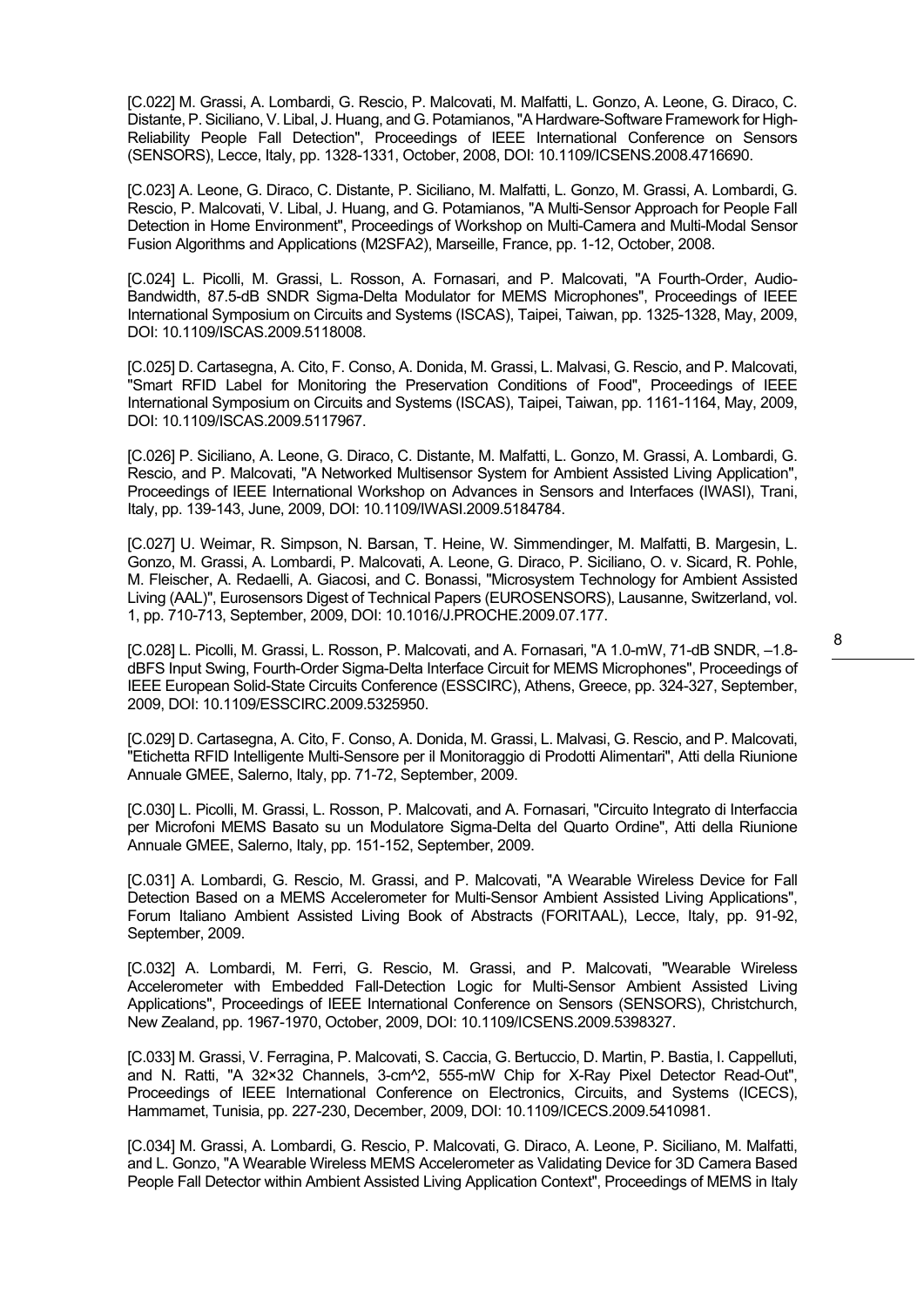[C.022] M. Grassi, A. Lombardi, G. Rescio, P. Malcovati, M. Malfatti, L. Gonzo, A. Leone, G. Diraco, C. Distante, P. Siciliano, V. Libal, J. Huang, and G. Potamianos, "A Hardware-Software Framework for High-Reliability People Fall Detection", Proceedings of IEEE International Conference on Sensors (SENSORS), Lecce, Italy, pp. 1328-1331, October, 2008, DOI: 10.1109/ICSENS.2008.4716690.

[C.023] A. Leone, G. Diraco, C. Distante, P. Siciliano, M. Malfatti, L. Gonzo, M. Grassi, A. Lombardi, G. Rescio, P. Malcovati, V. Libal, J. Huang, and G. Potamianos, "A Multi-Sensor Approach for People Fall Detection in Home Environment", Proceedings of Workshop on Multi-Camera and Multi-Modal Sensor Fusion Algorithms and Applications (M2SFA2), Marseille, France, pp. 1-12, October, 2008.

[C.024] L. Picolli, M. Grassi, L. Rosson, A. Fornasari, and P. Malcovati, "A Fourth-Order, Audio-Bandwidth, 87.5-dB SNDR Sigma-Delta Modulator for MEMS Microphones", Proceedings of IEEE International Symposium on Circuits and Systems (ISCAS), Taipei, Taiwan, pp. 1325-1328, May, 2009, DOI: 10.1109/ISCAS.2009.5118008.

[C.025] D. Cartasegna, A. Cito, F. Conso, A. Donida, M. Grassi, L. Malvasi, G. Rescio, and P. Malcovati, "Smart RFID Label for Monitoring the Preservation Conditions of Food", Proceedings of IEEE International Symposium on Circuits and Systems (ISCAS), Taipei, Taiwan, pp. 1161-1164, May, 2009, DOI: 10.1109/ISCAS.2009.5117967.

[C.026] P. Siciliano, A. Leone, G. Diraco, C. Distante, M. Malfatti, L. Gonzo, M. Grassi, A. Lombardi, G. Rescio, and P. Malcovati, "A Networked Multisensor System for Ambient Assisted Living Application", Proceedings of IEEE International Workshop on Advances in Sensors and Interfaces (IWASI), Trani, Italy, pp. 139-143, June, 2009, DOI: 10.1109/IWASI.2009.5184784.

[C.027] U. Weimar, R. Simpson, N. Barsan, T. Heine, W. Simmendinger, M. Malfatti, B. Margesin, L. Gonzo, M. Grassi, A. Lombardi, P. Malcovati, A. Leone, G. Diraco, P. Siciliano, O. v. Sicard, R. Pohle, M. Fleischer, A. Redaelli, A. Giacosi, and C. Bonassi, "Microsystem Technology for Ambient Assisted Living (AAL)", Eurosensors Digest of Technical Papers (EUROSENSORS), Lausanne, Switzerland, vol. 1, pp. 710-713, September, 2009, DOI: 10.1016/J.PROCHE.2009.07.177.

[C.028] L. Picolli, M. Grassi, L. Rosson, P. Malcovati, and A. Fornasari, "A 1.0-mW, 71-dB SNDR, –1.8-dBFS Input Swing, Fourth-Order Sigma-Delta Interface Circuit for MEMS Microphones", Proceedings of IEEE European Solid-State Circuits Conference (ESSCIRC), Athens, Greece, pp. 324-327, September, 2009, DOI: 10.1109/ESSCIRC.2009.5325950.

[C.029] D. Cartasegna, A. Cito, F. Conso, A. Donida, M. Grassi, L. Malvasi, G. Rescio, and P. Malcovati, "Etichetta RFID Intelligente Multi-Sensore per il Monitoraggio di Prodotti Alimentari", Atti della Riunione Annuale GMEE, Salerno, Italy, pp. 71-72, September, 2009.

[C.030] L. Picolli, M. Grassi, L. Rosson, P. Malcovati, and A. Fornasari, "Circuito Integrato di Interfaccia per Microfoni MEMS Basato su un Modulatore Sigma-Delta del Quarto Ordine", Atti della Riunione Annuale GMEE, Salerno, Italy, pp. 151-152, September, 2009.

[C.031] A. Lombardi, G. Rescio, M. Grassi, and P. Malcovati, "A Wearable Wireless Device for Fall Detection Based on a MEMS Accelerometer for Multi-Sensor Ambient Assisted Living Applications", Forum Italiano Ambient Assisted Living Book of Abstracts (FORITAAL), Lecce, Italy, pp. 91-92, September, 2009.

[C.032] A. Lombardi, M. Ferri, G. Rescio, M. Grassi, and P. Malcovati, "Wearable Wireless Accelerometer with Embedded Fall-Detection Logic for Multi-Sensor Ambient Assisted Living Applications", Proceedings of IEEE International Conference on Sensors (SENSORS), Christchurch, New Zealand, pp. 1967-1970, October, 2009, DOI: 10.1109/ICSENS.2009.5398327.

[C.033] M. Grassi, V. Ferragina, P. Malcovati, S. Caccia, G. Bertuccio, D. Martin, P. Bastia, I. Cappelluti, and N. Ratti, "A 32×32 Channels, 3-cm^2, 555-mW Chip for X-Ray Pixel Detector Read-Out", Proceedings of IEEE International Conference on Electronics, Circuits, and Systems (ICECS), Hammamet, Tunisia, pp. 227-230, December, 2009, DOI: 10.1109/ICECS.2009.5410981.

[C.034] M. Grassi, A. Lombardi, G. Rescio, P. Malcovati, G. Diraco, A. Leone, P. Siciliano, M. Malfatti, and L. Gonzo, "A Wearable Wireless MEMS Accelerometer as Validating Device for 3D Camera Based People Fall Detector within Ambient Assisted Living Application Context", Proceedings of MEMS in Italy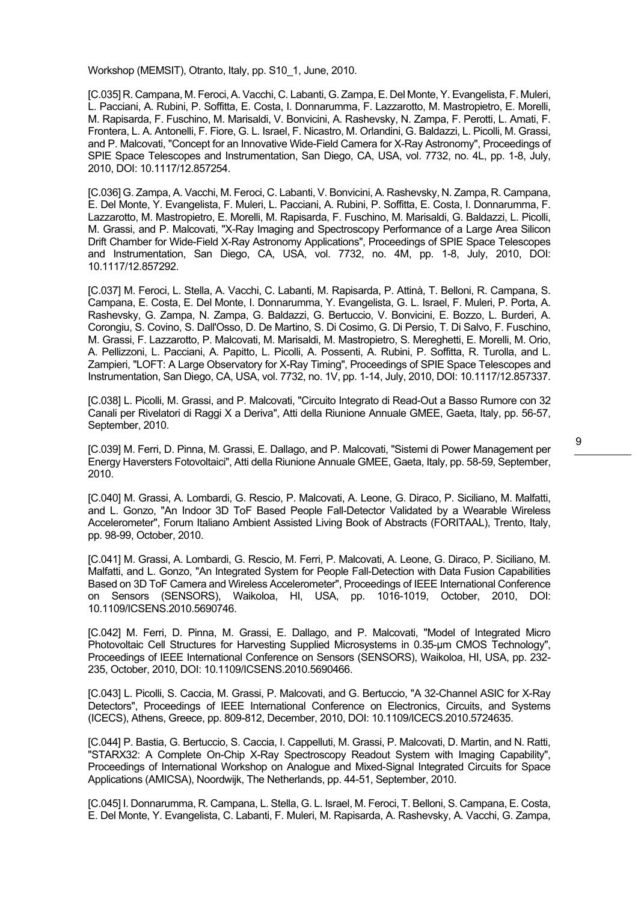Workshop (MEMSIT), Otranto, Italy, pp. S10_1, June, 2010.

[C.035] R. Campana, M. Feroci, A. Vacchi, C. Labanti, G. Zampa, E. Del Monte, Y. Evangelista, F. Muleri, L. Pacciani, A. Rubini, P. Soffitta, E. Costa, I. Donnarumma, F. Lazzarotto, M. Mastropietro, E. Morelli, M. Rapisarda, F. Fuschino, M. Marisaldi, V. Bonvicini, A. Rashevsky, N. Zampa, F. Perotti, L. Amati, F. Frontera, L. A. Antonelli, F. Fiore, G. L. Israel, F. Nicastro, M. Orlandini, G. Baldazzi, L. Picolli, M. Grassi, and P. Malcovati, "Concept for an Innovative Wide-Field Camera for X-Ray Astronomy", Proceedings of SPIE Space Telescopes and Instrumentation, San Diego, CA, USA, vol. 7732, no. 4L, pp. 1-8, July, 2010, DOI: 10.1117/12.857254.

[C.036] G. Zampa, A. Vacchi, M. Feroci, C. Labanti, V. Bonvicini, A. Rashevsky, N. Zampa, R. Campana, E. Del Monte, Y. Evangelista, F. Muleri, L. Pacciani, A. Rubini, P. Soffitta, E. Costa, I. Donnarumma, F. Lazzarotto, M. Mastropietro, E. Morelli, M. Rapisarda, F. Fuschino, M. Marisaldi, G. Baldazzi, L. Picolli, M. Grassi, and P. Malcovati, "X-Ray Imaging and Spectroscopy Performance of a Large Area Silicon Drift Chamber for Wide-Field X-Ray Astronomy Applications", Proceedings of SPIE Space Telescopes and Instrumentation, San Diego, CA, USA, vol. 7732, no. 4M, pp. 1-8, July, 2010, DOI: 10.1117/12.857292.

[C.037] M. Feroci, L. Stella, A. Vacchi, C. Labanti, M. Rapisarda, P. Attinà, T. Belloni, R. Campana, S. Campana, E. Costa, E. Del Monte, I. Donnarumma, Y. Evangelista, G. L. Israel, F. Muleri, P. Porta, A. Rashevsky, G. Zampa, N. Zampa, G. Baldazzi, G. Bertuccio, V. Bonvicini, E. Bozzo, L. Burderi, A. Corongiu, S. Covino, S. Dall'Osso, D. De Martino, S. Di Cosimo, G. Di Persio, T. Di Salvo, F. Fuschino, M. Grassi, F. Lazzarotto, P. Malcovati, M. Marisaldi, M. Mastropietro, S. Mereghetti, E. Morelli, M. Orio, A. Pellizzoni, L. Pacciani, A. Papitto, L. Picolli, A. Possenti, A. Rubini, P. Soffitta, R. Turolla, and L. Zampieri, "LOFT: A Large Observatory for X-Ray Timing", Proceedings of SPIE Space Telescopes and Instrumentation, San Diego, CA, USA, vol. 7732, no. 1V, pp. 1-14, July, 2010, DOI: 10.1117/12.857337.

[C.038] L. Picolli, M. Grassi, and P. Malcovati, "Circuito Integrato di Read-Out a Basso Rumore con 32 Canali per Rivelatori di Raggi X a Deriva", Atti della Riunione Annuale GMEE, Gaeta, Italy, pp. 56-57, September, 2010.

[C.039] M. Ferri, D. Pinna, M. Grassi, E. Dallago, and P. Malcovati, "Sistemi di Power Management per Energy Haversters Fotovoltaici", Atti della Riunione Annuale GMEE, Gaeta, Italy, pp. 58-59, September, 2010.

[C.040] M. Grassi, A. Lombardi, G. Rescio, P. Malcovati, A. Leone, G. Diraco, P. Siciliano, M. Malfatti, and L. Gonzo, "An Indoor 3D ToF Based People Fall-Detector Validated by a Wearable Wireless Accelerometer", Forum Italiano Ambient Assisted Living Book of Abstracts (FORITAAL), Trento, Italy, pp. 98-99, October, 2010.

[C.041] M. Grassi, A. Lombardi, G. Rescio, M. Ferri, P. Malcovati, A. Leone, G. Diraco, P. Siciliano, M. Malfatti, and L. Gonzo, "An Integrated System for People Fall-Detection with Data Fusion Capabilities Based on 3D ToF Camera and Wireless Accelerometer", Proceedings of IEEE International Conference on Sensors (SENSORS), Waikoloa, HI, USA, pp. 1016-1019, October, 2010, DOI: 10.1109/ICSENS.2010.5690746.

[C.042] M. Ferri, D. Pinna, M. Grassi, E. Dallago, and P. Malcovati, "Model of Integrated Micro Photovoltaic Cell Structures for Harvesting Supplied Microsystems in 0.35-μm CMOS Technology", Proceedings of IEEE International Conference on Sensors (SENSORS), Waikoloa, HI, USA, pp. 232-235, October, 2010, DOI: 10.1109/ICSENS.2010.5690466.

[C.043] L. Picolli, S. Caccia, M. Grassi, P. Malcovati, and G. Bertuccio, "A 32-Channel ASIC for X-Ray Detectors", Proceedings of IEEE International Conference on Electronics, Circuits, and Systems (ICECS), Athens, Greece, pp. 809-812, December, 2010, DOI: 10.1109/ICECS.2010.5724635.

[C.044] P. Bastia, G. Bertuccio, S. Caccia, I. Cappelluti, M. Grassi, P. Malcovati, D. Martin, and N. Ratti, "STARX32: A Complete On-Chip X-Ray Spectroscopy Readout System with Imaging Capability", Proceedings of International Workshop on Analogue and Mixed-Signal Integrated Circuits for Space Applications (AMICSA), Noordwijk, The Netherlands, pp. 44-51, September, 2010.

[C.045] I. Donnarumma, R. Campana, L. Stella, G. L. Israel, M. Feroci, T. Belloni, S. Campana, E. Costa, E. Del Monte, Y. Evangelista, C. Labanti, F. Muleri, M. Rapisarda, A. Rashevsky, A. Vacchi, G. Zampa,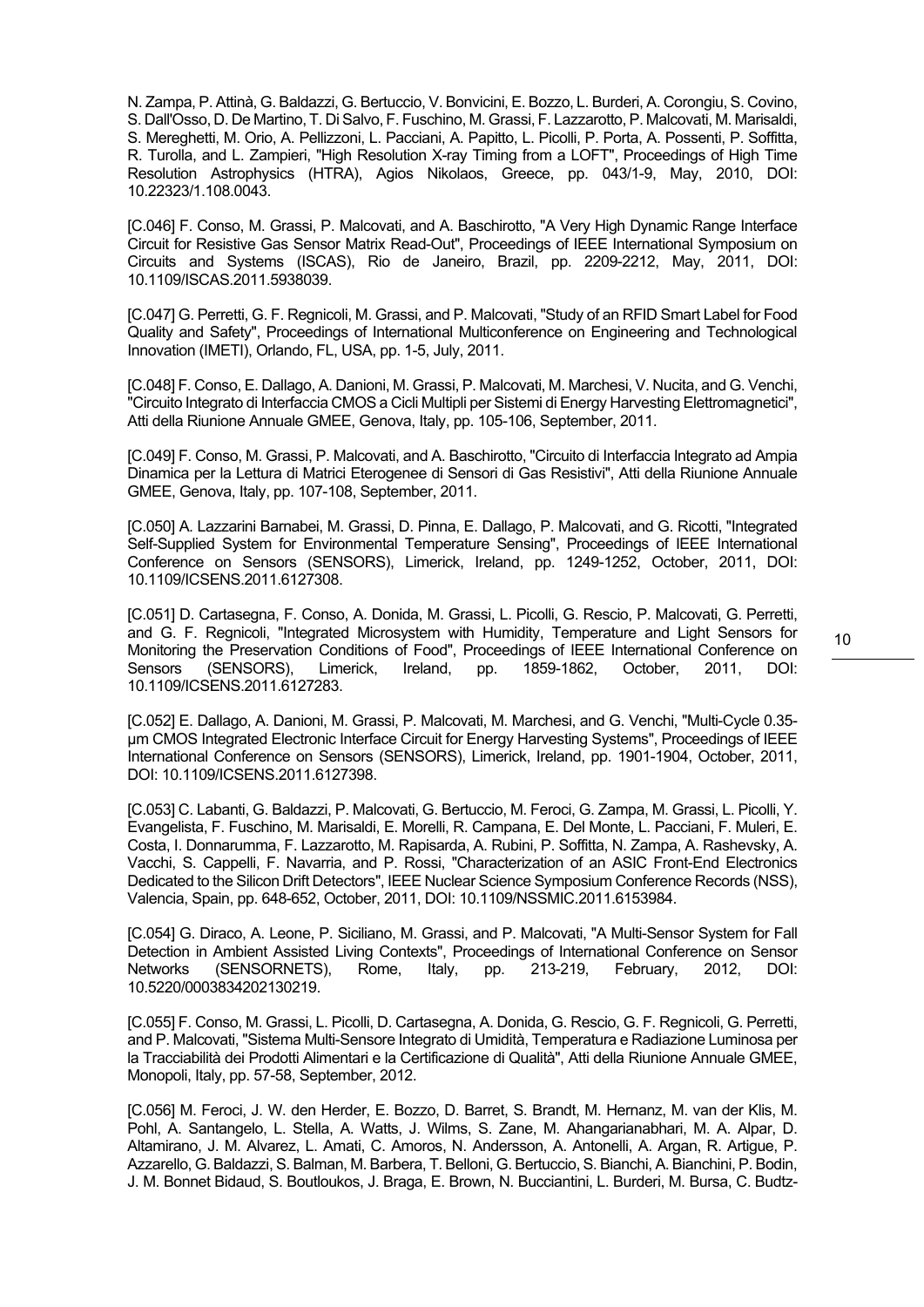N. Zampa, P. Attinà, G. Baldazzi, G. Bertuccio, V. Bonvicini, E. Bozzo, L. Burderi, A. Corongiu, S. Covino, S. Dall'Osso, D. De Martino, T. Di Salvo, F. Fuschino, M. Grassi, F. Lazzarotto, P. Malcovati, M. Marisaldi, S. Mereghetti, M. Orio, A. Pellizzoni, L. Pacciani, A. Papitto, L. Picolli, P. Porta, A. Possenti, P. Soffitta, R. Turolla, and L. Zampieri, "High Resolution X-ray Timing from a LOFT", Proceedings of High Time Resolution Astrophysics (HTRA), Agios Nikolaos, Greece, pp. 043/1-9, May, 2010, DOI: 10.22323/1.108.0043.

[C.046] F. Conso, M. Grassi, P. Malcovati, and A. Baschirotto, "A Very High Dynamic Range Interface Circuit for Resistive Gas Sensor Matrix Read-Out", Proceedings of IEEE International Symposium on Circuits and Systems (ISCAS), Rio de Janeiro, Brazil, pp. 2209-2212, May, 2011, DOI: 10.1109/ISCAS.2011.5938039.

[C.047] G. Perretti, G. F. Regnicoli, M. Grassi, and P. Malcovati, "Study of an RFID Smart Label for Food Quality and Safety", Proceedings of International Multiconference on Engineering and Technological Innovation (IMETI), Orlando, FL, USA, pp. 1-5, July, 2011.

[C.048] F. Conso, E. Dallago, A. Danioni, M. Grassi, P. Malcovati, M. Marchesi, V. Nucita, and G. Venchi, "Circuito Integrato di Interfaccia CMOS a Cicli Multipli per Sistemi di Energy Harvesting Elettromagnetici", Atti della Riunione Annuale GMEE, Genova, Italy, pp. 105-106, September, 2011.

[C.049] F. Conso, M. Grassi, P. Malcovati, and A. Baschirotto, "Circuito di Interfaccia Integrato ad Ampia Dinamica per la Lettura di Matrici Eterogenee di Sensori di Gas Resistivi", Atti della Riunione Annuale GMEE, Genova, Italy, pp. 107-108, September, 2011.

[C.050] A. Lazzarini Barnabei, M. Grassi, D. Pinna, E. Dallago, P. Malcovati, and G. Ricotti, "Integrated Self-Supplied System for Environmental Temperature Sensing", Proceedings of IEEE International Conference on Sensors (SENSORS), Limerick, Ireland, pp. 1249-1252, October, 2011, DOI: 10.1109/ICSENS.2011.6127308.

[C.051] D. Cartasegna, F. Conso, A. Donida, M. Grassi, L. Picolli, G. Rescio, P. Malcovati, G. Perretti, and G. F. Regnicoli, "Integrated Microsystem with Humidity, Temperature and Light Sensors for Monitoring the Preservation Conditions of Food", Proceedings of IEEE International Conference on Sensors (SENSORS), Limerick, Ireland, pp. 1859-1862, October, 2011, DOI: 10.1109/ICSENS.2011.6127283.

[C.052] E. Dallago, A. Danioni, M. Grassi, P. Malcovati, M. Marchesi, and G. Venchi, "Multi-Cycle 0.35-μm CMOS Integrated Electronic Interface Circuit for Energy Harvesting Systems", Proceedings of IEEE International Conference on Sensors (SENSORS), Limerick, Ireland, pp. 1901-1904, October, 2011, DOI: 10.1109/ICSENS.2011.6127398.

[C.053] C. Labanti, G. Baldazzi, P. Malcovati, G. Bertuccio, M. Feroci, G. Zampa, M. Grassi, L. Picolli, Y. Evangelista, F. Fuschino, M. Marisaldi, E. Morelli, R. Campana, E. Del Monte, L. Pacciani, F. Muleri, E. Costa, I. Donnarumma, F. Lazzarotto, M. Rapisarda, A. Rubini, P. Soffitta, N. Zampa, A. Rashevsky, A. Vacchi, S. Cappelli, F. Navarria, and P. Rossi, "Characterization of an ASIC Front-End Electronics Dedicated to the Silicon Drift Detectors", IEEE Nuclear Science Symposium Conference Records (NSS), Valencia, Spain, pp. 648-652, October, 2011, DOI: 10.1109/NSSMIC.2011.6153984.

[C.054] G. Diraco, A. Leone, P. Siciliano, M. Grassi, and P. Malcovati, "A Multi-Sensor System for Fall Detection in Ambient Assisted Living Contexts", Proceedings of International Conference on Sensor Networks (SENSORNETS), Rome, Italy, pp. 213-219, February, 2012, DOI: 10.5220/0003834202130219.

[C.055] F. Conso, M. Grassi, L. Picolli, D. Cartasegna, A. Donida, G. Rescio, G. F. Regnicoli, G. Perretti, and P. Malcovati, "Sistema Multi-Sensore Integrato di Umidità, Temperatura e Radiazione Luminosa per la Tracciabilità dei Prodotti Alimentari e la Certificazione di Qualità", Atti della Riunione Annuale GMEE, Monopoli, Italy, pp. 57-58, September, 2012.

[C.056] M. Feroci, J. W. den Herder, E. Bozzo, D. Barret, S. Brandt, M. Hernanz, M. van der Klis, M. Pohl, A. Santangelo, L. Stella, A. Watts, J. Wilms, S. Zane, M. Ahangarianabhari, M. A. Alpar, D. Altamirano, J. M. Alvarez, L. Amati, C. Amoros, N. Andersson, A. Antonelli, A. Argan, R. Artigue, P. Azzarello, G. Baldazzi, S. Balman, M. Barbera, T. Belloni, G. Bertuccio, S. Bianchi, A. Bianchini, P. Bodin, J. M. Bonnet Bidaud, S. Boutloukos, J. Braga, E. Brown, N. Bucciantini, L. Burderi, M. Bursa, C. Budtz-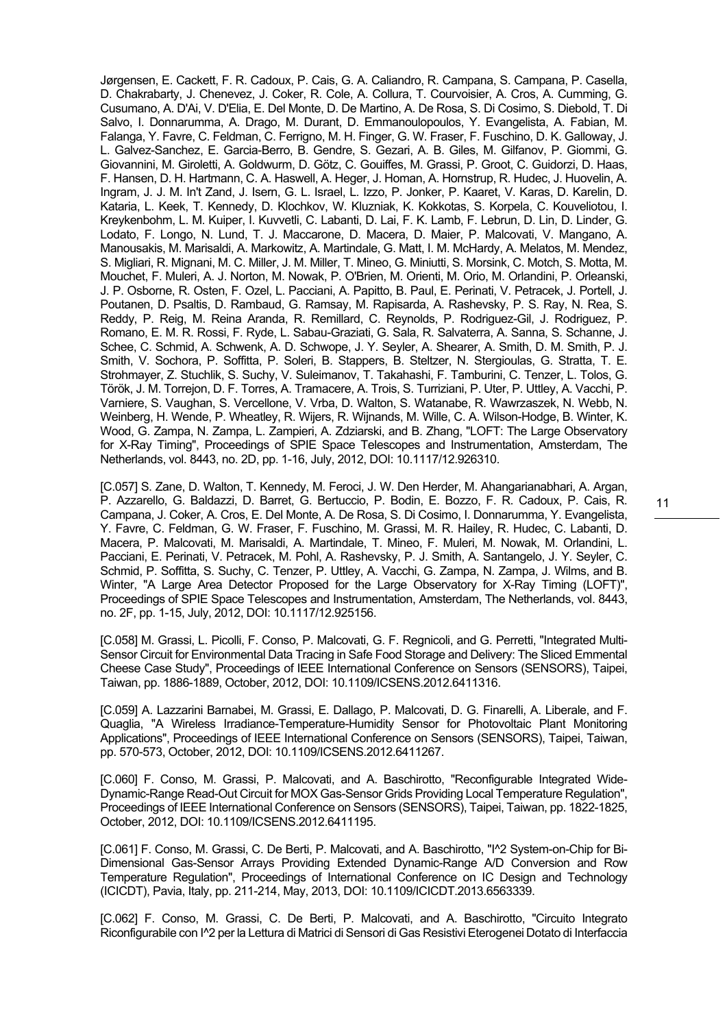Jørgensen, E. Cackett, F. R. Cadoux, P. Cais, G. A. Caliandro, R. Campana, S. Campana, P. Casella, D. Chakrabarty, J. Chenevez, J. Coker, R. Cole, A. Collura, T. Courvoisier, A. Cros, A. Cumming, G. Cusumano, A. D'Ai, V. D'Elia, E. Del Monte, D. De Martino, A. De Rosa, S. Di Cosimo, S. Diebold, T. Di Salvo, I. Donnarumma, A. Drago, M. Durant, D. Emmanoulopoulos, Y. Evangelista, A. Fabian, M. Falanga, Y. Favre, C. Feldman, C. Ferrigno, M. H. Finger, G. W. Fraser, F. Fuschino, D. K. Galloway, J. L. Galvez-Sanchez, E. Garcia-Berro, B. Gendre, S. Gezari, A. B. Giles, M. Gilfanov, P. Giommi, G. Giovannini, M. Giroletti, A. Goldwurm, D. Götz, C. Gouiffes, M. Grassi, P. Groot, C. Guidorzi, D. Haas, F. Hansen, D. H. Hartmann, C. A. Haswell, A. Heger, J. Homan, A. Hornstrup, R. Hudec, J. Huovelin, A. Ingram, J. J. M. In't Zand, J. Isern, G. L. Israel, L. Izzo, P. Jonker, P. Kaaret, V. Karas, D. Karelin, D. Kataria, L. Keek, T. Kennedy, D. Klochkov, W. Kluzniak, K. Kokkotas, S. Korpela, C. Kouveliotou, I. Kreykenbohm, L. M. Kuiper, I. Kuvvetli, C. Labanti, D. Lai, F. K. Lamb, F. Lebrun, D. Lin, D. Linder, G. Lodato, F. Longo, N. Lund, T. J. Maccarone, D. Macera, D. Maier, P. Malcovati, V. Mangano, A. Manousakis, M. Marisaldi, A. Markowitz, A. Martindale, G. Matt, I. M. McHardy, A. Melatos, M. Mendez, S. Migliari, R. Mignani, M. C. Miller, J. M. Miller, T. Mineo, G. Miniutti, S. Morsink, C. Motch, S. Motta, M. Mouchet, F. Muleri, A. J. Norton, M. Nowak, P. O'Brien, M. Orienti, M. Orio, M. Orlandini, P. Orleanski, J. P. Osborne, R. Osten, F. Ozel, L. Pacciani, A. Papitto, B. Paul, E. Perinati, V. Petracek, J. Portell, J. Poutanen, D. Psaltis, D. Rambaud, G. Ramsay, M. Rapisarda, A. Rashevsky, P. S. Ray, N. Rea, S. Reddy, P. Reig, M. Reina Aranda, R. Remillard, C. Reynolds, P. Rodriguez-Gil, J. Rodriguez, P. Romano, E. M. R. Rossi, F. Ryde, L. Sabau-Graziati, G. Sala, R. Salvaterra, A. Sanna, S. Schanne, J. Schee, C. Schmid, A. Schwenk, A. D. Schwope, J. Y. Seyler, A. Shearer, A. Smith, D. M. Smith, P. J. Smith, V. Sochora, P. Soffitta, P. Soleri, B. Stappers, B. Steltzer, N. Stergioulas, G. Stratta, T. E. Strohmayer, Z. Stuchlik, S. Suchy, V. Suleimanov, T. Takahashi, F. Tamburini, C. Tenzer, L. Tolos, G. Török, J. M. Torrejon, D. F. Torres, A. Tramacere, A. Trois, S. Turriziani, P. Uter, P. Uttley, A. Vacchi, P. Varniere, S. Vaughan, S. Vercellone, V. Vrba, D. Walton, S. Watanabe, R. Wawrzaszek, N. Webb, N. Weinberg, H. Wende, P. Wheatley, R. Wijers, R. Wijnands, M. Wille, C. A. Wilson-Hodge, B. Winter, K. Wood, G. Zampa, N. Zampa, L. Zampieri, A. Zdziarski, and B. Zhang, "LOFT: The Large Observatory for X-Ray Timing", Proceedings of SPIE Space Telescopes and Instrumentation, Amsterdam, The Netherlands, vol. 8443, no. 2D, pp. 1-16, July, 2012, DOI: 10.1117/12.926310.

[C.057] S. Zane, D. Walton, T. Kennedy, M. Feroci, J. W. Den Herder, M. Ahangarianabhari, A. Argan, P. Azzarello, G. Baldazzi, D. Barret, G. Bertuccio, P. Bodin, E. Bozzo, F. R. Cadoux, P. Cais, R. Campana, J. Coker, A. Cros, E. Del Monte, A. De Rosa, S. Di Cosimo, I. Donnarumma, Y. Evangelista, Y. Favre, C. Feldman, G. W. Fraser, F. Fuschino, M. Grassi, M. R. Hailey, R. Hudec, C. Labanti, D. Macera, P. Malcovati, M. Marisaldi, A. Martindale, T. Mineo, F. Muleri, M. Nowak, M. Orlandini, L. Pacciani, E. Perinati, V. Petracek, M. Pohl, A. Rashevsky, P. J. Smith, A. Santangelo, J. Y. Seyler, C. Schmid, P. Soffitta, S. Suchy, C. Tenzer, P. Uttley, A. Vacchi, G. Zampa, N. Zampa, J. Wilms, and B. Winter, "A Large Area Detector Proposed for the Large Observatory for X-Ray Timing (LOFT)", Proceedings of SPIE Space Telescopes and Instrumentation, Amsterdam, The Netherlands, vol. 8443, no. 2F, pp. 1-15, July, 2012, DOI: 10.1117/12.925156.

[C.058] M. Grassi, L. Picolli, F. Conso, P. Malcovati, G. F. Regnicoli, and G. Perretti, "Integrated Multi-Sensor Circuit for Environmental Data Tracing in Safe Food Storage and Delivery: The Sliced Emmental Cheese Case Study", Proceedings of IEEE International Conference on Sensors (SENSORS), Taipei, Taiwan, pp. 1886-1889, October, 2012, DOI: 10.1109/ICSENS.2012.6411316.

[C.059] A. Lazzarini Barnabei, M. Grassi, E. Dallago, P. Malcovati, D. G. Finarelli, A. Liberale, and F. Quaglia, "A Wireless Irradiance-Temperature-Humidity Sensor for Photovoltaic Plant Monitoring Applications", Proceedings of IEEE International Conference on Sensors (SENSORS), Taipei, Taiwan, pp. 570-573, October, 2012, DOI: 10.1109/ICSENS.2012.6411267.

[C.060] F. Conso, M. Grassi, P. Malcovati, and A. Baschirotto, "Reconfigurable Integrated Wide-Dynamic-Range Read-Out Circuit for MOX Gas-Sensor Grids Providing Local Temperature Regulation", Proceedings of IEEE International Conference on Sensors (SENSORS), Taipei, Taiwan, pp. 1822-1825, October, 2012, DOI: 10.1109/ICSENS.2012.6411195.

[C.061] F. Conso, M. Grassi, C. De Berti, P. Malcovati, and A. Baschirotto, "I^2 System-on-Chip for Bi-Dimensional Gas-Sensor Arrays Providing Extended Dynamic-Range A/D Conversion and Row Temperature Regulation", Proceedings of International Conference on IC Design and Technology (ICICDT), Pavia, Italy, pp. 211-214, May, 2013, DOI: 10.1109/ICICDT.2013.6563339.

[C.062] F. Conso, M. Grassi, C. De Berti, P. Malcovati, and A. Baschirotto, "Circuito Integrato Riconfigurabile con I^2 per la Lettura di Matrici di Sensori di Gas Resistivi Eterogenei Dotato di Interfaccia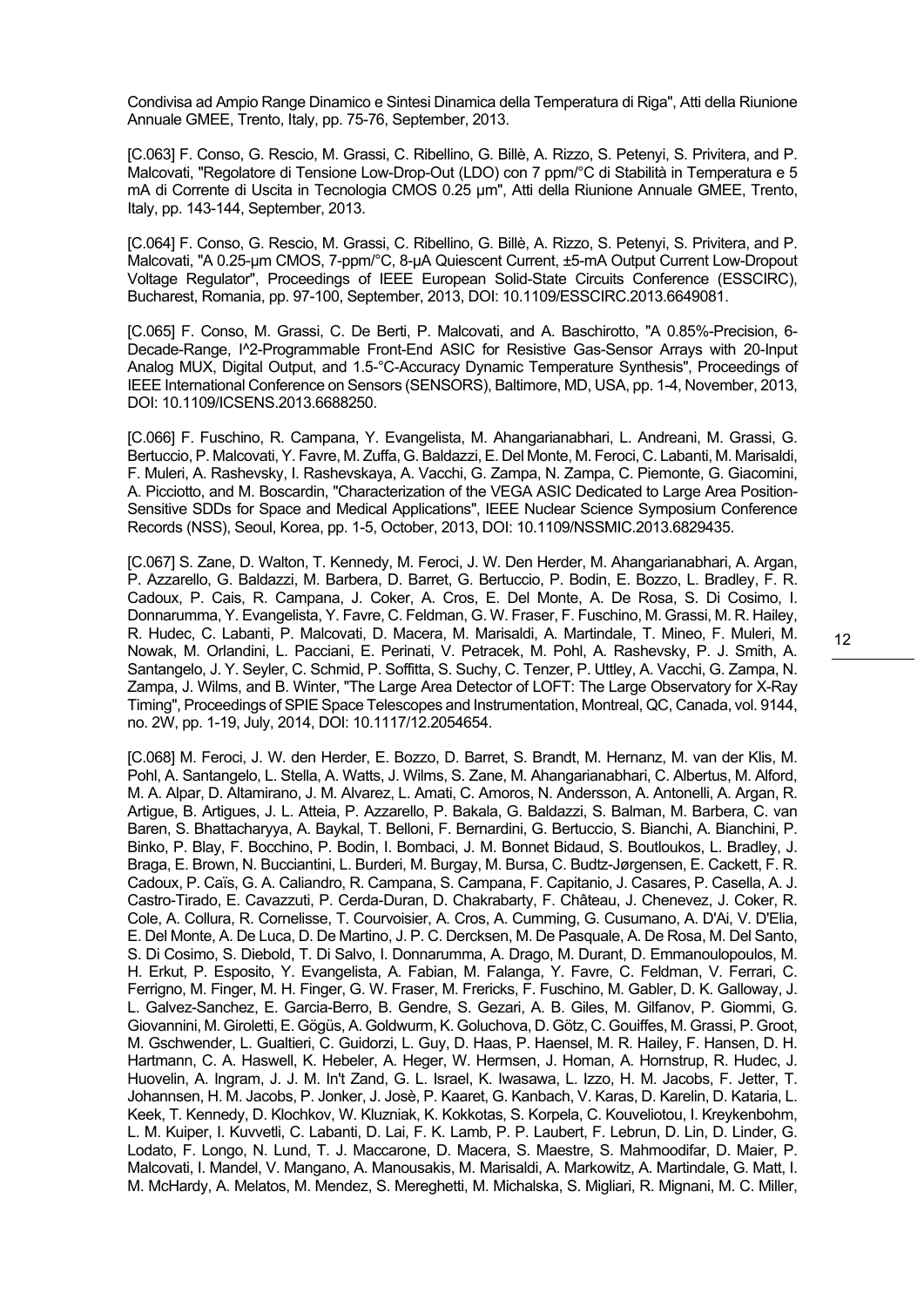Condivisa ad Ampio Range Dinamico e Sintesi Dinamica della Temperatura di Riga", Atti della Riunione Annuale GMEE, Trento, Italy, pp. 75-76, September, 2013.

[C.063] F. Conso, G. Rescio, M. Grassi, C. Ribellino, G. Billè, A. Rizzo, S. Petenyi, S. Privitera, and P. Malcovati, "Regolatore di Tensione Low-Drop-Out (LDO) con 7 ppm/°C di Stabilità in Temperatura e 5 mA di Corrente di Uscita in Tecnologia CMOS 0.25 μm", Atti della Riunione Annuale GMEE, Trento, Italy, pp. 143-144, September, 2013.

[C.064] F. Conso, G. Rescio, M. Grassi, C. Ribellino, G. Billè, A. Rizzo, S. Petenyi, S. Privitera, and P. Malcovati, "A 0.25-μm CMOS, 7-ppm/°C, 8-μA Quiescent Current, ±5-mA Output Current Low-Dropout Voltage Regulator", Proceedings of IEEE European Solid-State Circuits Conference (ESSCIRC), Bucharest, Romania, pp. 97-100, September, 2013, DOI: 10.1109/ESSCIRC.2013.6649081.

[C.065] F. Conso, M. Grassi, C. De Berti, P. Malcovati, and A. Baschirotto, "A 0.85%-Precision, 6-Decade-Range, I^2-Programmable Front-End ASIC for Resistive Gas-Sensor Arrays with 20-Input Analog MUX, Digital Output, and 1.5-°C-Accuracy Dynamic Temperature Synthesis", Proceedings of IEEE International Conference on Sensors (SENSORS), Baltimore, MD, USA, pp. 1-4, November, 2013, DOI: 10.1109/ICSENS.2013.6688250.

[C.066] F. Fuschino, R. Campana, Y. Evangelista, M. Ahangarianabhari, L. Andreani, M. Grassi, G. Bertuccio, P. Malcovati, Y. Favre, M. Zuffa, G. Baldazzi, E. Del Monte, M. Feroci, C. Labanti, M. Marisaldi, F. Muleri, A. Rashevsky, I. Rashevskaya, A. Vacchi, G. Zampa, N. Zampa, C. Piemonte, G. Giacomini, A. Picciotto, and M. Boscardin, "Characterization of the VEGA ASIC Dedicated to Large Area Position-Sensitive SDDs for Space and Medical Applications", IEEE Nuclear Science Symposium Conference Records (NSS), Seoul, Korea, pp. 1-5, October, 2013, DOI: 10.1109/NSSMIC.2013.6829435.

[C.067] S. Zane, D. Walton, T. Kennedy, M. Feroci, J. W. Den Herder, M. Ahangarianabhari, A. Argan, P. Azzarello, G. Baldazzi, M. Barbera, D. Barret, G. Bertuccio, P. Bodin, E. Bozzo, L. Bradley, F. R. Cadoux, P. Cais, R. Campana, J. Coker, A. Cros, E. Del Monte, A. De Rosa, S. Di Cosimo, I. Donnarumma, Y. Evangelista, Y. Favre, C. Feldman, G. W. Fraser, F. Fuschino, M. Grassi, M. R. Hailey, R. Hudec, C. Labanti, P. Malcovati, D. Macera, M. Marisaldi, A. Martindale, T. Mineo, F. Muleri, M. Nowak, M. Orlandini, L. Pacciani, E. Perinati, V. Petracek, M. Pohl, A. Rashevsky, P. J. Smith, A. Santangelo, J. Y. Seyler, C. Schmid, P. Soffitta, S. Suchy, C. Tenzer, P. Uttley, A. Vacchi, G. Zampa, N. Zampa, J. Wilms, and B. Winter, "The Large Area Detector of LOFT: The Large Observatory for X-Ray Timing", Proceedings of SPIE Space Telescopes and Instrumentation, Montreal, QC, Canada, vol. 9144, no. 2W, pp. 1-19, July, 2014, DOI: 10.1117/12.2054654.

[C.068] M. Feroci, J. W. den Herder, E. Bozzo, D. Barret, S. Brandt, M. Hernanz, M. van der Klis, M. Pohl, A. Santangelo, L. Stella, A. Watts, J. Wilms, S. Zane, M. Ahangarianabhari, C. Albertus, M. Alford, M. A. Alpar, D. Altamirano, J. M. Alvarez, L. Amati, C. Amoros, N. Andersson, A. Antonelli, A. Argan, R. Artigue, B. Artigues, J. L. Atteia, P. Azzarello, P. Bakala, G. Baldazzi, S. Balman, M. Barbera, C. van Baren, S. Bhattacharyya, A. Baykal, T. Belloni, F. Bernardini, G. Bertuccio, S. Bianchi, A. Bianchini, P. Binko, P. Blay, F. Bocchino, P. Bodin, I. Bombaci, J. M. Bonnet Bidaud, S. Boutloukos, L. Bradley, J. Braga, E. Brown, N. Bucciantini, L. Burderi, M. Burgay, M. Bursa, C. Budtz-Jørgensen, E. Cackett, F. R. Cadoux, P. Caïs, G. A. Caliandro, R. Campana, S. Campana, F. Capitanio, J. Casares, P. Casella, A. J. Castro-Tirado, E. Cavazzuti, P. Cerda-Duran, D. Chakrabarty, F. Château, J. Chenevez, J. Coker, R. Cole, A. Collura, R. Cornelisse, T. Courvoisier, A. Cros, A. Cumming, G. Cusumano, A. D'Aì, V. D'Elia, E. Del Monte, A. De Luca, D. De Martino, J. P. C. Dercksen, M. De Pasquale, A. De Rosa, M. Del Santo, S. Di Cosimo, S. Diebold, T. Di Salvo, I. Donnarumma, A. Drago, M. Durant, D. Emmanoulopoulos, M. H. Erkut, P. Esposito, Y. Evangelista, A. Fabian, M. Falanga, Y. Favre, C. Feldman, V. Ferrari, C. Ferrigno, M. Finger, M. H. Finger, G. W. Fraser, M. Frericks, F. Fuschino, M. Gabler, D. K. Galloway, J. L. Galvez-Sanchez, E. Garcia-Berro, B. Gendre, S. Gezari, A. B. Giles, M. Gilfanov, P. Giommi, G. Giovannini, M. Giroletti, E. Gögüs, A. Goldwurm, K. Goluchova, D. Götz, C. Gouiffes, M. Grassi, P. Groot, M. Gschwender, L. Gualtieri, C. Guidorzi, L. Guy, D. Haas, P. Haensel, M. R. Hailey, F. Hansen, D. H. Hartmann, C. A. Haswell, K. Hebeler, A. Heger, W. Hermsen, J. Homan, A. Hornstrup, R. Hudec, J. Huovelin, A. Ingram, J. J. M. In't Zand, G. L. Israel, K. Iwasawa, L. Izzo, H. M. Jacobs, F. Jetter, T. Johannsen, H. M. Jacobs, P. Jonker, J. Josè, P. Kaaret, G. Kanbach, V. Karas, D. Karelin, D. Kataria, L. Keek, T. Kennedy, D. Klochkov, W. Kluzniak, K. Kokkotas, S. Korpela, C. Kouveliotou, I. Kreykenbohm, L. M. Kuiper, I. Kuvvetli, C. Labanti, D. Lai, F. K. Lamb, P. P. Laubert, F. Lebrun, D. Lin, D. Linder, G. Lodato, F. Longo, N. Lund, T. J. Maccarone, D. Macera, S. Maestre, S. Mahmoodifar, D. Maier, P. Malcovati, I. Mandel, V. Mangano, A. Manousakis, M. Marisaldi, A. Markowitz, A. Martindale, G. Matt, I. M. McHardy, A. Melatos, M. Mendez, S. Mereghetti, M. Michalska, S. Migliari, R. Mignani, M. C. Miller,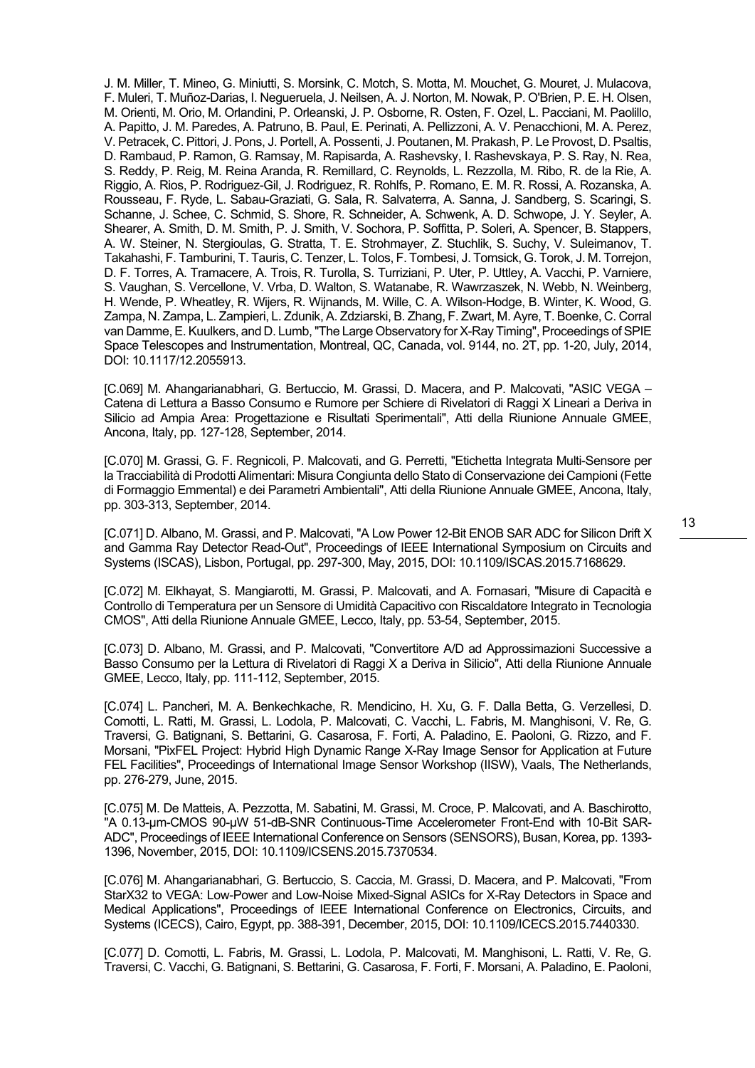J. M. Miller, T. Mineo, G. Miniutti, S. Morsink, C. Motch, S. Motta, M. Mouchet, G. Mouret, J. Mulacova, F. Muleri, T. Muñoz-Darias, I. Negueruela, J. Neilsen, A. J. Norton, M. Nowak, P. O'Brien, P. E. H. Olsen, M. Orienti, M. Orio, M. Orlandini, P. Orleanski, J. P. Osborne, R. Osten, F. Ozel, L. Pacciani, M. Paolillo, A. Papitto, J. M. Paredes, A. Patruno, B. Paul, E. Perinati, A. Pellizzoni, A. V. Penacchioni, M. A. Perez, V. Petracek, C. Pittori, J. Pons, J. Portell, A. Possenti, J. Poutanen, M. Prakash, P. Le Provost, D. Psaltis, D. Rambaud, P. Ramon, G. Ramsay, M. Rapisarda, A. Rashevsky, I. Rashevskaya, P. S. Ray, N. Rea, S. Reddy, P. Reig, M. Reina Aranda, R. Remillard, C. Reynolds, L. Rezzolla, M. Ribo, R. de la Rie, A. Riggio, A. Rios, P. Rodriguez-Gil, J. Rodriguez, R. Rohlfs, P. Romano, E. M. R. Rossi, A. Rozanska, A. Rousseau, F. Ryde, L. Sabau-Graziati, G. Sala, R. Salvaterra, A. Sanna, J. Sandberg, S. Scaringi, S. Schanne, J. Schee, C. Schmid, S. Shore, R. Schneider, A. Schwenk, A. D. Schwope, J. Y. Seyler, A. Shearer, A. Smith, D. M. Smith, P. J. Smith, V. Sochora, P. Soffitta, P. Soleri, A. Spencer, B. Stappers, A. W. Steiner, N. Stergioulas, G. Stratta, T. E. Strohmayer, Z. Stuchlik, S. Suchy, V. Suleimanov, T. Takahashi, F. Tamburini, T. Tauris, C. Tenzer, L. Tolos, F. Tombesi, J. Tomsick, G. Torok, J. M. Torrejon, D. F. Torres, A. Tramacere, A. Trois, R. Turolla, S. Turriziani, P. Uter, P. Uttley, A. Vacchi, P. Varniere, S. Vaughan, S. Vercellone, V. Vrba, D. Walton, S. Watanabe, R. Wawrzaszek, N. Webb, N. Weinberg, H. Wende, P. Wheatley, R. Wijers, R. Wijnands, M. Wille, C. A. Wilson-Hodge, B. Winter, K. Wood, G. Zampa, N. Zampa, L. Zampieri, L. Zdunik, A. Zdziarski, B. Zhang, F. Zwart, M. Ayre, T. Boenke, C. Corral van Damme, E. Kuulkers, and D. Lumb, "The Large Observatory for X-Ray Timing", Proceedings of SPIE Space Telescopes and Instrumentation, Montreal, QC, Canada, vol. 9144, no. 2T, pp. 1-20, July, 2014, DOI: 10.1117/12.2055913.

[C.069] M. Ahangarianabhari, G. Bertuccio, M. Grassi, D. Macera, and P. Malcovati, "ASIC VEGA – Catena di Lettura a Basso Consumo e Rumore per Schiere di Rivelatori di Raggi X Lineari a Deriva in Silicio ad Ampia Area: Progettazione e Risultati Sperimentali", Atti della Riunione Annuale GMEE, Ancona, Italy, pp. 127-128, September, 2014.

[C.070] M. Grassi, G. F. Regnicoli, P. Malcovati, and G. Perretti, "Etichetta Integrata Multi-Sensore per la Tracciabilità di Prodotti Alimentari: Misura Congiunta dello Stato di Conservazione dei Campioni (Fette di Formaggio Emmental) e dei Parametri Ambientali", Atti della Riunione Annuale GMEE, Ancona, Italy, pp. 303-313, September, 2014.

[C.071] D. Albano, M. Grassi, and P. Malcovati, "A Low Power 12-Bit ENOB SAR ADC for Silicon Drift X and Gamma Ray Detector Read-Out", Proceedings of IEEE International Symposium on Circuits and Systems (ISCAS), Lisbon, Portugal, pp. 297-300, May, 2015, DOI: 10.1109/ISCAS.2015.7168629.

[C.072] M. Elkhayat, S. Mangiarotti, M. Grassi, P. Malcovati, and A. Fornasari, "Misure di Capacità e Controllo di Temperatura per un Sensore di Umidità Capacitivo con Riscaldatore Integrato in Tecnologia CMOS", Atti della Riunione Annuale GMEE, Lecco, Italy, pp. 53-54, September, 2015.

[C.073] D. Albano, M. Grassi, and P. Malcovati, "Convertitore A/D ad Approssimazioni Successive a Basso Consumo per la Lettura di Rivelatori di Raggi X a Deriva in Silicio", Atti della Riunione Annuale GMEE, Lecco, Italy, pp. 111-112, September, 2015.

[C.074] L. Pancheri, M. A. Benkechkache, R. Mendicino, H. Xu, G. F. Dalla Betta, G. Verzellesi, D. Comotti, L. Ratti, M. Grassi, L. Lodola, P. Malcovati, C. Vacchi, L. Fabris, M. Manghisoni, V. Re, G. Traversi, G. Batignani, S. Bettarini, G. Casarosa, F. Forti, A. Paladino, E. Paoloni, G. Rizzo, and F. Morsani, "PixFEL Project: Hybrid High Dynamic Range X-Ray Image Sensor for Application at Future FEL Facilities", Proceedings of International Image Sensor Workshop (IISW), Vaals, The Netherlands, pp. 276-279, June, 2015.

[C.075] M. De Matteis, A. Pezzotta, M. Sabatini, M. Grassi, M. Croce, P. Malcovati, and A. Baschirotto, "A 0.13-µm-CMOS 90-µW 51-dB-SNR Continuous-Time Accelerometer Front-End with 10-Bit SAR-ADC", Proceedings of IEEE International Conference on Sensors (SENSORS), Busan, Korea, pp. 1393-1396, November, 2015, DOI: 10.1109/ICSENS.2015.7370534.

[C.076] M. Ahangarianabhari, G. Bertuccio, S. Caccia, M. Grassi, D. Macera, and P. Malcovati, "From StarX32 to VEGA: Low-Power and Low-Noise Mixed-Signal ASICs for X-Ray Detectors in Space and Medical Applications", Proceedings of IEEE International Conference on Electronics, Circuits, and Systems (ICECS), Cairo, Egypt, pp. 388-391, December, 2015, DOI: 10.1109/ICECS.2015.7440330.

[C.077] D. Comotti, L. Fabris, M. Grassi, L. Lodola, P. Malcovati, M. Manghisoni, L. Ratti, V. Re, G. Traversi, C. Vacchi, G. Batignani, S. Bettarini, G. Casarosa, F. Forti, F. Morsani, A. Paladino, E. Paoloni,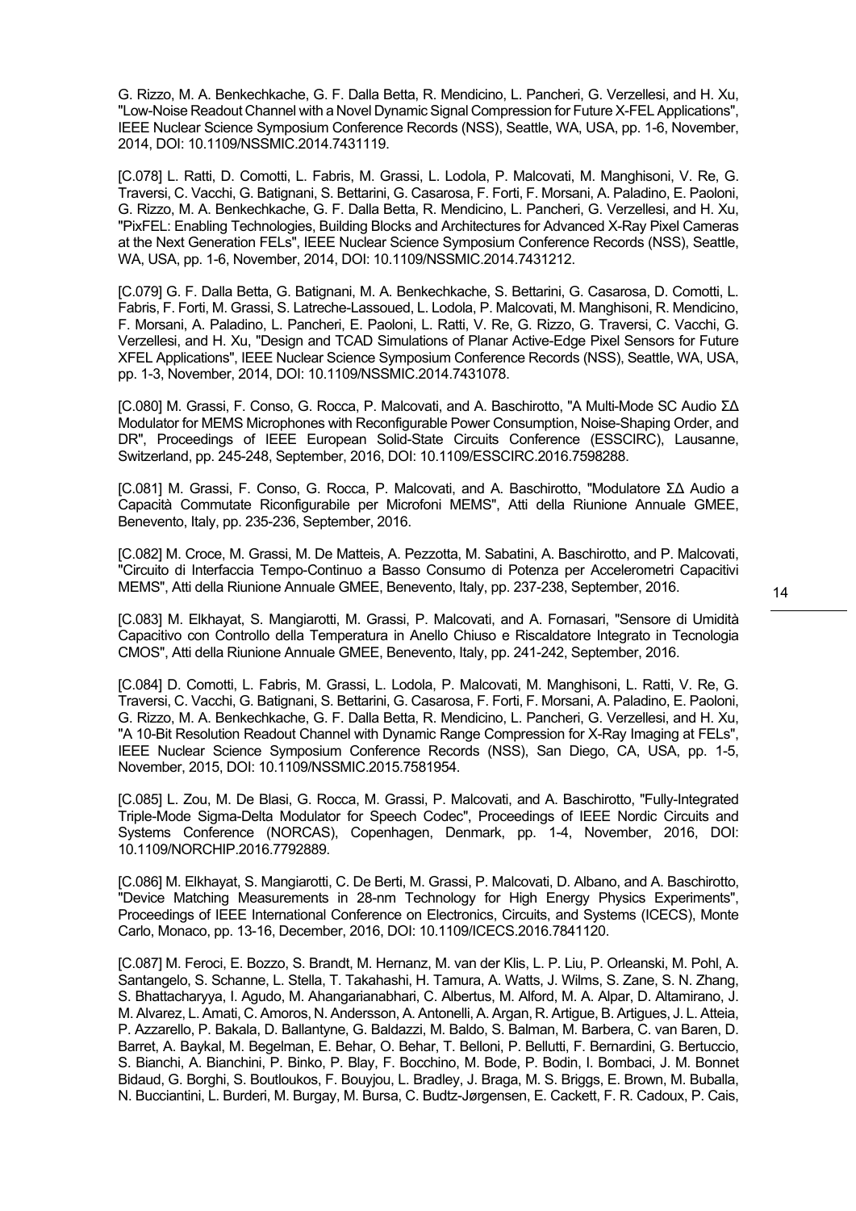G. Rizzo, M. A. Benkechkache, G. F. Dalla Betta, R. Mendicino, L. Pancheri, G. Verzellesi, and H. Xu, "Low-Noise Readout Channel with a Novel Dynamic Signal Compression for Future X-FEL Applications", IEEE Nuclear Science Symposium Conference Records (NSS), Seattle, WA, USA, pp. 1-6, November, 2014, DOI: 10.1109/NSSMIC.2014.7431119.

[C.078] L. Ratti, D. Comotti, L. Fabris, M. Grassi, L. Lodola, P. Malcovati, M. Manghisoni, V. Re, G. Traversi, C. Vacchi, G. Batignani, S. Bettarini, G. Casarosa, F. Forti, F. Morsani, A. Paladino, E. Paoloni, G. Rizzo, M. A. Benkechkache, G. F. Dalla Betta, R. Mendicino, L. Pancheri, G. Verzellesi, and H. Xu, "PixFEL: Enabling Technologies, Building Blocks and Architectures for Advanced X-Ray Pixel Cameras at the Next Generation FELs", IEEE Nuclear Science Symposium Conference Records (NSS), Seattle, WA, USA, pp. 1-6, November, 2014, DOI: 10.1109/NSSMIC.2014.7431212.

[C.079] G. F. Dalla Betta, G. Batignani, M. A. Benkechkache, S. Bettarini, G. Casarosa, D. Comotti, L. Fabris, F. Forti, M. Grassi, S. Latreche-Lassoued, L. Lodola, P. Malcovati, M. Manghisoni, R. Mendicino, F. Morsani, A. Paladino, L. Pancheri, E. Paoloni, L. Ratti, V. Re, G. Rizzo, G. Traversi, C. Vacchi, G. Verzellesi, and H. Xu, "Design and TCAD Simulations of Planar Active-Edge Pixel Sensors for Future XFEL Applications", IEEE Nuclear Science Symposium Conference Records (NSS), Seattle, WA, USA, pp. 1-3, November, 2014, DOI: 10.1109/NSSMIC.2014.7431078.

[C.080] M. Grassi, F. Conso, G. Rocca, P. Malcovati, and A. Baschirotto, "A Multi-Mode SC Audio ΣΔ Modulator for MEMS Microphones with Reconfigurable Power Consumption, Noise-Shaping Order, and DR", Proceedings of IEEE European Solid-State Circuits Conference (ESSCIRC), Lausanne, Switzerland, pp. 245-248, September, 2016, DOI: 10.1109/ESSCIRC.2016.7598288.

[C.081] M. Grassi, F. Conso, G. Rocca, P. Malcovati, and A. Baschirotto, "Modulatore ΣΔ Audio a Capacità Commutate Riconfigurabile per Microfoni MEMS", Atti della Riunione Annuale GMEE, Benevento, Italy, pp. 235-236, September, 2016.

[C.082] M. Croce, M. Grassi, M. De Matteis, A. Pezzotta, M. Sabatini, A. Baschirotto, and P. Malcovati, "Circuito di Interfaccia Tempo-Continuo a Basso Consumo di Potenza per Accelerometri Capacitivi MEMS", Atti della Riunione Annuale GMEE, Benevento, Italy, pp. 237-238, September, 2016.

[C.083] M. Elkhayat, S. Mangiarotti, M. Grassi, P. Malcovati, and A. Fornasari, "Sensore di Umidità Capacitivo con Controllo della Temperatura in Anello Chiuso e Riscaldatore Integrato in Tecnologia CMOS", Atti della Riunione Annuale GMEE, Benevento, Italy, pp. 241-242, September, 2016.

[C.084] D. Comotti, L. Fabris, M. Grassi, L. Lodola, P. Malcovati, M. Manghisoni, L. Ratti, V. Re, G. Traversi, C. Vacchi, G. Batignani, S. Bettarini, G. Casarosa, F. Forti, F. Morsani, A. Paladino, E. Paoloni, G. Rizzo, M. A. Benkechkache, G. F. Dalla Betta, R. Mendicino, L. Pancheri, G. Verzellesi, and H. Xu, "A 10-Bit Resolution Readout Channel with Dynamic Range Compression for X-Ray Imaging at FELs", IEEE Nuclear Science Symposium Conference Records (NSS), San Diego, CA, USA, pp. 1-5, November, 2015, DOI: 10.1109/NSSMIC.2015.7581954.

[C.085] L. Zou, M. De Blasi, G. Rocca, M. Grassi, P. Malcovati, and A. Baschirotto, "Fully-Integrated Triple-Mode Sigma-Delta Modulator for Speech Codec", Proceedings of IEEE Nordic Circuits and Systems Conference (NORCAS), Copenhagen, Denmark, pp. 1-4, November, 2016, DOI: 10.1109/NORCHIP.2016.7792889.

[C.086] M. Elkhayat, S. Mangiarotti, C. De Berti, M. Grassi, P. Malcovati, D. Albano, and A. Baschirotto, "Device Matching Measurements in 28-nm Technology for High Energy Physics Experiments", Proceedings of IEEE International Conference on Electronics, Circuits, and Systems (ICECS), Monte Carlo, Monaco, pp. 13-16, December, 2016, DOI: 10.1109/ICECS.2016.7841120.

[C.087] M. Feroci, E. Bozzo, S. Brandt, M. Hernanz, M. van der Klis, L. P. Liu, P. Orleanski, M. Pohl, A. Santangelo, S. Schanne, L. Stella, T. Takahashi, H. Tamura, A. Watts, J. Wilms, S. Zane, S. N. Zhang, S. Bhattacharyya, I. Agudo, M. Ahangarianabhari, C. Albertus, M. Alford, M. A. Alpar, D. Altamirano, J. M. Alvarez, L. Amati, C. Amoros, N. Andersson, A. Antonelli, A. Argan, R. Artigue, B. Artigues, J. L. Atteia, P. Azzarello, P. Bakala, D. Ballantyne, G. Baldazzi, M. Baldo, S. Balman, M. Barbera, C. van Baren, D. Barret, A. Baykal, M. Begelman, E. Behar, O. Behar, T. Belloni, P. Bellutti, F. Bernardini, G. Bertuccio, S. Bianchi, A. Bianchini, P. Binko, P. Blay, F. Bocchino, M. Bode, P. Bodin, I. Bombaci, J. M. Bonnet Bidaud, G. Borghi, S. Boutloukos, F. Bouyjou, L. Bradley, J. Braga, M. S. Briggs, E. Brown, M. Buballa, N. Bucciantini, L. Burderi, M. Burgay, M. Bursa, C. Budtz-Jørgensen, E. Cackett, F. R. Cadoux, P. Cais,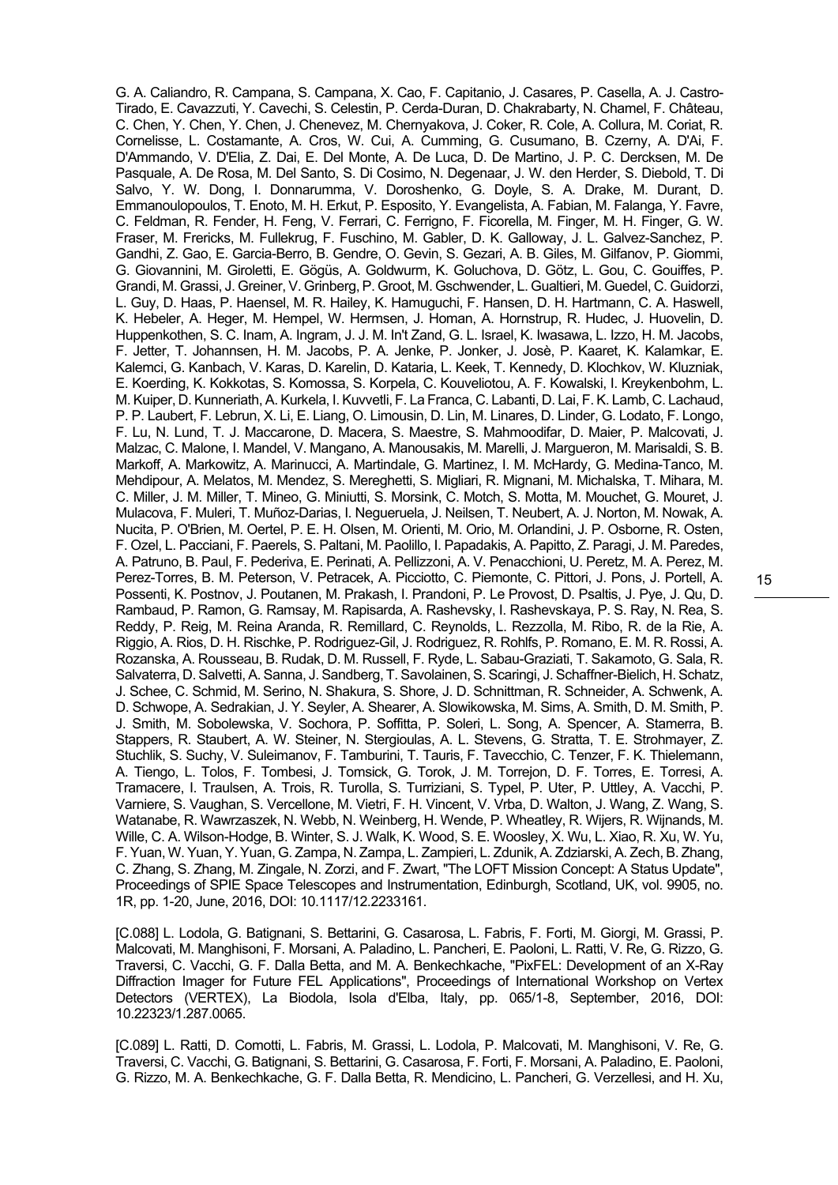G. A. Caliandro, R. Campana, S. Campana, X. Cao, F. Capitanio, J. Casares, P. Casella, A. J. Castro-Tirado, E. Cavazzuti, Y. Cavechi, S. Celestin, P. Cerda-Duran, D. Chakrabarty, N. Chamel, F. Château, C. Chen, Y. Chen, Y. Chen, J. Chenevez, M. Chernyakova, J. Coker, R. Cole, A. Collura, M. Coriat, R. Cornelisse, L. Costamante, A. Cros, W. Cui, A. Cumming, G. Cusumano, B. Czerny, A. D'Aì, F. D'Ammando, V. D'Elia, Z. Dai, E. Del Monte, A. De Luca, D. De Martino, J. P. C. Dercksen, M. De Pasquale, A. De Rosa, M. Del Santo, S. Di Cosimo, N. Degenaar, J. W. den Herder, S. Diebold, T. Di Salvo, Y. W. Dong, I. Donnarumma, V. Doroshenko, G. Doyle, S. A. Drake, M. Durant, D. Emmanoulopoulos, T. Enoto, M. H. Erkut, P. Esposito, Y. Evangelista, A. Fabian, M. Falanga, Y. Favre, C. Feldman, R. Fender, H. Feng, V. Ferrari, C. Ferrigno, F. Ficorella, M. Finger, M. H. Finger, G. W. Fraser, M. Frericks, M. Fullekrug, F. Fuschino, M. Gabler, D. K. Galloway, J. L. Galvez-Sanchez, P. Gandhi, Z. Gao, E. Garcia-Berro, B. Gendre, O. Gevin, S. Gezari, A. B. Giles, M. Gilfanov, P. Giommi, G. Giovannini, M. Giroletti, E. Gögüs, A. Goldwurm, K. Goluchova, D. Götz, L. Gou, C. Gouiffes, P. Grandi, M. Grassi, J. Greiner, V. Grinberg, P. Groot, M. Gschwender, L. Gualtieri, M. Guedel, C. Guidorzi, L. Guy, D. Haas, P. Haensel, M. R. Hailey, K. Hamuguchi, F. Hansen, D. H. Hartmann, C. A. Haswell, K. Hebeler, A. Heger, M. Hempel, W. Hermsen, J. Homan, A. Hornstrup, R. Hudec, J. Huovelin, D. Huppenkothen, S. C. Inam, A. Ingram, J. J. M. In't Zand, G. L. Israel, K. Iwasawa, L. Izzo, H. M. Jacobs, F. Jetter, T. Johannsen, H. M. Jacobs, P. A. Jenke, P. Jonker, J. Josè, P. Kaaret, K. Kalamkar, E. Kalemci, G. Kanbach, V. Karas, D. Karelin, D. Kataria, L. Keek, T. Kennedy, D. Klochkov, W. Kluzniak, E. Koerding, K. Kokkotas, S. Komossa, S. Korpela, C. Kouveliotou, A. F. Kowalski, I. Kreykenbohm, L. M. Kuiper, D. Kunneriath, A. Kurkela, I. Kuvvetli, F. La Franca, C. Labanti, D. Lai, F. K. Lamb, C. Lachaud, P. P. Laubert, F. Lebrun, X. Li, E. Liang, O. Limousin, D. Lin, M. Linares, D. Linder, G. Lodato, F. Longo, F. Lu, N. Lund, T. J. Maccarone, D. Macera, S. Maestre, S. Mahmoodifar, D. Maier, P. Malcovati, J. Malzac, C. Malone, I. Mandel, V. Mangano, A. Manousakis, M. Marelli, J. Margueron, M. Marisaldi, S. B. Markoff, A. Markowitz, A. Marinucci, A. Martindale, G. Martinez, I. M. McHardy, G. Medina-Tanco, M. Mehdipour, A. Melatos, M. Mendez, S. Mereghetti, S. Migliari, R. Mignani, M. Michalska, T. Mihara, M. C. Miller, J. M. Miller, T. Mineo, G. Miniutti, S. Morsink, C. Motch, S. Motta, M. Mouchet, G. Mouret, J. Mulacova, F. Muleri, T. Muñoz-Darias, I. Negueruela, J. Neilsen, T. Neubert, A. J. Norton, M. Nowak, A. Nucita, P. O'Brien, M. Oertel, P. E. H. Olsen, M. Orienti, M. Orio, M. Orlandini, J. P. Osborne, R. Osten, F. Ozel, L. Pacciani, F. Paerels, S. Paltani, M. Paolillo, I. Papadakis, A. Papitto, Z. Paragi, J. M. Paredes, A. Patruno, B. Paul, F. Pederiva, E. Perinati, A. Pellizzoni, A. V. Penacchioni, U. Peretz, M. A. Perez, M. Perez-Torres, B. M. Peterson, V. Petracek, A. Picciotto, C. Piemonte, C. Pittori, J. Pons, J. Portell, A. Possenti, K. Postnov, J. Poutanen, M. Prakash, I. Prandoni, P. Le Provost, D. Psaltis, J. Pye, J. Qu, D. Rambaud, P. Ramon, G. Ramsay, M. Rapisarda, A. Rashevsky, I. Rashevskaya, P. S. Ray, N. Rea, S. Reddy, P. Reig, M. Reina Aranda, R. Remillard, C. Reynolds, L. Rezzolla, M. Ribo, R. de la Rie, A. Riggio, A. Rios, D. H. Rischke, P. Rodriguez-Gil, J. Rodriguez, R. Rohlfs, P. Romano, E. M. R. Rossi, A. Rozanska, A. Rousseau, B. Rudak, D. M. Russell, F. Ryde, L. Sabau-Graziati, T. Sakamoto, G. Sala, R. Salvaterra, D. Salvetti, A. Sanna, J. Sandberg, T. Savolainen, S. Scaringi, J. Schaffner-Bielich, H. Schatz, J. Schee, C. Schmid, M. Serino, N. Shakura, S. Shore, J. D. Schnittman, R. Schneider, A. Schwenk, A. D. Schwope, A. Sedrakian, J. Y. Seyler, A. Shearer, A. Slowikowska, M. Sims, A. Smith, D. M. Smith, P. J. Smith, M. Sobolewska, V. Sochora, P. Soffitta, P. Soleri, L. Song, A. Spencer, A. Stamerra, B. Stappers, R. Staubert, A. W. Steiner, N. Stergioulas, A. L. Stevens, G. Stratta, T. E. Strohmayer, Z. Stuchlik, S. Suchy, V. Suleimanov, F. Tamburini, T. Tauris, F. Tavecchio, C. Tenzer, F. K. Thielemann, A. Tiengo, L. Tolos, F. Tombesi, J. Tomsick, G. Torok, J. M. Torrejon, D. F. Torres, E. Torresi, A. Tramacere, I. Traulsen, A. Trois, R. Turolla, S. Turriziani, S. Typel, P. Uter, P. Uttley, A. Vacchi, P. Varniere, S. Vaughan, S. Vercellone, M. Vietri, F. H. Vincent, V. Vrba, D. Walton, J. Wang, Z. Wang, S. Watanabe, R. Wawrzaszek, N. Webb, N. Weinberg, H. Wende, P. Wheatley, R. Wijers, R. Wijnands, M. Wille, C. A. Wilson-Hodge, B. Winter, S. J. Walk, K. Wood, S. E. Woosley, X. Wu, L. Xiao, R. Xu, W. Yu, F. Yuan, W. Yuan, Y. Yuan, G. Zampa, N. Zampa, L. Zampieri, L. Zdunik, A. Zdziarski, A. Zech, B. Zhang, C. Zhang, S. Zhang, M. Zingale, N. Zorzi, and F. Zwart, "The LOFT Mission Concept: A Status Update", Proceedings of SPIE Space Telescopes and Instrumentation, Edinburgh, Scotland, UK, vol. 9905, no. 1R, pp. 1-20, June, 2016, DOI: 10.1117/12.2233161.

[C.088] L. Lodola, G. Batignani, S. Bettarini, G. Casarosa, L. Fabris, F. Forti, M. Giorgi, M. Grassi, P. Malcovati, M. Manghisoni, F. Morsani, A. Paladino, L. Pancheri, E. Paoloni, L. Ratti, V. Re, G. Rizzo, G. Traversi, C. Vacchi, G. F. Dalla Betta, and M. A. Benkechkache, "PixFEL: Development of an X-Ray Diffraction Imager for Future FEL Applications", Proceedings of International Workshop on Vertex Detectors (VERTEX), La Biodola, Isola d'Elba, Italy, pp. 065/1-8, September, 2016, DOI: 10.22323/1.287.0065.

[C.089] L. Ratti, D. Comotti, L. Fabris, M. Grassi, L. Lodola, P. Malcovati, M. Manghisoni, V. Re, G. Traversi, C. Vacchi, G. Batignani, S. Bettarini, G. Casarosa, F. Forti, F. Morsani, A. Paladino, E. Paoloni, G. Rizzo, M. A. Benkechkache, G. F. Dalla Betta, R. Mendicino, L. Pancheri, G. Verzellesi, and H. Xu,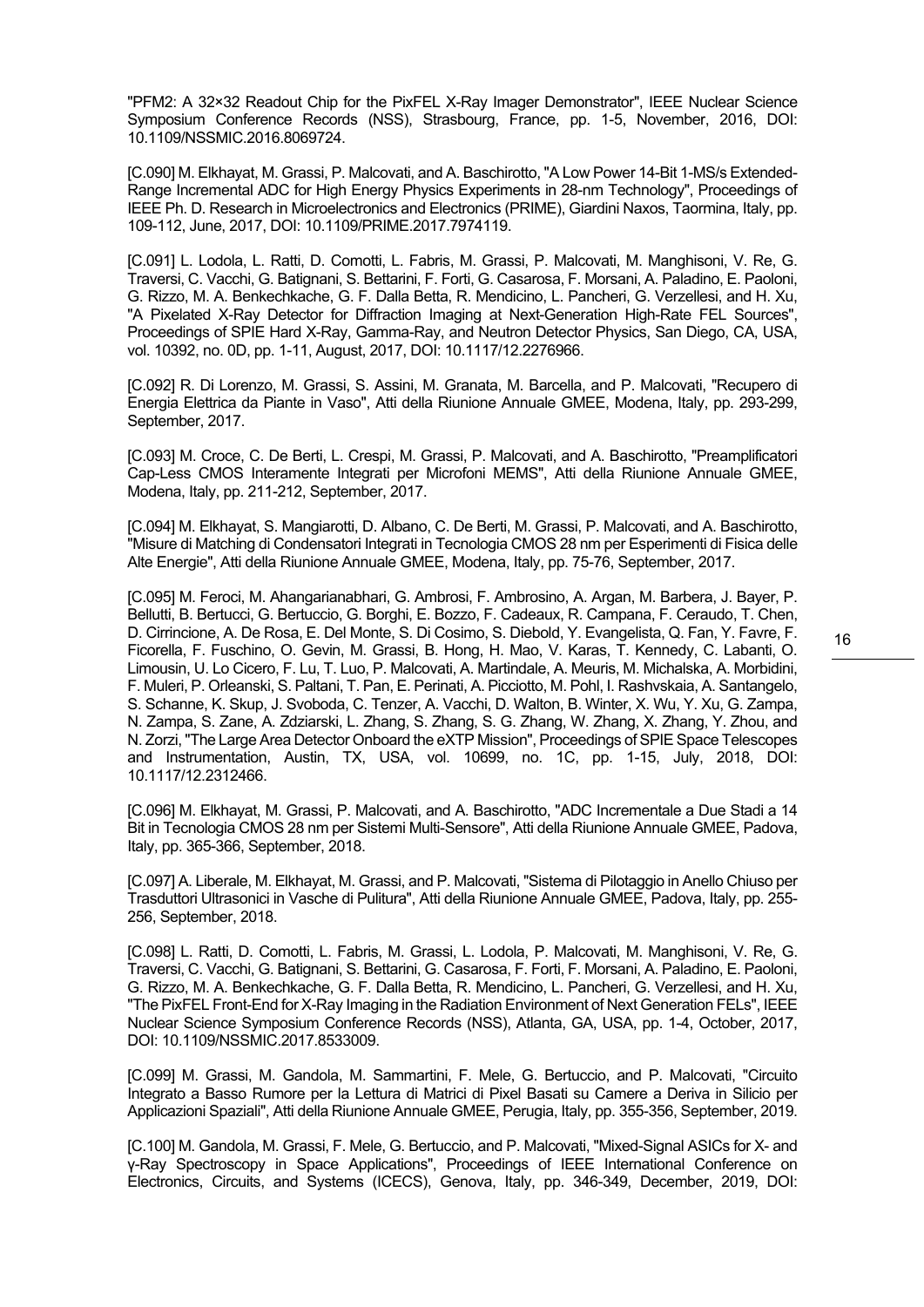"PFM2: A 32×32 Readout Chip for the PixFEL X-Ray Imager Demonstrator", IEEE Nuclear Science Symposium Conference Records (NSS), Strasbourg, France, pp. 1-5, November, 2016, DOI: 10.1109/NSSMIC.2016.8069724.

[C.090] M. Elkhayat, M. Grassi, P. Malcovati, and A. Baschirotto, "A Low Power 14-Bit 1-MS/s Extended-Range Incremental ADC for High Energy Physics Experiments in 28-nm Technology", Proceedings of IEEE Ph. D. Research in Microelectronics and Electronics (PRIME), Giardini Naxos, Taormina, Italy, pp. 109-112, June, 2017, DOI: 10.1109/PRIME.2017.7974119.

[C.091] L. Lodola, L. Ratti, D. Comotti, L. Fabris, M. Grassi, P. Malcovati, M. Manghisoni, V. Re, G. Traversi, C. Vacchi, G. Batignani, S. Bettarini, F. Forti, G. Casarosa, F. Morsani, A. Paladino, E. Paoloni, G. Rizzo, M. A. Benkechkache, G. F. Dalla Betta, R. Mendicino, L. Pancheri, G. Verzellesi, and H. Xu, "A Pixelated X-Ray Detector for Diffraction Imaging at Next-Generation High-Rate FEL Sources", Proceedings of SPIE Hard X-Ray, Gamma-Ray, and Neutron Detector Physics, San Diego, CA, USA, vol. 10392, no. 0D, pp. 1-11, August, 2017, DOI: 10.1117/12.2276966.

[C.092] R. Di Lorenzo, M. Grassi, S. Assini, M. Granata, M. Barcella, and P. Malcovati, "Recupero di Energia Elettrica da Piante in Vaso", Atti della Riunione Annuale GMEE, Modena, Italy, pp. 293-299, September, 2017.

[C.093] M. Croce, C. De Berti, L. Crespi, M. Grassi, P. Malcovati, and A. Baschirotto, "Preamplificatori Cap-Less CMOS Interamente Integrati per Microfoni MEMS", Atti della Riunione Annuale GMEE, Modena, Italy, pp. 211-212, September, 2017.

[C.094] M. Elkhayat, S. Mangiarotti, D. Albano, C. De Berti, M. Grassi, P. Malcovati, and A. Baschirotto, "Misure di Matching di Condensatori Integrati in Tecnologia CMOS 28 nm per Esperimenti di Fisica delle Alte Energie", Atti della Riunione Annuale GMEE, Modena, Italy, pp. 75-76, September, 2017.

[C.095] M. Feroci, M. Ahangarianabhari, G. Ambrosi, F. Ambrosino, A. Argan, M. Barbera, J. Bayer, P. Bellutti, B. Bertucci, G. Bertuccio, G. Borghi, E. Bozzo, F. Cadeaux, R. Campana, F. Ceraudo, T. Chen, D. Cirrincione, A. De Rosa, E. Del Monte, S. Di Cosimo, S. Diebold, Y. Evangelista, Q. Fan, Y. Favre, F. Ficorella, F. Fuschino, O. Gevin, M. Grassi, B. Hong, H. Mao, V. Karas, T. Kennedy, C. Labanti, O. Limousin, U. Lo Cicero, F. Lu, T. Luo, P. Malcovati, A. Martindale, A. Meuris, M. Michalska, A. Morbidini, F. Muleri, P. Orleanski, S. Paltani, T. Pan, E. Perinati, A. Picciotto, M. Pohl, I. Rashvskaia, A. Santangelo, S. Schanne, K. Skup, J. Svoboda, C. Tenzer, A. Vacchi, D. Walton, B. Winter, X. Wu, Y. Xu, G. Zampa, N. Zampa, S. Zane, A. Zdziarski, L. Zhang, S. Zhang, S. G. Zhang, W. Zhang, X. Zhang, Y. Zhou, and N. Zorzi, "The Large Area Detector Onboard the eXTP Mission", Proceedings of SPIE Space Telescopes and Instrumentation, Austin, TX, USA, vol. 10699, no. 1C, pp. 1-15, July, 2018, DOI: 10.1117/12.2312466.

[C.096] M. Elkhayat, M. Grassi, P. Malcovati, and A. Baschirotto, "ADC Incrementale a Due Stadi a 14 Bit in Tecnologia CMOS 28 nm per Sistemi Multi-Sensore", Atti della Riunione Annuale GMEE, Padova, Italy, pp. 365-366, September, 2018.

[C.097] A. Liberale, M. Elkhayat, M. Grassi, and P. Malcovati, "Sistema di Pilotaggio in Anello Chiuso per Trasduttori Ultrasonici in Vasche di Pulitura", Atti della Riunione Annuale GMEE, Padova, Italy, pp. 255-256, September, 2018.

[C.098] L. Ratti, D. Comotti, L. Fabris, M. Grassi, L. Lodola, P. Malcovati, M. Manghisoni, V. Re, G. Traversi, C. Vacchi, G. Batignani, S. Bettarini, G. Casarosa, F. Forti, F. Morsani, A. Paladino, E. Paoloni, G. Rizzo, M. A. Benkechkache, G. F. Dalla Betta, R. Mendicino, L. Pancheri, G. Verzellesi, and H. Xu, "The PixFEL Front-End for X-Ray Imaging in the Radiation Environment of Next Generation FELs", IEEE Nuclear Science Symposium Conference Records (NSS), Atlanta, GA, USA, pp. 1-4, October, 2017, DOI: 10.1109/NSSMIC.2017.8533009.

[C.099] M. Grassi, M. Gandola, M. Sammartini, F. Mele, G. Bertuccio, and P. Malcovati, "Circuito Integrato a Basso Rumore per la Lettura di Matrici di Pixel Basati su Camere a Deriva in Silicio per Applicazioni Spaziali", Atti della Riunione Annuale GMEE, Perugia, Italy, pp. 355-356, September, 2019.

[C.100] M. Gandola, M. Grassi, F. Mele, G. Bertuccio, and P. Malcovati, "Mixed-Signal ASICs for X- and γ-Ray Spectroscopy in Space Applications", Proceedings of IEEE International Conference on Electronics, Circuits, and Systems (ICECS), Genova, Italy, pp. 346-349, December, 2019, DOI: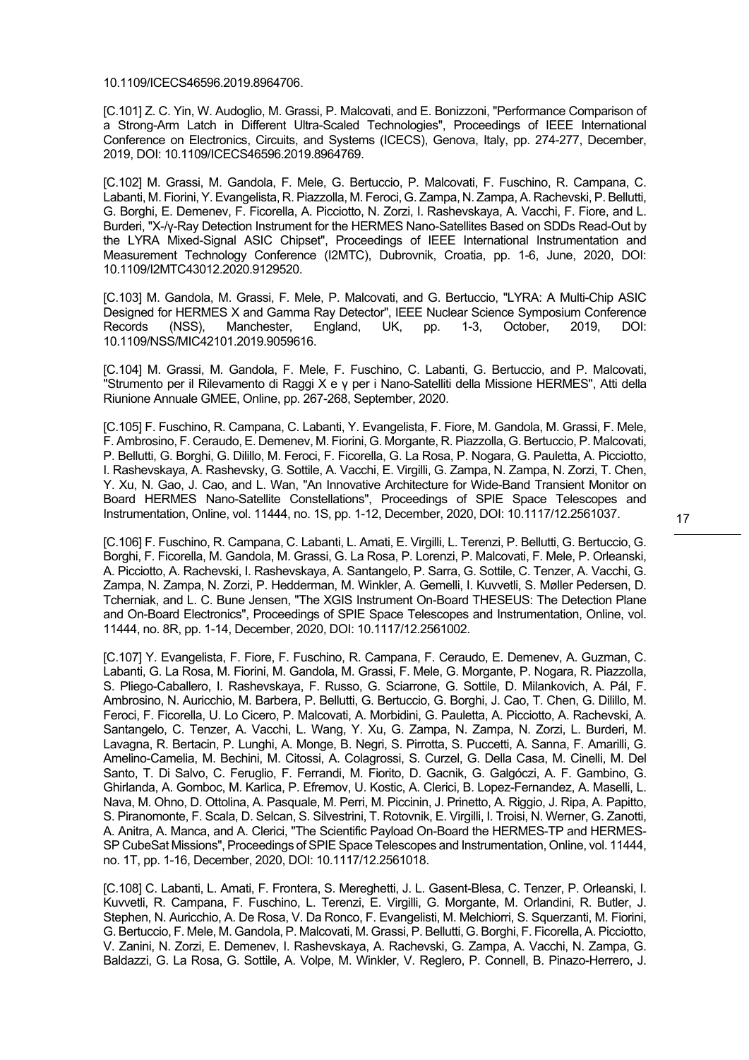10.1109/ICECS46596.2019.8964706.

[C.101] Z. C. Yin, W. Audoglio, M. Grassi, P. Malcovati, and E. Bonizzoni, "Performance Comparison of a Strong-Arm Latch in Different Ultra-Scaled Technologies", Proceedings of IEEE International Conference on Electronics, Circuits, and Systems (ICECS), Genova, Italy, pp. 274-277, December, 2019, DOI: 10.1109/ICECS46596.2019.8964769.

[C.102] M. Grassi, M. Gandola, F. Mele, G. Bertuccio, P. Malcovati, F. Fuschino, R. Campana, C. Labanti, M. Fiorini, Y. Evangelista, R. Piazzolla, M. Feroci, G. Zampa, N. Zampa, A. Rachevski, P. Bellutti, G. Borghi, E. Demenev, F. Ficorella, A. Picciotto, N. Zorzi, I. Rashevskaya, A. Vacchi, F. Fiore, and L. Burderi, "X-/γ-Ray Detection Instrument for the HERMES Nano-Satellites Based on SDDs Read-Out by the LYRA Mixed-Signal ASIC Chipset", Proceedings of IEEE International Instrumentation and Measurement Technology Conference (I2MTC), Dubrovnik, Croatia, pp. 1-6, June, 2020, DOI: 10.1109/I2MTC43012.2020.9129520.

[C.103] M. Gandola, M. Grassi, F. Mele, P. Malcovati, and G. Bertuccio, "LYRA: A Multi-Chip ASIC Designed for HERMES X and Gamma Ray Detector", IEEE Nuclear Science Symposium Conference Records (NSS), Manchester, England, UK, pp. 1-3, October, 2019, DOI: 10.1109/NSS/MIC42101.2019.9059616.

[C.104] M. Grassi, M. Gandola, F. Mele, F. Fuschino, C. Labanti, G. Bertuccio, and P. Malcovati, "Strumento per il Rilevamento di Raggi X e γ per i Nano-Satelliti della Missione HERMES", Atti della Riunione Annuale GMEE, Online, pp. 267-268, September, 2020.

[C.105] F. Fuschino, R. Campana, C. Labanti, Y. Evangelista, F. Fiore, M. Gandola, M. Grassi, F. Mele, F. Ambrosino, F. Ceraudo, E. Demenev, M. Fiorini, G. Morgante, R. Piazzolla, G. Bertuccio, P. Malcovati, P. Bellutti, G. Borghi, G. Dilillo, M. Feroci, F. Ficorella, G. La Rosa, P. Nogara, G. Pauletta, A. Picciotto, I. Rashevskaya, A. Rashevsky, G. Sottile, A. Vacchi, E. Virgilli, G. Zampa, N. Zampa, N. Zorzi, T. Chen, Y. Xu, N. Gao, J. Cao, and L. Wan, "An Innovative Architecture for Wide-Band Transient Monitor on Board HERMES Nano-Satellite Constellations", Proceedings of SPIE Space Telescopes and Instrumentation, Online, vol. 11444, no. 1S, pp. 1-12, December, 2020, DOI: 10.1117/12.2561037.

[C.106] F. Fuschino, R. Campana, C. Labanti, L. Amati, E. Virgilli, L. Terenzi, P. Bellutti, G. Bertuccio, G. Borghi, F. Ficorella, M. Gandola, M. Grassi, G. La Rosa, P. Lorenzi, P. Malcovati, F. Mele, P. Orleanski, A. Picciotto, A. Rachevski, I. Rashevskaya, A. Santangelo, P. Sarra, G. Sottile, C. Tenzer, A. Vacchi, G. Zampa, N. Zampa, N. Zorzi, P. Hedderman, M. Winkler, A. Gemelli, I. Kuvvetli, S. Møller Pedersen, D. Tcherniak, and L. C. Bune Jensen, "The XGIS Instrument On-Board THESEUS: The Detection Plane and On-Board Electronics", Proceedings of SPIE Space Telescopes and Instrumentation, Online, vol. 11444, no. 8R, pp. 1-14, December, 2020, DOI: 10.1117/12.2561002.

[C.107] Y. Evangelista, F. Fiore, F. Fuschino, R. Campana, F. Ceraudo, E. Demenev, A. Guzman, C. Labanti, G. La Rosa, M. Fiorini, M. Gandola, M. Grassi, F. Mele, G. Morgante, P. Nogara, R. Piazzolla, S. Pliego-Caballero, I. Rashevskaya, F. Russo, G. Sciarrone, G. Sottile, D. Milankovich, A. Pál, F. Ambrosino, N. Auricchio, M. Barbera, P. Bellutti, G. Bertuccio, G. Borghi, J. Cao, T. Chen, G. Dilillo, M. Feroci, F. Ficorella, U. Lo Cicero, P. Malcovati, A. Morbidini, G. Pauletta, A. Picciotto, A. Rachevski, A. Santangelo, C. Tenzer, A. Vacchi, L. Wang, Y. Xu, G. Zampa, N. Zampa, N. Zorzi, L. Burderi, M. Lavagna, R. Bertacin, P. Lunghi, A. Monge, B. Negri, S. Pirrotta, S. Puccetti, A. Sanna, F. Amarilli, G. Amelino-Camelia, M. Bechini, M. Citossi, A. Colagrossi, S. Curzel, G. Della Casa, M. Cinelli, M. Del Santo, T. Di Salvo, C. Feruglio, F. Ferrandi, M. Fiorito, D. Gacnik, G. Galgóczi, A. F. Gambino, G. Ghirlanda, A. Gomboc, M. Karlica, P. Efremov, U. Kostic, A. Clerici, B. Lopez-Fernandez, A. Maselli, L. Nava, M. Ohno, D. Ottolina, A. Pasquale, M. Perri, M. Piccinin, J. Prinetto, A. Riggio, J. Ripa, A. Papitto, S. Piranomonte, F. Scala, D. Selcan, S. Silvestrini, T. Rotovnik, E. Virgilli, I. Troisi, N. Werner, G. Zanotti, A. Anitra, A. Manca, and A. Clerici, "The Scientific Payload On-Board the HERMES-TP and HERMES-SP CubeSat Missions", Proceedings of SPIE Space Telescopes and Instrumentation, Online, vol. 11444, no. 1T, pp. 1-16, December, 2020, DOI: 10.1117/12.2561018.

[C.108] C. Labanti, L. Amati, F. Frontera, S. Mereghetti, J. L. Gasent-Blesa, C. Tenzer, P. Orleanski, I. Kuvvetli, R. Campana, F. Fuschino, L. Terenzi, E. Virgilli, G. Morgante, M. Orlandini, R. Butler, J. Stephen, N. Auricchio, A. De Rosa, V. Da Ronco, F. Evangelisti, M. Melchiorri, S. Squerzanti, M. Fiorini, G. Bertuccio, F. Mele, M. Gandola, P. Malcovati, M. Grassi, P. Bellutti, G. Borghi, F. Ficorella, A. Picciotto, V. Zanini, N. Zorzi, E. Demenev, I. Rashevskaya, A. Rachevski, G. Zampa, A. Vacchi, N. Zampa, G. Baldazzi, G. La Rosa, G. Sottile, A. Volpe, M. Winkler, V. Reglero, P. Connell, B. Pinazo-Herrero, J.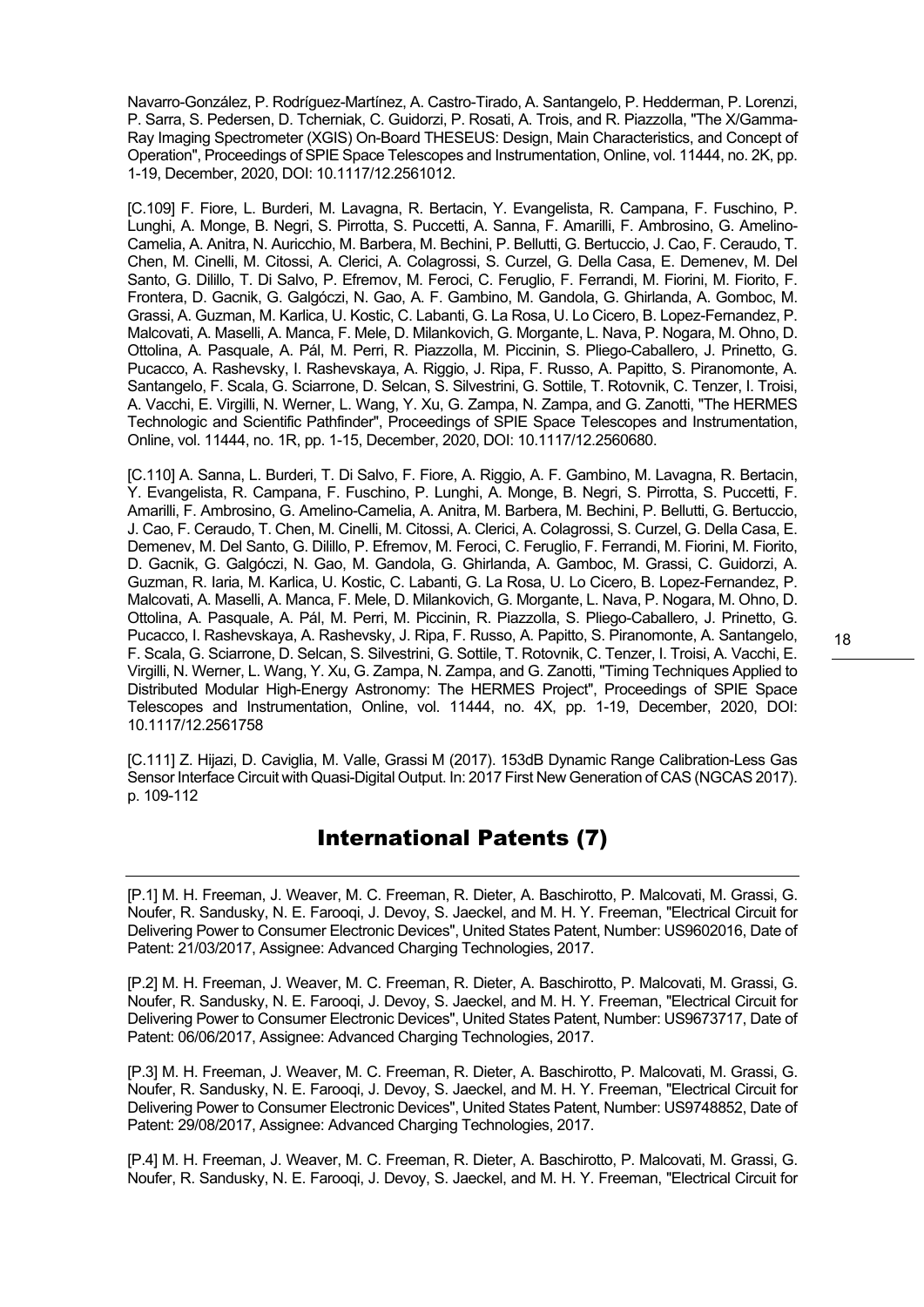Navarro-González, P. Rodríguez-Martínez, A. Castro-Tirado, A. Santangelo, P. Hedderman, P. Lorenzi, P. Sarra, S. Pedersen, D. Tcherniak, C. Guidorzi, P. Rosati, A. Trois, and R. Piazzolla, "The X/Gamma-Ray Imaging Spectrometer (XGIS) On-Board THESEUS: Design, Main Characteristics, and Concept of Operation", Proceedings of SPIE Space Telescopes and Instrumentation, Online, vol. 11444, no. 2K, pp. 1-19, December, 2020, DOI: 10.1117/12.2561012.

[C.109] F. Fiore, L. Burderi, M. Lavagna, R. Bertacin, Y. Evangelista, R. Campana, F. Fuschino, P. Lunghi, A. Monge, B. Negri, S. Pirrotta, S. Puccetti, A. Sanna, F. Amarilli, F. Ambrosino, G. Amelino-Camelia, A. Anitra, N. Auricchio, M. Barbera, M. Bechini, P. Bellutti, G. Bertuccio, J. Cao, F. Ceraudo, T. Chen, M. Cinelli, M. Citossi, A. Clerici, A. Colagrossi, S. Curzel, G. Della Casa, E. Demenev, M. Del Santo, G. Dilillo, T. Di Salvo, P. Efremov, M. Feroci, C. Feruglio, F. Ferrandi, M. Fiorini, M. Fiorito, F. Frontera, D. Gacnik, G. Galgóczi, N. Gao, A. F. Gambino, M. Gandola, G. Ghirlanda, A. Gomboc, M. Grassi, A. Guzman, M. Karlica, U. Kostic, C. Labanti, G. La Rosa, U. Lo Cicero, B. Lopez-Fernandez, P. Malcovati, A. Maselli, A. Manca, F. Mele, D. Milankovich, G. Morgante, L. Nava, P. Nogara, M. Ohno, D. Ottolina, A. Pasquale, A. Pál, M. Perri, R. Piazzolla, M. Piccinin, S. Pliego-Caballero, J. Prinetto, G. Pucacco, A. Rashevsky, I. Rashevskaya, A. Riggio, J. Ripa, F. Russo, A. Papitto, S. Piranomonte, A. Santangelo, F. Scala, G. Sciarrone, D. Selcan, S. Silvestrini, G. Sottile, T. Rotovnik, C. Tenzer, I. Troisi, A. Vacchi, E. Virgilli, N. Werner, L. Wang, Y. Xu, G. Zampa, N. Zampa, and G. Zanotti, "The HERMES Technologic and Scientific Pathfinder", Proceedings of SPIE Space Telescopes and Instrumentation, Online, vol. 11444, no. 1R, pp. 1-15, December, 2020, DOI: 10.1117/12.2560680.

[C.110] A. Sanna, L. Burderi, T. Di Salvo, F. Fiore, A. Riggio, A. F. Gambino, M. Lavagna, R. Bertacin, Y. Evangelista, R. Campana, F. Fuschino, P. Lunghi, A. Monge, B. Negri, S. Pirrotta, S. Puccetti, F. Amarilli, F. Ambrosino, G. Amelino-Camelia, A. Anitra, M. Barbera, M. Bechini, P. Bellutti, G. Bertuccio, J. Cao, F. Ceraudo, T. Chen, M. Cinelli, M. Citossi, A. Clerici, A. Colagrossi, S. Curzel, G. Della Casa, E. Demenev, M. Del Santo, G. Dilillo, P. Efremov, M. Feroci, C. Feruglio, F. Ferrandi, M. Fiorini, M. Fiorito, D. Gacnik, G. Galgóczi, N. Gao, M. Gandola, G. Ghirlanda, A. Gamboc, M. Grassi, C. Guidorzi, A. Guzman, R. Iaria, M. Karlica, U. Kostic, C. Labanti, G. La Rosa, U. Lo Cicero, B. Lopez-Fernandez, P. Malcovati, A. Maselli, A. Manca, F. Mele, D. Milankovich, G. Morgante, L. Nava, P. Nogara, M. Ohno, D. Ottolina, A. Pasquale, A. Pál, M. Perri, M. Piccinin, R. Piazzolla, S. Pliego-Caballero, J. Prinetto, G. Pucacco, I. Rashevskaya, A. Rashevsky, J. Ripa, F. Russo, A. Papitto, S. Piranomonte, A. Santangelo, F. Scala, G. Sciarrone, D. Selcan, S. Silvestrini, G. Sottile, T. Rotovnik, C. Tenzer, I. Troisi, A. Vacchi, E. Virgilli, N. Werner, L. Wang, Y. Xu, G. Zampa, N. Zampa, and G. Zanotti, "Timing Techniques Applied to Distributed Modular High-Energy Astronomy: The HERMES Project", Proceedings of SPIE Space Telescopes and Instrumentation, Online, vol. 11444, no. 4X, pp. 1-19, December, 2020, DOI: 10.1117/12.2561758

[C.111] Z. Hijazi, D. Caviglia, M. Valle, Grassi M (2017). 153dB Dynamic Range Calibration-Less Gas Sensor Interface Circuit with Quasi-Digital Output. In: 2017 First New Generation of CAS (NGCAS 2017). p. 109-112

## International Patents (7)

[P.1] M. H. Freeman, J. Weaver, M. C. Freeman, R. Dieter, A. Baschirotto, P. Malcovati, M. Grassi, G. Noufer, R. Sandusky, N. E. Farooqi, J. Devoy, S. Jaeckel, and M. H. Y. Freeman, "Electrical Circuit for Delivering Power to Consumer Electronic Devices", United States Patent, Number: US9602016, Date of Patent: 21/03/2017, Assignee: Advanced Charging Technologies, 2017.

[P.2] M. H. Freeman, J. Weaver, M. C. Freeman, R. Dieter, A. Baschirotto, P. Malcovati, M. Grassi, G. Noufer, R. Sandusky, N. E. Farooqi, J. Devoy, S. Jaeckel, and M. H. Y. Freeman, "Electrical Circuit for Delivering Power to Consumer Electronic Devices", United States Patent, Number: US9673717, Date of Patent: 06/06/2017, Assignee: Advanced Charging Technologies, 2017.

[P.3] M. H. Freeman, J. Weaver, M. C. Freeman, R. Dieter, A. Baschirotto, P. Malcovati, M. Grassi, G. Noufer, R. Sandusky, N. E. Farooqi, J. Devoy, S. Jaeckel, and M. H. Y. Freeman, "Electrical Circuit for Delivering Power to Consumer Electronic Devices", United States Patent, Number: US9748852, Date of Patent: 29/08/2017, Assignee: Advanced Charging Technologies, 2017.

[P.4] M. H. Freeman, J. Weaver, M. C. Freeman, R. Dieter, A. Baschirotto, P. Malcovati, M. Grassi, G. Noufer, R. Sandusky, N. E. Farooqi, J. Devoy, S. Jaeckel, and M. H. Y. Freeman, "Electrical Circuit for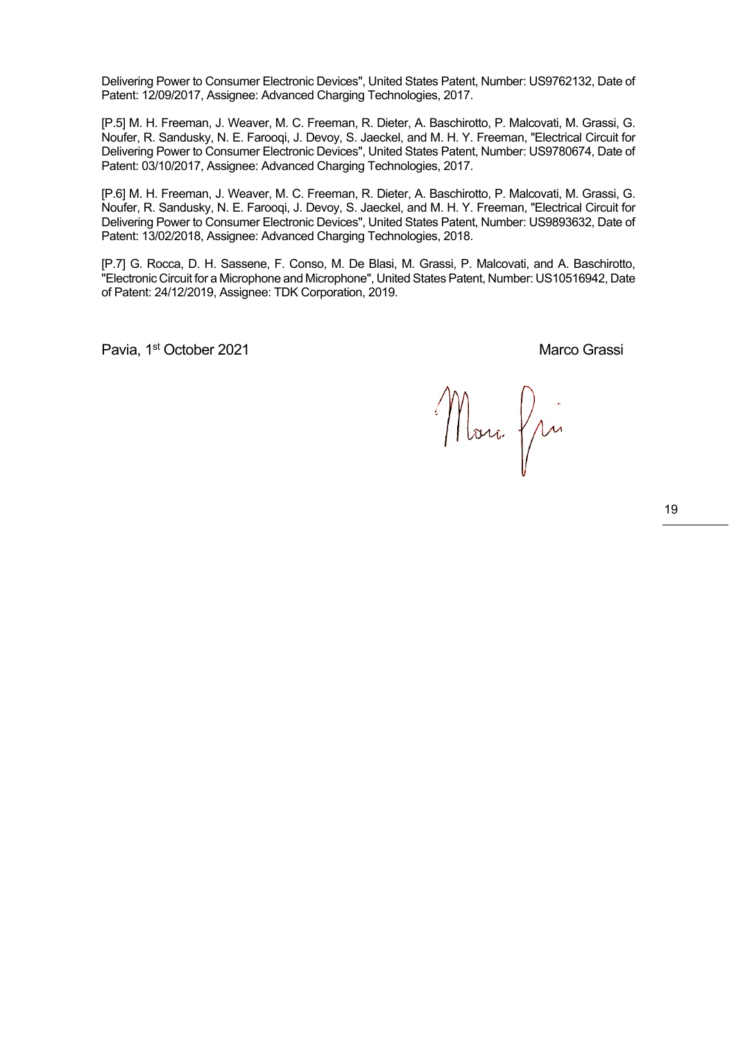Delivering Power to Consumer Electronic Devices", United States Patent, Number: US9762132, Date of Patent: 12/09/2017, Assignee: Advanced Charging Technologies, 2017.

[P.5] M. H. Freeman, J. Weaver, M. C. Freeman, R. Dieter, A. Baschirotto, P. Malcovati, M. Grassi, G. Noufer, R. Sandusky, N. E. Farooqi, J. Devoy, S. Jaeckel, and M. H. Y. Freeman, "Electrical Circuit for Delivering Power to Consumer Electronic Devices", United States Patent, Number: US9780674, Date of Patent: 03/10/2017, Assignee: Advanced Charging Technologies, 2017.

[P.6] M. H. Freeman, J. Weaver, M. C. Freeman, R. Dieter, A. Baschirotto, P. Malcovati, M. Grassi, G. Noufer, R. Sandusky, N. E. Farooqi, J. Devoy, S. Jaeckel, and M. H. Y. Freeman, "Electrical Circuit for Delivering Power to Consumer Electronic Devices", United States Patent, Number: US9893632, Date of Patent: 13/02/2018, Assignee: Advanced Charging Technologies, 2018.

[P.7] G. Rocca, D. H. Sassene, F. Conso, M. De Blasi, M. Grassi, P. Malcovati, and A. Baschirotto, "Electronic Circuit for a Microphone and Microphone", United States Patent, Number: US10516942, Date of Patent: 24/12/2019, Assignee: TDK Corporation, 2019.

Pavia, 1st October 2021

Marco Grassi